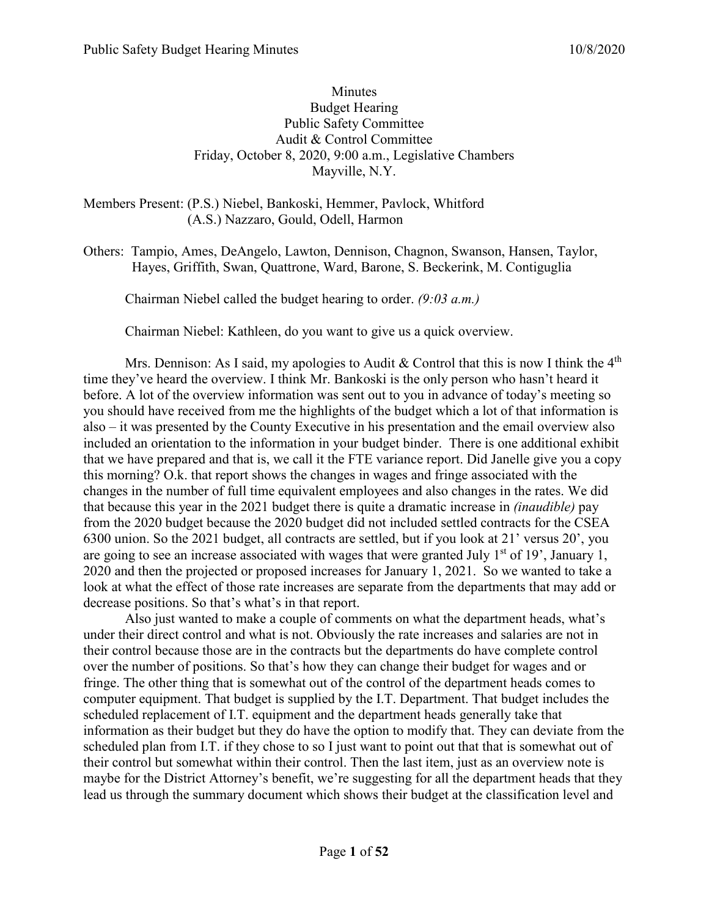Minutes
Budget Hearing
Public Safety Committee
Audit & Control Committee
Friday, October 8, 2020, 9:00 a.m., Legislative Chambers
Mayville, N.Y.

Members Present: (P.S.) Niebel, Bankoski, Hemmer, Pavlock, Whitford
(A.S.) Nazzaro, Gould, Odell, Harmon

Others: Tampio, Ames, DeAngelo, Lawton, Dennison, Chagnon, Swanson, Hansen, Taylor, Hayes, Griffith, Swan, Quattrone, Ward, Barone, S. Beckerink, M. Contiguglia

Chairman Niebel called the budget hearing to order. *(9:03 a.m.)*

Chairman Niebel: Kathleen, do you want to give us a quick overview.

Mrs. Dennison: As I said, my apologies to Audit & Control that this is now I think the 4th time they've heard the overview. I think Mr. Bankoski is the only person who hasn't heard it before. A lot of the overview information was sent out to you in advance of today's meeting so you should have received from me the highlights of the budget which a lot of that information is also – it was presented by the County Executive in his presentation and the email overview also included an orientation to the information in your budget binder. There is one additional exhibit that we have prepared and that is, we call it the FTE variance report. Did Janelle give you a copy this morning? O.k. that report shows the changes in wages and fringe associated with the changes in the number of full time equivalent employees and also changes in the rates. We did that because this year in the 2021 budget there is quite a dramatic increase in *(inaudible)* pay from the 2020 budget because the 2020 budget did not included settled contracts for the CSEA 6300 union. So the 2021 budget, all contracts are settled, but if you look at 21' versus 20', you are going to see an increase associated with wages that were granted July 1st of 19', January 1, 2020 and then the projected or proposed increases for January 1, 2021. So we wanted to take a look at what the effect of those rate increases are separate from the departments that may add or decrease positions. So that's what's in that report.

Also just wanted to make a couple of comments on what the department heads, what's under their direct control and what is not. Obviously the rate increases and salaries are not in their control because those are in the contracts but the departments do have complete control over the number of positions. So that's how they can change their budget for wages and or fringe. The other thing that is somewhat out of the control of the department heads comes to computer equipment. That budget is supplied by the I.T. Department. That budget includes the scheduled replacement of I.T. equipment and the department heads generally take that information as their budget but they do have the option to modify that. They can deviate from the scheduled plan from I.T. if they chose to so I just want to point out that that is somewhat out of their control but somewhat within their control. Then the last item, just as an overview note is maybe for the District Attorney's benefit, we're suggesting for all the department heads that they lead us through the summary document which shows their budget at the classification level and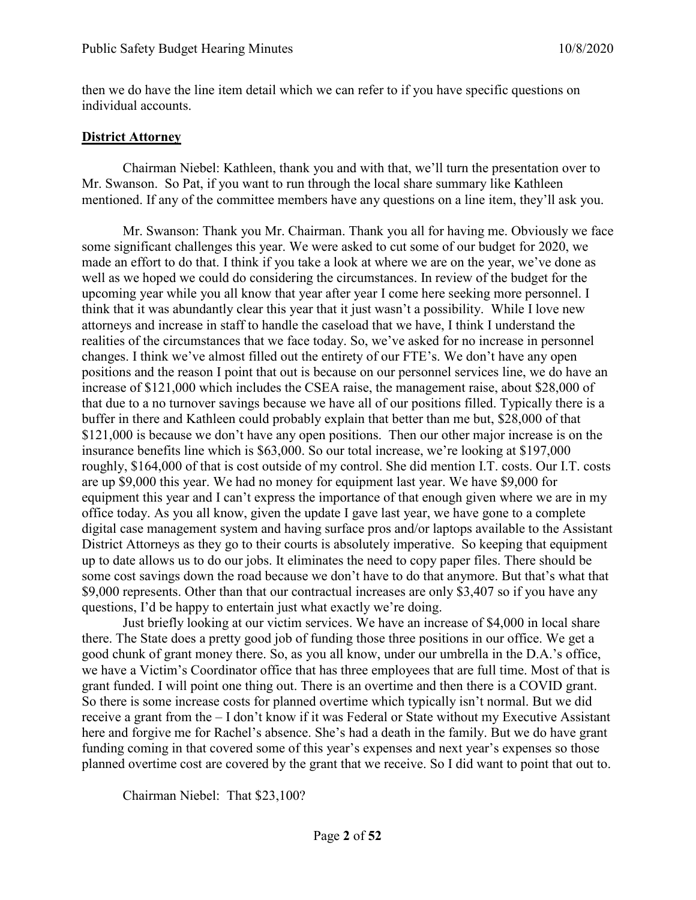then we do have the line item detail which we can refer to if you have specific questions on individual accounts.

## District Attorney

Chairman Niebel: Kathleen, thank you and with that, we'll turn the presentation over to Mr. Swanson. So Pat, if you want to run through the local share summary like Kathleen mentioned. If any of the committee members have any questions on a line item, they'll ask you.

Mr. Swanson: Thank you Mr. Chairman. Thank you all for having me. Obviously we face some significant challenges this year. We were asked to cut some of our budget for 2020, we made an effort to do that. I think if you take a look at where we are on the year, we've done as well as we hoped we could do considering the circumstances. In review of the budget for the upcoming year while you all know that year after year I come here seeking more personnel. I think that it was abundantly clear this year that it just wasn't a possibility. While I love new attorneys and increase in staff to handle the caseload that we have, I think I understand the realities of the circumstances that we face today. So, we've asked for no increase in personnel changes. I think we've almost filled out the entirety of our FTE's. We don't have any open positions and the reason I point that out is because on our personnel services line, we do have an increase of $121,000 which includes the CSEA raise, the management raise, about $28,000 of that due to a no turnover savings because we have all of our positions filled. Typically there is a buffer in there and Kathleen could probably explain that better than me but, $28,000 of that $121,000 is because we don't have any open positions. Then our other major increase is on the insurance benefits line which is $63,000. So our total increase, we're looking at $197,000 roughly, $164,000 of that is cost outside of my control. She did mention I.T. costs. Our I.T. costs are up $9,000 this year. We had no money for equipment last year. We have $9,000 for equipment this year and I can't express the importance of that enough given where we are in my office today. As you all know, given the update I gave last year, we have gone to a complete digital case management system and having surface pros and/or laptops available to the Assistant District Attorneys as they go to their courts is absolutely imperative. So keeping that equipment up to date allows us to do our jobs. It eliminates the need to copy paper files. There should be some cost savings down the road because we don't have to do that anymore. But that's what that $9,000 represents. Other than that our contractual increases are only $3,407 so if you have any questions, I'd be happy to entertain just what exactly we're doing.

Just briefly looking at our victim services. We have an increase of $4,000 in local share there. The State does a pretty good job of funding those three positions in our office. We get a good chunk of grant money there. So, as you all know, under our umbrella in the D.A.'s office, we have a Victim's Coordinator office that has three employees that are full time. Most of that is grant funded. I will point one thing out. There is an overtime and then there is a COVID grant. So there is some increase costs for planned overtime which typically isn't normal. But we did receive a grant from the – I don't know if it was Federal or State without my Executive Assistant here and forgive me for Rachel's absence. She's had a death in the family. But we do have grant funding coming in that covered some of this year's expenses and next year's expenses so those planned overtime cost are covered by the grant that we receive. So I did want to point that out to.

Chairman Niebel: That $23,100?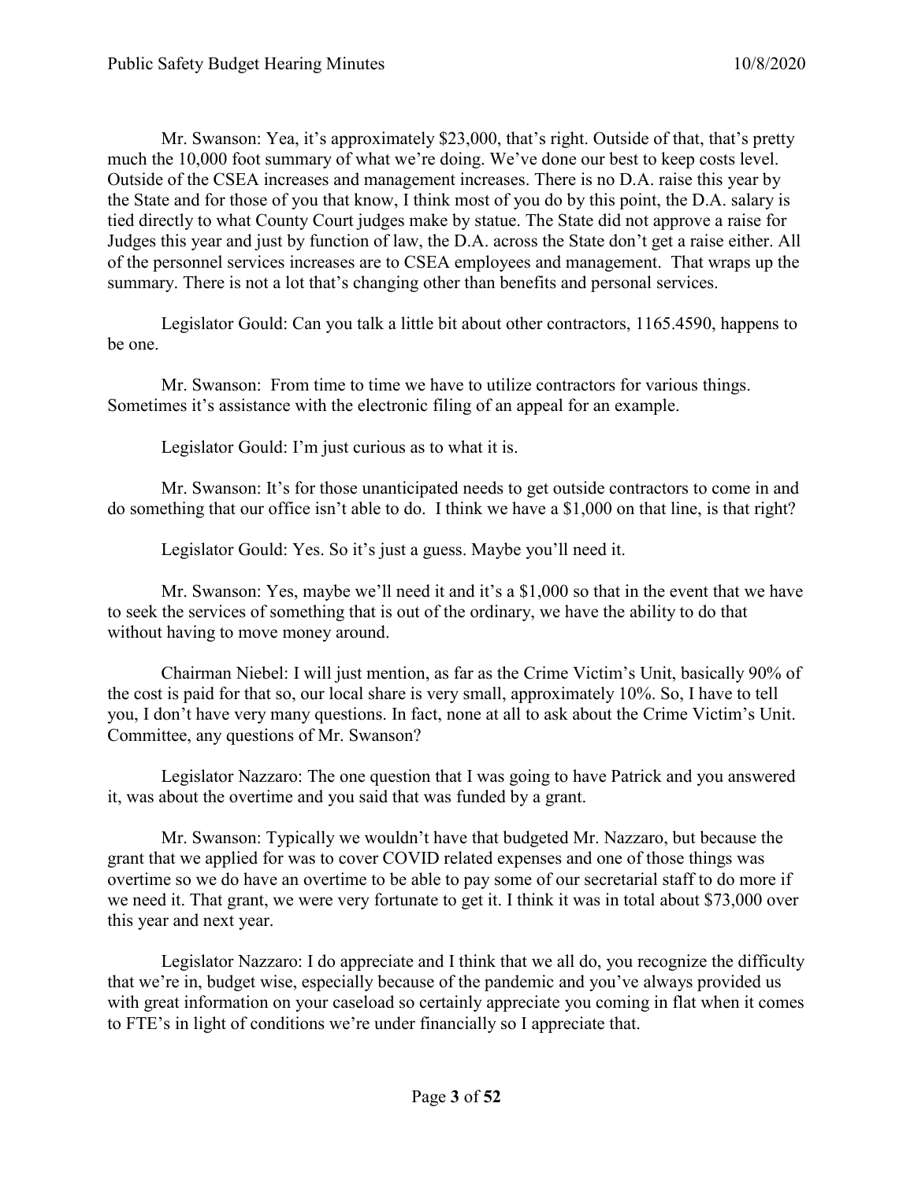Mr. Swanson: Yea, it's approximately $23,000, that's right. Outside of that, that's pretty much the 10,000 foot summary of what we're doing. We've done our best to keep costs level. Outside of the CSEA increases and management increases. There is no D.A. raise this year by the State and for those of you that know, I think most of you do by this point, the D.A. salary is tied directly to what County Court judges make by statue. The State did not approve a raise for Judges this year and just by function of law, the D.A. across the State don't get a raise either. All of the personnel services increases are to CSEA employees and management. That wraps up the summary. There is not a lot that's changing other than benefits and personal services.

Legislator Gould: Can you talk a little bit about other contractors, 1165.4590, happens to be one.

Mr. Swanson: From time to time we have to utilize contractors for various things. Sometimes it's assistance with the electronic filing of an appeal for an example.

Legislator Gould: I'm just curious as to what it is.

Mr. Swanson: It's for those unanticipated needs to get outside contractors to come in and do something that our office isn't able to do. I think we have a $1,000 on that line, is that right?

Legislator Gould: Yes. So it's just a guess. Maybe you'll need it.

Mr. Swanson: Yes, maybe we'll need it and it's a $1,000 so that in the event that we have to seek the services of something that is out of the ordinary, we have the ability to do that without having to move money around.

Chairman Niebel: I will just mention, as far as the Crime Victim's Unit, basically 90% of the cost is paid for that so, our local share is very small, approximately 10%. So, I have to tell you, I don't have very many questions. In fact, none at all to ask about the Crime Victim's Unit. Committee, any questions of Mr. Swanson?

Legislator Nazzaro: The one question that I was going to have Patrick and you answered it, was about the overtime and you said that was funded by a grant.

Mr. Swanson: Typically we wouldn't have that budgeted Mr. Nazzaro, but because the grant that we applied for was to cover COVID related expenses and one of those things was overtime so we do have an overtime to be able to pay some of our secretarial staff to do more if we need it. That grant, we were very fortunate to get it. I think it was in total about $73,000 over this year and next year.

Legislator Nazzaro: I do appreciate and I think that we all do, you recognize the difficulty that we're in, budget wise, especially because of the pandemic and you've always provided us with great information on your caseload so certainly appreciate you coming in flat when it comes to FTE's in light of conditions we're under financially so I appreciate that.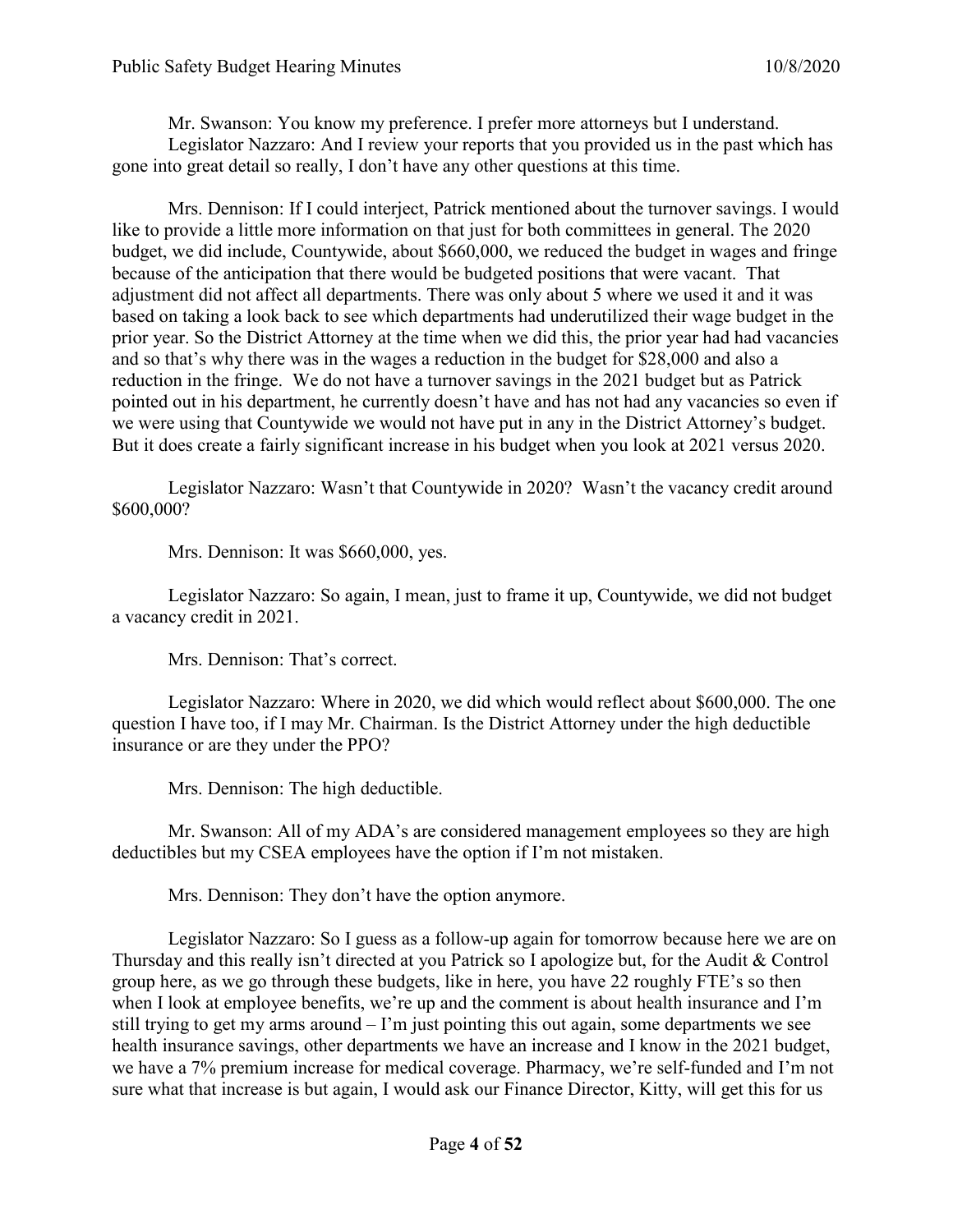Mr. Swanson: You know my preference. I prefer more attorneys but I understand.

Legislator Nazzaro: And I review your reports that you provided us in the past which has gone into great detail so really, I don't have any other questions at this time.

Mrs. Dennison: If I could interject, Patrick mentioned about the turnover savings. I would like to provide a little more information on that just for both committees in general. The 2020 budget, we did include, Countywide, about $660,000, we reduced the budget in wages and fringe because of the anticipation that there would be budgeted positions that were vacant. That adjustment did not affect all departments. There was only about 5 where we used it and it was based on taking a look back to see which departments had underutilized their wage budget in the prior year. So the District Attorney at the time when we did this, the prior year had had vacancies and so that's why there was in the wages a reduction in the budget for $28,000 and also a reduction in the fringe. We do not have a turnover savings in the 2021 budget but as Patrick pointed out in his department, he currently doesn't have and has not had any vacancies so even if we were using that Countywide we would not have put in any in the District Attorney's budget. But it does create a fairly significant increase in his budget when you look at 2021 versus 2020.

Legislator Nazzaro: Wasn't that Countywide in 2020? Wasn't the vacancy credit around $600,000?

Mrs. Dennison: It was $660,000, yes.

Legislator Nazzaro: So again, I mean, just to frame it up, Countywide, we did not budget a vacancy credit in 2021.

Mrs. Dennison: That's correct.

Legislator Nazzaro: Where in 2020, we did which would reflect about $600,000. The one question I have too, if I may Mr. Chairman. Is the District Attorney under the high deductible insurance or are they under the PPO?

Mrs. Dennison: The high deductible.

Mr. Swanson: All of my ADA's are considered management employees so they are high deductibles but my CSEA employees have the option if I'm not mistaken.

Mrs. Dennison: They don't have the option anymore.

Legislator Nazzaro: So I guess as a follow-up again for tomorrow because here we are on Thursday and this really isn't directed at you Patrick so I apologize but, for the Audit & Control group here, as we go through these budgets, like in here, you have 22 roughly FTE's so then when I look at employee benefits, we're up and the comment is about health insurance and I'm still trying to get my arms around – I'm just pointing this out again, some departments we see health insurance savings, other departments we have an increase and I know in the 2021 budget, we have a 7% premium increase for medical coverage. Pharmacy, we're self-funded and I'm not sure what that increase is but again, I would ask our Finance Director, Kitty, will get this for us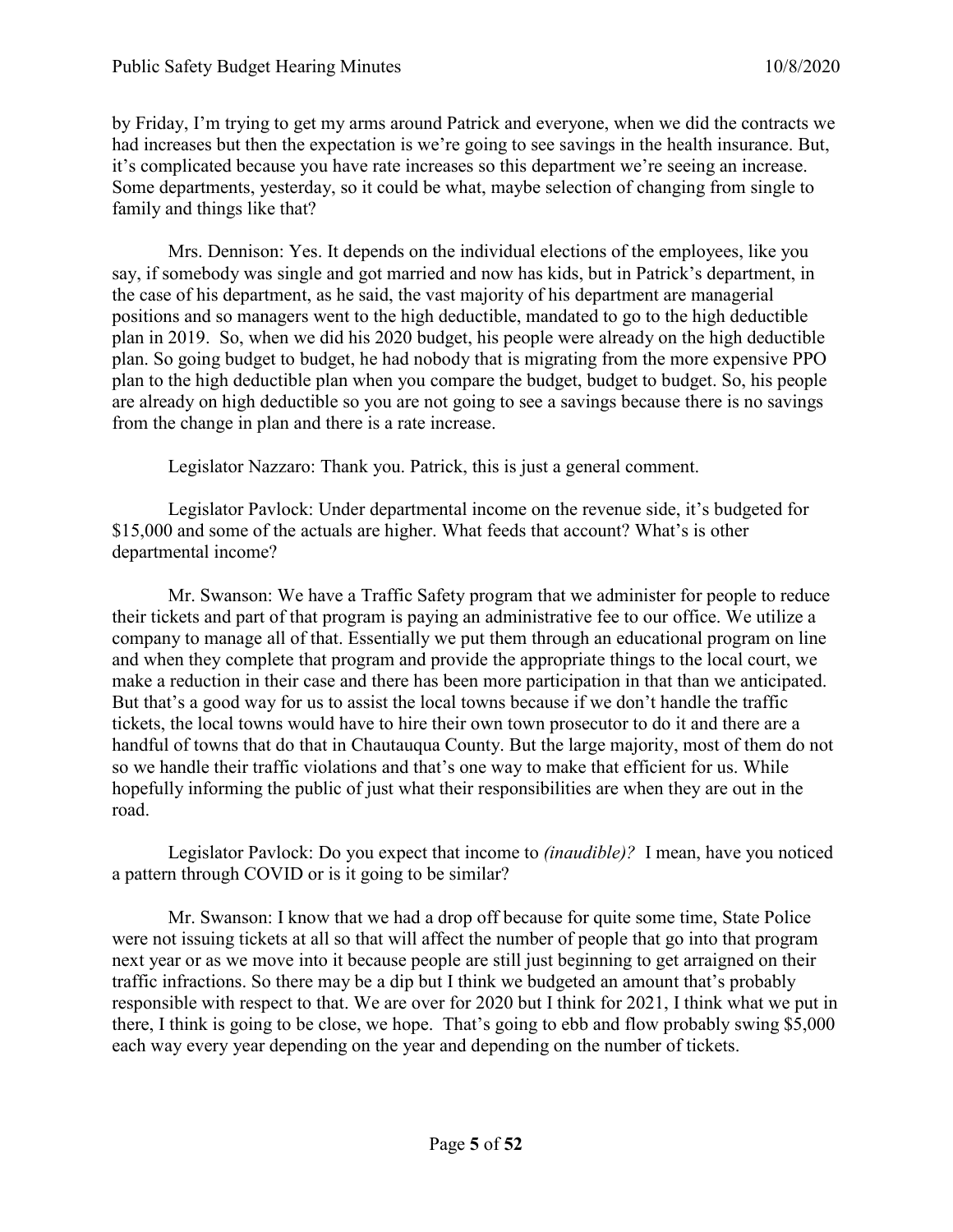by Friday, I'm trying to get my arms around Patrick and everyone, when we did the contracts we had increases but then the expectation is we're going to see savings in the health insurance. But, it's complicated because you have rate increases so this department we're seeing an increase. Some departments, yesterday, so it could be what, maybe selection of changing from single to family and things like that?

Mrs. Dennison: Yes. It depends on the individual elections of the employees, like you say, if somebody was single and got married and now has kids, but in Patrick's department, in the case of his department, as he said, the vast majority of his department are managerial positions and so managers went to the high deductible, mandated to go to the high deductible plan in 2019. So, when we did his 2020 budget, his people were already on the high deductible plan. So going budget to budget, he had nobody that is migrating from the more expensive PPO plan to the high deductible plan when you compare the budget, budget to budget. So, his people are already on high deductible so you are not going to see a savings because there is no savings from the change in plan and there is a rate increase.

Legislator Nazzaro: Thank you. Patrick, this is just a general comment.

Legislator Pavlock: Under departmental income on the revenue side, it's budgeted for $15,000 and some of the actuals are higher. What feeds that account? What's is other departmental income?

Mr. Swanson: We have a Traffic Safety program that we administer for people to reduce their tickets and part of that program is paying an administrative fee to our office. We utilize a company to manage all of that. Essentially we put them through an educational program on line and when they complete that program and provide the appropriate things to the local court, we make a reduction in their case and there has been more participation in that than we anticipated. But that's a good way for us to assist the local towns because if we don't handle the traffic tickets, the local towns would have to hire their own town prosecutor to do it and there are a handful of towns that do that in Chautauqua County. But the large majority, most of them do not so we handle their traffic violations and that's one way to make that efficient for us. While hopefully informing the public of just what their responsibilities are when they are out in the road.

Legislator Pavlock: Do you expect that income to *(inaudible)?* I mean, have you noticed a pattern through COVID or is it going to be similar?

Mr. Swanson: I know that we had a drop off because for quite some time, State Police were not issuing tickets at all so that will affect the number of people that go into that program next year or as we move into it because people are still just beginning to get arraigned on their traffic infractions. So there may be a dip but I think we budgeted an amount that's probably responsible with respect to that. We are over for 2020 but I think for 2021, I think what we put in there, I think is going to be close, we hope. That's going to ebb and flow probably swing $5,000 each way every year depending on the year and depending on the number of tickets.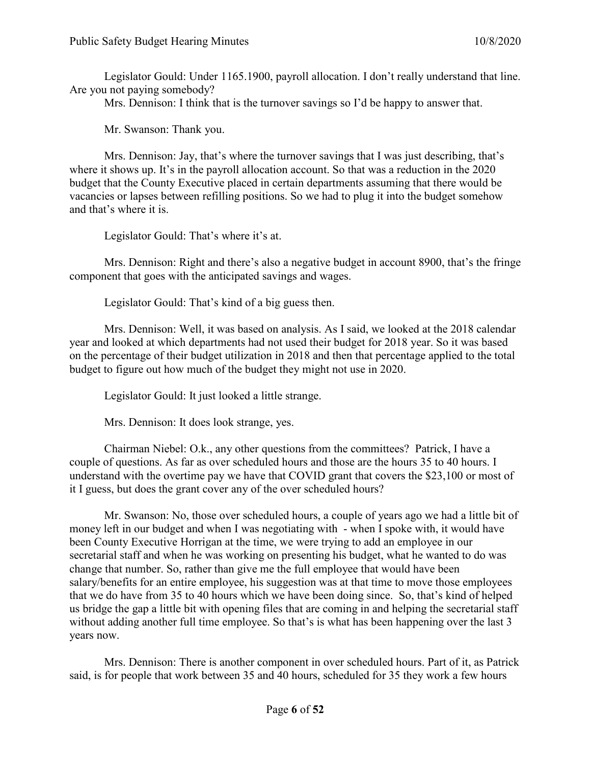Legislator Gould: Under 1165.1900, payroll allocation. I don't really understand that line. Are you not paying somebody?

Mrs. Dennison: I think that is the turnover savings so I'd be happy to answer that.

Mr. Swanson: Thank you.

Mrs. Dennison: Jay, that's where the turnover savings that I was just describing, that's where it shows up. It's in the payroll allocation account. So that was a reduction in the 2020 budget that the County Executive placed in certain departments assuming that there would be vacancies or lapses between refilling positions. So we had to plug it into the budget somehow and that's where it is.

Legislator Gould: That's where it's at.

Mrs. Dennison: Right and there's also a negative budget in account 8900, that's the fringe component that goes with the anticipated savings and wages.

Legislator Gould: That's kind of a big guess then.

Mrs. Dennison: Well, it was based on analysis. As I said, we looked at the 2018 calendar year and looked at which departments had not used their budget for 2018 year. So it was based on the percentage of their budget utilization in 2018 and then that percentage applied to the total budget to figure out how much of the budget they might not use in 2020.

Legislator Gould: It just looked a little strange.

Mrs. Dennison: It does look strange, yes.

Chairman Niebel: O.k., any other questions from the committees? Patrick, I have a couple of questions. As far as over scheduled hours and those are the hours 35 to 40 hours. I understand with the overtime pay we have that COVID grant that covers the $23,100 or most of it I guess, but does the grant cover any of the over scheduled hours?

Mr. Swanson: No, those over scheduled hours, a couple of years ago we had a little bit of money left in our budget and when I was negotiating with - when I spoke with, it would have been County Executive Horrigan at the time, we were trying to add an employee in our secretarial staff and when he was working on presenting his budget, what he wanted to do was change that number. So, rather than give me the full employee that would have been salary/benefits for an entire employee, his suggestion was at that time to move those employees that we do have from 35 to 40 hours which we have been doing since. So, that's kind of helped us bridge the gap a little bit with opening files that are coming in and helping the secretarial staff without adding another full time employee. So that's is what has been happening over the last 3 years now.

Mrs. Dennison: There is another component in over scheduled hours. Part of it, as Patrick said, is for people that work between 35 and 40 hours, scheduled for 35 they work a few hours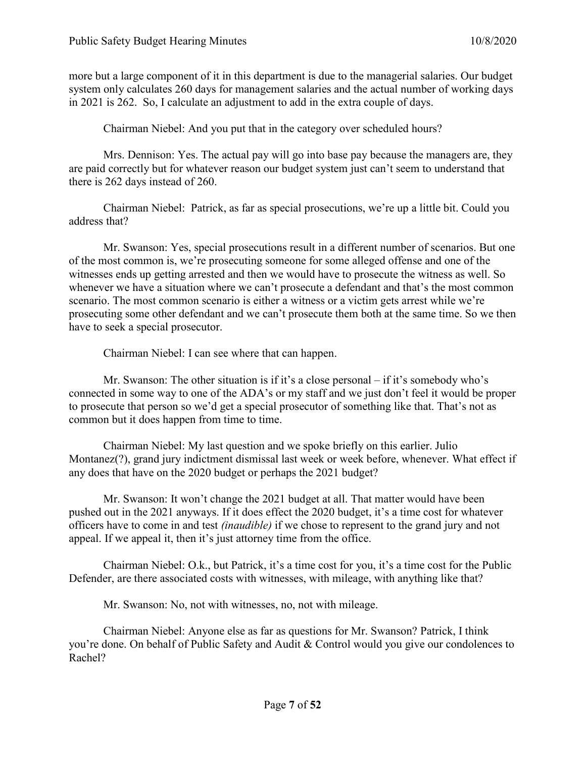more but a large component of it in this department is due to the managerial salaries. Our budget system only calculates 260 days for management salaries and the actual number of working days in 2021 is 262. So, I calculate an adjustment to add in the extra couple of days.

Chairman Niebel: And you put that in the category over scheduled hours?

Mrs. Dennison: Yes. The actual pay will go into base pay because the managers are, they are paid correctly but for whatever reason our budget system just can't seem to understand that there is 262 days instead of 260.

Chairman Niebel: Patrick, as far as special prosecutions, we're up a little bit. Could you address that?

Mr. Swanson: Yes, special prosecutions result in a different number of scenarios. But one of the most common is, we're prosecuting someone for some alleged offense and one of the witnesses ends up getting arrested and then we would have to prosecute the witness as well. So whenever we have a situation where we can't prosecute a defendant and that's the most common scenario. The most common scenario is either a witness or a victim gets arrest while we're prosecuting some other defendant and we can't prosecute them both at the same time. So we then have to seek a special prosecutor.

Chairman Niebel: I can see where that can happen.

Mr. Swanson: The other situation is if it's a close personal – if it's somebody who's connected in some way to one of the ADA's or my staff and we just don't feel it would be proper to prosecute that person so we'd get a special prosecutor of something like that. That's not as common but it does happen from time to time.

Chairman Niebel: My last question and we spoke briefly on this earlier. Julio Montanez(?), grand jury indictment dismissal last week or week before, whenever. What effect if any does that have on the 2020 budget or perhaps the 2021 budget?

Mr. Swanson: It won't change the 2021 budget at all. That matter would have been pushed out in the 2021 anyways. If it does effect the 2020 budget, it's a time cost for whatever officers have to come in and test *(inaudible)* if we chose to represent to the grand jury and not appeal. If we appeal it, then it's just attorney time from the office.

Chairman Niebel: O.k., but Patrick, it's a time cost for you, it's a time cost for the Public Defender, are there associated costs with witnesses, with mileage, with anything like that?

Mr. Swanson: No, not with witnesses, no, not with mileage.

Chairman Niebel: Anyone else as far as questions for Mr. Swanson? Patrick, I think you're done. On behalf of Public Safety and Audit & Control would you give our condolences to Rachel?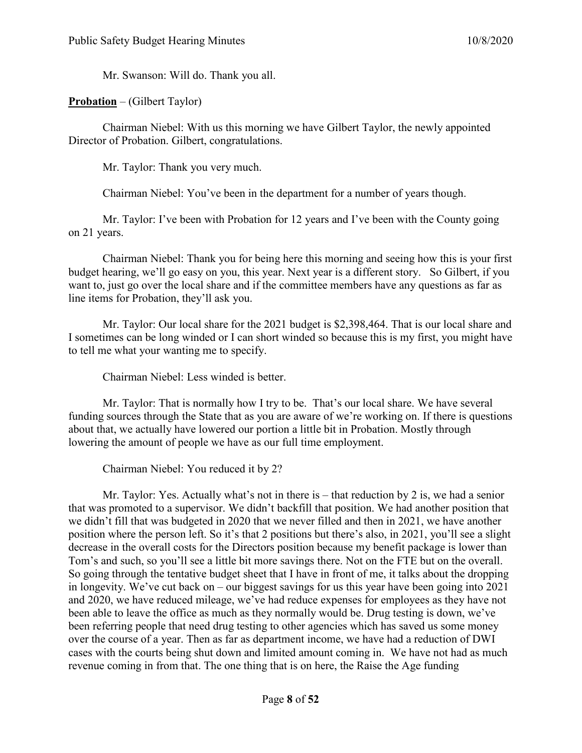Mr. Swanson: Will do. Thank you all.

**Probation** – (Gilbert Taylor)

Chairman Niebel: With us this morning we have Gilbert Taylor, the newly appointed Director of Probation. Gilbert, congratulations.

Mr. Taylor: Thank you very much.

Chairman Niebel: You've been in the department for a number of years though.

Mr. Taylor: I've been with Probation for 12 years and I've been with the County going on 21 years.

Chairman Niebel: Thank you for being here this morning and seeing how this is your first budget hearing, we'll go easy on you, this year. Next year is a different story. So Gilbert, if you want to, just go over the local share and if the committee members have any questions as far as line items for Probation, they'll ask you.

Mr. Taylor: Our local share for the 2021 budget is $2,398,464. That is our local share and I sometimes can be long winded or I can short winded so because this is my first, you might have to tell me what your wanting me to specify.

Chairman Niebel: Less winded is better.

Mr. Taylor: That is normally how I try to be. That's our local share. We have several funding sources through the State that as you are aware of we're working on. If there is questions about that, we actually have lowered our portion a little bit in Probation. Mostly through lowering the amount of people we have as our full time employment.

Chairman Niebel: You reduced it by 2?

Mr. Taylor: Yes. Actually what's not in there is – that reduction by 2 is, we had a senior that was promoted to a supervisor. We didn't backfill that position. We had another position that we didn't fill that was budgeted in 2020 that we never filled and then in 2021, we have another position where the person left. So it's that 2 positions but there's also, in 2021, you'll see a slight decrease in the overall costs for the Directors position because my benefit package is lower than Tom's and such, so you'll see a little bit more savings there. Not on the FTE but on the overall. So going through the tentative budget sheet that I have in front of me, it talks about the dropping in longevity. We've cut back on – our biggest savings for us this year have been going into 2021 and 2020, we have reduced mileage, we've had reduce expenses for employees as they have not been able to leave the office as much as they normally would be. Drug testing is down, we've been referring people that need drug testing to other agencies which has saved us some money over the course of a year. Then as far as department income, we have had a reduction of DWI cases with the courts being shut down and limited amount coming in. We have not had as much revenue coming in from that. The one thing that is on here, the Raise the Age funding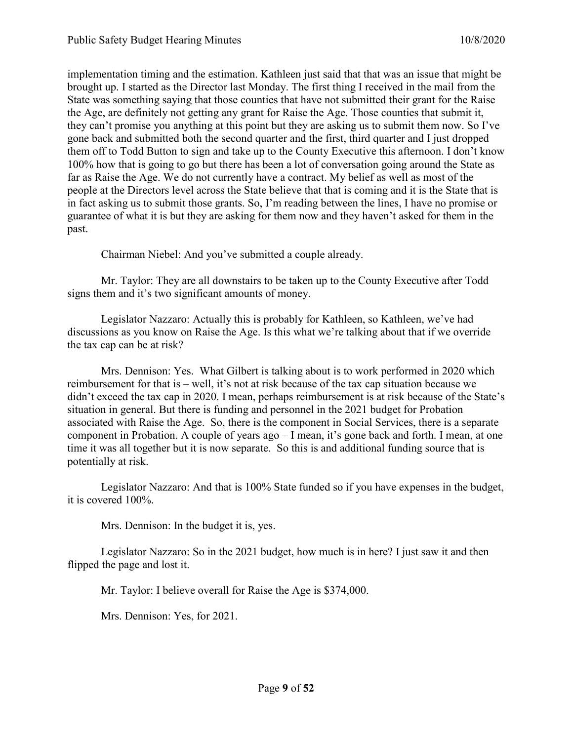implementation timing and the estimation. Kathleen just said that that was an issue that might be brought up. I started as the Director last Monday. The first thing I received in the mail from the State was something saying that those counties that have not submitted their grant for the Raise the Age, are definitely not getting any grant for Raise the Age. Those counties that submit it, they can't promise you anything at this point but they are asking us to submit them now. So I've gone back and submitted both the second quarter and the first, third quarter and I just dropped them off to Todd Button to sign and take up to the County Executive this afternoon. I don't know 100% how that is going to go but there has been a lot of conversation going around the State as far as Raise the Age. We do not currently have a contract. My belief as well as most of the people at the Directors level across the State believe that that is coming and it is the State that is in fact asking us to submit those grants. So, I'm reading between the lines, I have no promise or guarantee of what it is but they are asking for them now and they haven't asked for them in the past.

Chairman Niebel: And you've submitted a couple already.

Mr. Taylor: They are all downstairs to be taken up to the County Executive after Todd signs them and it's two significant amounts of money.

Legislator Nazzaro: Actually this is probably for Kathleen, so Kathleen, we've had discussions as you know on Raise the Age. Is this what we're talking about that if we override the tax cap can be at risk?

Mrs. Dennison: Yes. What Gilbert is talking about is to work performed in 2020 which reimbursement for that is – well, it's not at risk because of the tax cap situation because we didn't exceed the tax cap in 2020. I mean, perhaps reimbursement is at risk because of the State's situation in general. But there is funding and personnel in the 2021 budget for Probation associated with Raise the Age. So, there is the component in Social Services, there is a separate component in Probation. A couple of years ago – I mean, it's gone back and forth. I mean, at one time it was all together but it is now separate. So this is and additional funding source that is potentially at risk.

Legislator Nazzaro: And that is 100% State funded so if you have expenses in the budget, it is covered 100%.

Mrs. Dennison: In the budget it is, yes.

Legislator Nazzaro: So in the 2021 budget, how much is in here? I just saw it and then flipped the page and lost it.

Mr. Taylor: I believe overall for Raise the Age is $374,000.

Mrs. Dennison: Yes, for 2021.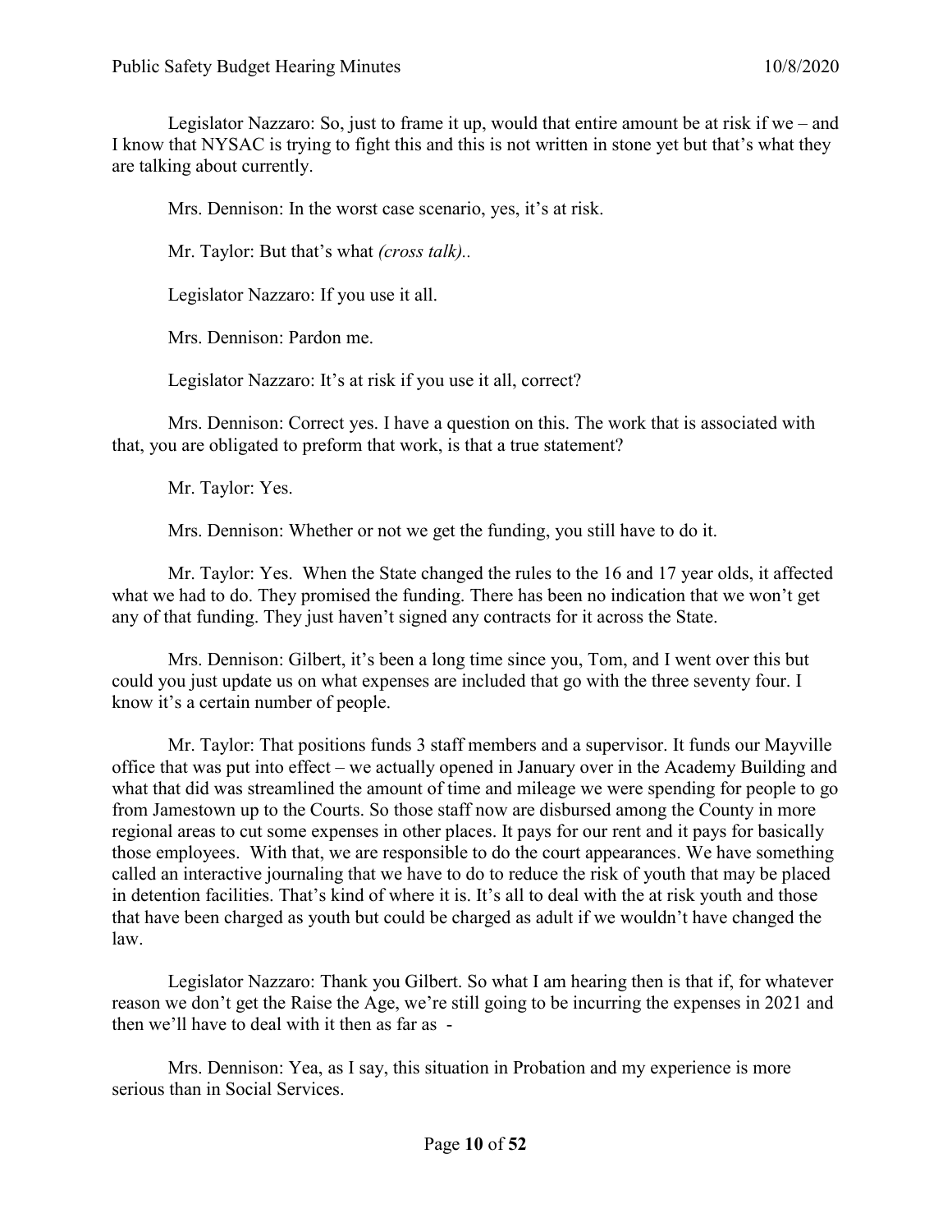Legislator Nazzaro: So, just to frame it up, would that entire amount be at risk if we – and I know that NYSAC is trying to fight this and this is not written in stone yet but that's what they are talking about currently.

Mrs. Dennison: In the worst case scenario, yes, it's at risk.

Mr. Taylor: But that's what *(cross talk)..*

Legislator Nazzaro: If you use it all.

Mrs. Dennison: Pardon me.

Legislator Nazzaro: It's at risk if you use it all, correct?

Mrs. Dennison: Correct yes. I have a question on this. The work that is associated with that, you are obligated to preform that work, is that a true statement?

Mr. Taylor: Yes.

Mrs. Dennison: Whether or not we get the funding, you still have to do it.

Mr. Taylor: Yes. When the State changed the rules to the 16 and 17 year olds, it affected what we had to do. They promised the funding. There has been no indication that we won't get any of that funding. They just haven't signed any contracts for it across the State.

Mrs. Dennison: Gilbert, it's been a long time since you, Tom, and I went over this but could you just update us on what expenses are included that go with the three seventy four. I know it's a certain number of people.

Mr. Taylor: That positions funds 3 staff members and a supervisor. It funds our Mayville office that was put into effect – we actually opened in January over in the Academy Building and what that did was streamlined the amount of time and mileage we were spending for people to go from Jamestown up to the Courts. So those staff now are disbursed among the County in more regional areas to cut some expenses in other places. It pays for our rent and it pays for basically those employees. With that, we are responsible to do the court appearances. We have something called an interactive journaling that we have to do to reduce the risk of youth that may be placed in detention facilities. That's kind of where it is. It's all to deal with the at risk youth and those that have been charged as youth but could be charged as adult if we wouldn't have changed the law.

Legislator Nazzaro: Thank you Gilbert. So what I am hearing then is that if, for whatever reason we don't get the Raise the Age, we're still going to be incurring the expenses in 2021 and then we'll have to deal with it then as far as -

Mrs. Dennison: Yea, as I say, this situation in Probation and my experience is more serious than in Social Services.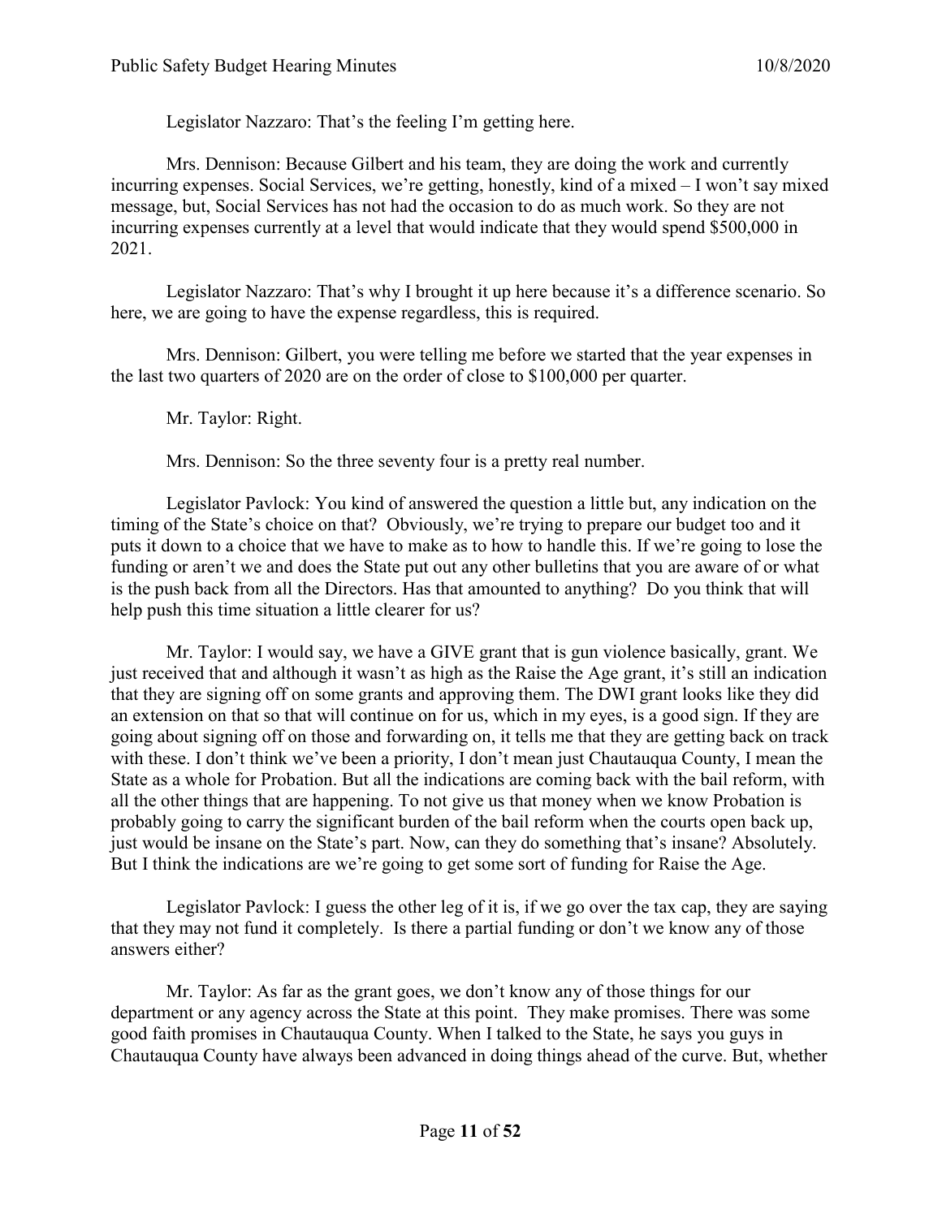Legislator Nazzaro: That's the feeling I'm getting here.

Mrs. Dennison: Because Gilbert and his team, they are doing the work and currently incurring expenses. Social Services, we're getting, honestly, kind of a mixed – I won't say mixed message, but, Social Services has not had the occasion to do as much work. So they are not incurring expenses currently at a level that would indicate that they would spend $500,000 in 2021.

Legislator Nazzaro: That's why I brought it up here because it's a difference scenario. So here, we are going to have the expense regardless, this is required.

Mrs. Dennison: Gilbert, you were telling me before we started that the year expenses in the last two quarters of 2020 are on the order of close to $100,000 per quarter.

Mr. Taylor: Right.

Mrs. Dennison: So the three seventy four is a pretty real number.

Legislator Pavlock: You kind of answered the question a little but, any indication on the timing of the State's choice on that? Obviously, we're trying to prepare our budget too and it puts it down to a choice that we have to make as to how to handle this. If we're going to lose the funding or aren't we and does the State put out any other bulletins that you are aware of or what is the push back from all the Directors. Has that amounted to anything? Do you think that will help push this time situation a little clearer for us?

Mr. Taylor: I would say, we have a GIVE grant that is gun violence basically, grant. We just received that and although it wasn't as high as the Raise the Age grant, it's still an indication that they are signing off on some grants and approving them. The DWI grant looks like they did an extension on that so that will continue on for us, which in my eyes, is a good sign. If they are going about signing off on those and forwarding on, it tells me that they are getting back on track with these. I don't think we've been a priority, I don't mean just Chautauqua County, I mean the State as a whole for Probation. But all the indications are coming back with the bail reform, with all the other things that are happening. To not give us that money when we know Probation is probably going to carry the significant burden of the bail reform when the courts open back up, just would be insane on the State's part. Now, can they do something that's insane? Absolutely. But I think the indications are we're going to get some sort of funding for Raise the Age.

Legislator Pavlock: I guess the other leg of it is, if we go over the tax cap, they are saying that they may not fund it completely. Is there a partial funding or don't we know any of those answers either?

Mr. Taylor: As far as the grant goes, we don't know any of those things for our department or any agency across the State at this point. They make promises. There was some good faith promises in Chautauqua County. When I talked to the State, he says you guys in Chautauqua County have always been advanced in doing things ahead of the curve. But, whether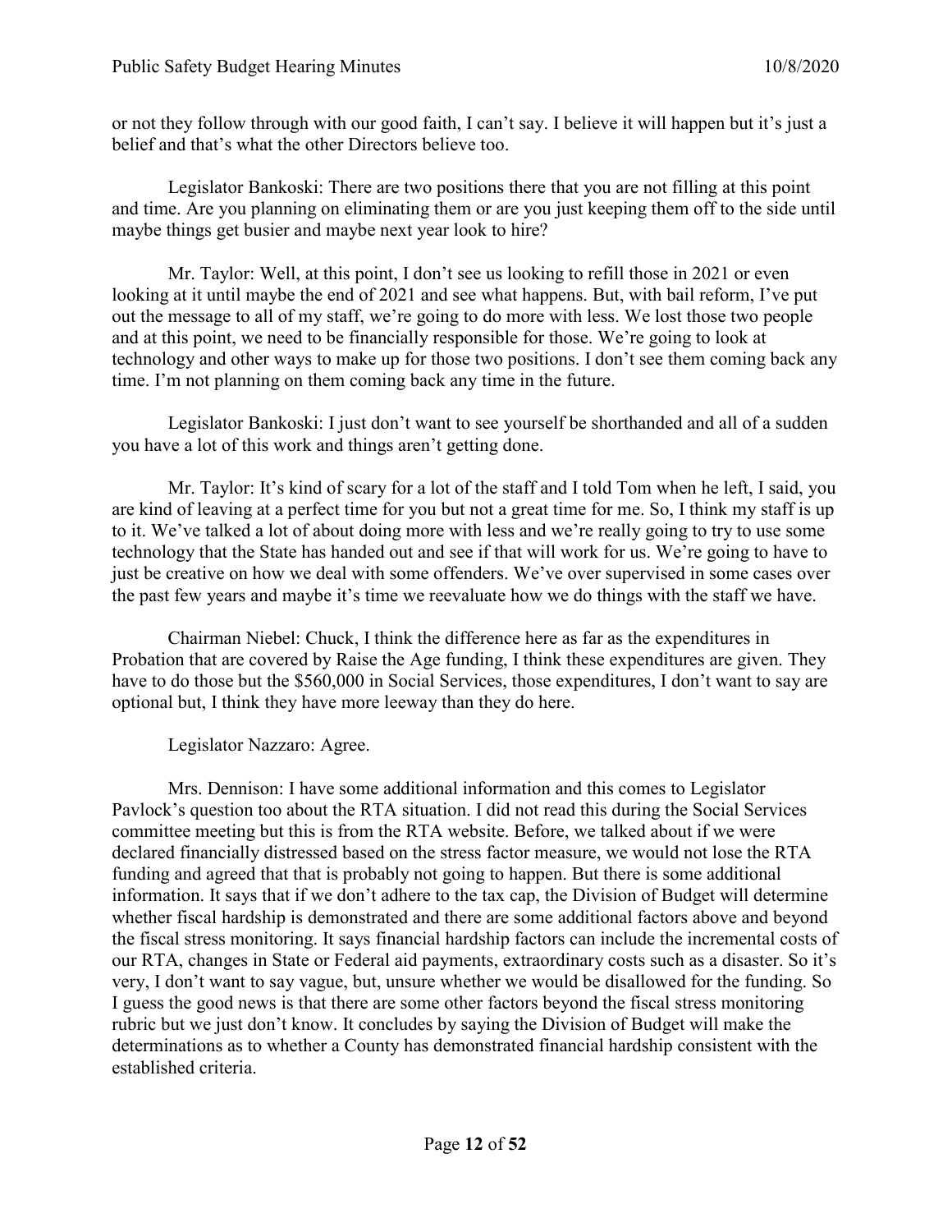or not they follow through with our good faith, I can't say. I believe it will happen but it's just a belief and that's what the other Directors believe too.

Legislator Bankoski: There are two positions there that you are not filling at this point and time. Are you planning on eliminating them or are you just keeping them off to the side until maybe things get busier and maybe next year look to hire?

Mr. Taylor: Well, at this point, I don't see us looking to refill those in 2021 or even looking at it until maybe the end of 2021 and see what happens. But, with bail reform, I've put out the message to all of my staff, we're going to do more with less. We lost those two people and at this point, we need to be financially responsible for those. We're going to look at technology and other ways to make up for those two positions. I don't see them coming back any time. I'm not planning on them coming back any time in the future.

Legislator Bankoski: I just don't want to see yourself be shorthanded and all of a sudden you have a lot of this work and things aren't getting done.

Mr. Taylor: It's kind of scary for a lot of the staff and I told Tom when he left, I said, you are kind of leaving at a perfect time for you but not a great time for me. So, I think my staff is up to it. We've talked a lot of about doing more with less and we're really going to try to use some technology that the State has handed out and see if that will work for us. We're going to have to just be creative on how we deal with some offenders. We've over supervised in some cases over the past few years and maybe it's time we reevaluate how we do things with the staff we have.

Chairman Niebel: Chuck, I think the difference here as far as the expenditures in Probation that are covered by Raise the Age funding, I think these expenditures are given. They have to do those but the $560,000 in Social Services, those expenditures, I don't want to say are optional but, I think they have more leeway than they do here.

Legislator Nazzaro: Agree.

Mrs. Dennison: I have some additional information and this comes to Legislator Pavlock's question too about the RTA situation. I did not read this during the Social Services committee meeting but this is from the RTA website. Before, we talked about if we were declared financially distressed based on the stress factor measure, we would not lose the RTA funding and agreed that that is probably not going to happen. But there is some additional information. It says that if we don't adhere to the tax cap, the Division of Budget will determine whether fiscal hardship is demonstrated and there are some additional factors above and beyond the fiscal stress monitoring. It says financial hardship factors can include the incremental costs of our RTA, changes in State or Federal aid payments, extraordinary costs such as a disaster. So it's very, I don't want to say vague, but, unsure whether we would be disallowed for the funding. So I guess the good news is that there are some other factors beyond the fiscal stress monitoring rubric but we just don't know. It concludes by saying the Division of Budget will make the determinations as to whether a County has demonstrated financial hardship consistent with the established criteria.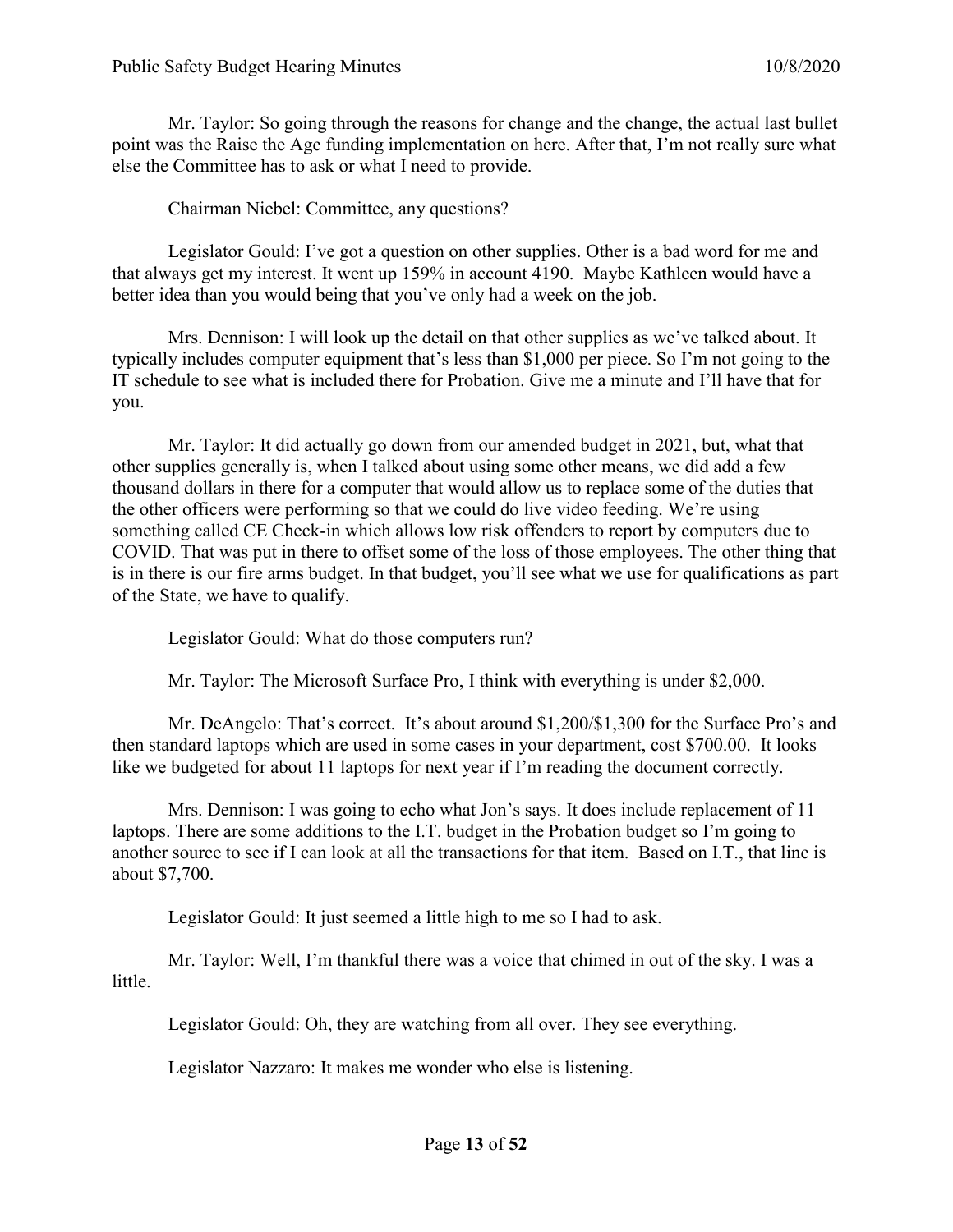Mr. Taylor: So going through the reasons for change and the change, the actual last bullet point was the Raise the Age funding implementation on here. After that, I'm not really sure what else the Committee has to ask or what I need to provide.

Chairman Niebel: Committee, any questions?

Legislator Gould: I've got a question on other supplies. Other is a bad word for me and that always get my interest. It went up 159% in account 4190. Maybe Kathleen would have a better idea than you would being that you've only had a week on the job.

Mrs. Dennison: I will look up the detail on that other supplies as we've talked about. It typically includes computer equipment that's less than $1,000 per piece. So I'm not going to the IT schedule to see what is included there for Probation. Give me a minute and I'll have that for you.

Mr. Taylor: It did actually go down from our amended budget in 2021, but, what that other supplies generally is, when I talked about using some other means, we did add a few thousand dollars in there for a computer that would allow us to replace some of the duties that the other officers were performing so that we could do live video feeding. We're using something called CE Check-in which allows low risk offenders to report by computers due to COVID. That was put in there to offset some of the loss of those employees. The other thing that is in there is our fire arms budget. In that budget, you'll see what we use for qualifications as part of the State, we have to qualify.

Legislator Gould: What do those computers run?

Mr. Taylor: The Microsoft Surface Pro, I think with everything is under $2,000.

Mr. DeAngelo: That's correct. It's about around $1,200/$1,300 for the Surface Pro's and then standard laptops which are used in some cases in your department, cost $700.00. It looks like we budgeted for about 11 laptops for next year if I'm reading the document correctly.

Mrs. Dennison: I was going to echo what Jon's says. It does include replacement of 11 laptops. There are some additions to the I.T. budget in the Probation budget so I'm going to another source to see if I can look at all the transactions for that item. Based on I.T., that line is about $7,700.

Legislator Gould: It just seemed a little high to me so I had to ask.

Mr. Taylor: Well, I'm thankful there was a voice that chimed in out of the sky. I was a little.

Legislator Gould: Oh, they are watching from all over. They see everything.

Legislator Nazzaro: It makes me wonder who else is listening.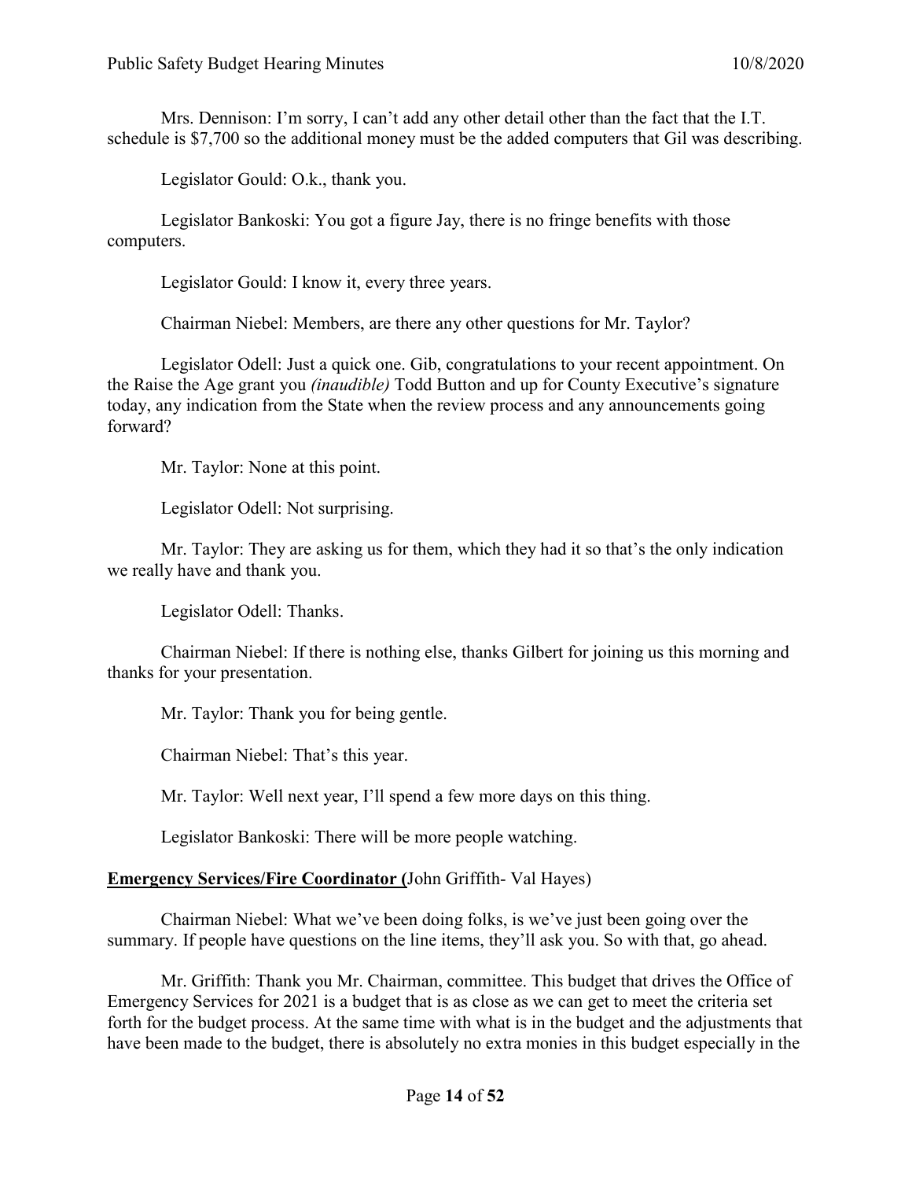Mrs. Dennison: I'm sorry, I can't add any other detail other than the fact that the I.T. schedule is $7,700 so the additional money must be the added computers that Gil was describing.

Legislator Gould: O.k., thank you.

Legislator Bankoski: You got a figure Jay, there is no fringe benefits with those computers.

Legislator Gould: I know it, every three years.

Chairman Niebel: Members, are there any other questions for Mr. Taylor?

Legislator Odell: Just a quick one. Gib, congratulations to your recent appointment. On the Raise the Age grant you *(inaudible)* Todd Button and up for County Executive's signature today, any indication from the State when the review process and any announcements going forward?

Mr. Taylor: None at this point.

Legislator Odell: Not surprising.

Mr. Taylor: They are asking us for them, which they had it so that's the only indication we really have and thank you.

Legislator Odell: Thanks.

Chairman Niebel: If there is nothing else, thanks Gilbert for joining us this morning and thanks for your presentation.

Mr. Taylor: Thank you for being gentle.

Chairman Niebel: That's this year.

Mr. Taylor: Well next year, I'll spend a few more days on this thing.

Legislator Bankoski: There will be more people watching.

**Emergency Services/Fire Coordinator (**John Griffith- Val Hayes)

Chairman Niebel: What we've been doing folks, is we've just been going over the summary. If people have questions on the line items, they'll ask you. So with that, go ahead.

Mr. Griffith: Thank you Mr. Chairman, committee. This budget that drives the Office of Emergency Services for 2021 is a budget that is as close as we can get to meet the criteria set forth for the budget process. At the same time with what is in the budget and the adjustments that have been made to the budget, there is absolutely no extra monies in this budget especially in the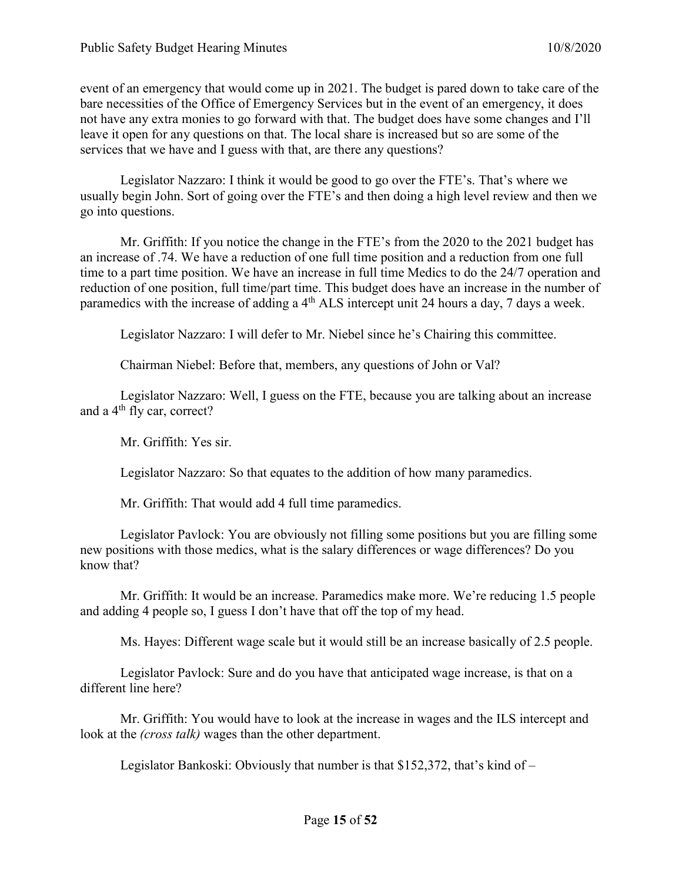event of an emergency that would come up in 2021. The budget is pared down to take care of the bare necessities of the Office of Emergency Services but in the event of an emergency, it does not have any extra monies to go forward with that. The budget does have some changes and I'll leave it open for any questions on that. The local share is increased but so are some of the services that we have and I guess with that, are there any questions?

Legislator Nazzaro: I think it would be good to go over the FTE's. That's where we usually begin John. Sort of going over the FTE's and then doing a high level review and then we go into questions.

Mr. Griffith: If you notice the change in the FTE's from the 2020 to the 2021 budget has an increase of .74. We have a reduction of one full time position and a reduction from one full time to a part time position. We have an increase in full time Medics to do the 24/7 operation and reduction of one position, full time/part time. This budget does have an increase in the number of paramedics with the increase of adding a 4th ALS intercept unit 24 hours a day, 7 days a week.

Legislator Nazzaro: I will defer to Mr. Niebel since he's Chairing this committee.

Chairman Niebel: Before that, members, any questions of John or Val?

Legislator Nazzaro: Well, I guess on the FTE, because you are talking about an increase and a 4th fly car, correct?

Mr. Griffith: Yes sir.

Legislator Nazzaro: So that equates to the addition of how many paramedics.

Mr. Griffith: That would add 4 full time paramedics.

Legislator Pavlock: You are obviously not filling some positions but you are filling some new positions with those medics, what is the salary differences or wage differences? Do you know that?

Mr. Griffith: It would be an increase. Paramedics make more. We're reducing 1.5 people and adding 4 people so, I guess I don't have that off the top of my head.

Ms. Hayes: Different wage scale but it would still be an increase basically of 2.5 people.

Legislator Pavlock: Sure and do you have that anticipated wage increase, is that on a different line here?

Mr. Griffith: You would have to look at the increase in wages and the ILS intercept and look at the *(cross talk)* wages than the other department.

Legislator Bankoski: Obviously that number is that $152,372, that's kind of –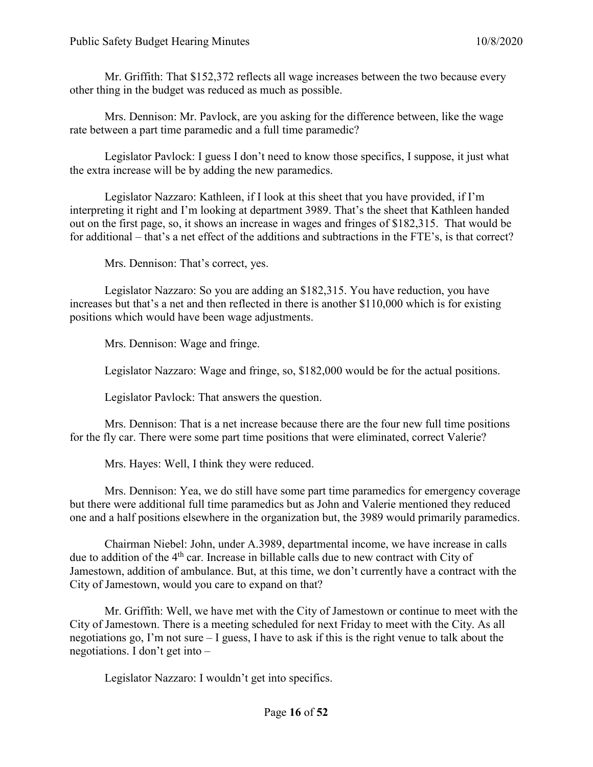Mr. Griffith: That $152,372 reflects all wage increases between the two because every other thing in the budget was reduced as much as possible.

Mrs. Dennison: Mr. Pavlock, are you asking for the difference between, like the wage rate between a part time paramedic and a full time paramedic?

Legislator Pavlock: I guess I don't need to know those specifics, I suppose, it just what the extra increase will be by adding the new paramedics.

Legislator Nazzaro: Kathleen, if I look at this sheet that you have provided, if I'm interpreting it right and I'm looking at department 3989. That's the sheet that Kathleen handed out on the first page, so, it shows an increase in wages and fringes of $182,315. That would be for additional – that's a net effect of the additions and subtractions in the FTE's, is that correct?

Mrs. Dennison: That's correct, yes.

Legislator Nazzaro: So you are adding an $182,315. You have reduction, you have increases but that's a net and then reflected in there is another $110,000 which is for existing positions which would have been wage adjustments.

Mrs. Dennison: Wage and fringe.

Legislator Nazzaro: Wage and fringe, so, $182,000 would be for the actual positions.

Legislator Pavlock: That answers the question.

Mrs. Dennison: That is a net increase because there are the four new full time positions for the fly car. There were some part time positions that were eliminated, correct Valerie?

Mrs. Hayes: Well, I think they were reduced.

Mrs. Dennison: Yea, we do still have some part time paramedics for emergency coverage but there were additional full time paramedics but as John and Valerie mentioned they reduced one and a half positions elsewhere in the organization but, the 3989 would primarily paramedics.

Chairman Niebel: John, under A.3989, departmental income, we have increase in calls due to addition of the 4th car. Increase in billable calls due to new contract with City of Jamestown, addition of ambulance. But, at this time, we don't currently have a contract with the City of Jamestown, would you care to expand on that?

Mr. Griffith: Well, we have met with the City of Jamestown or continue to meet with the City of Jamestown. There is a meeting scheduled for next Friday to meet with the City. As all negotiations go, I'm not sure – I guess, I have to ask if this is the right venue to talk about the negotiations. I don't get into –

Legislator Nazzaro: I wouldn't get into specifics.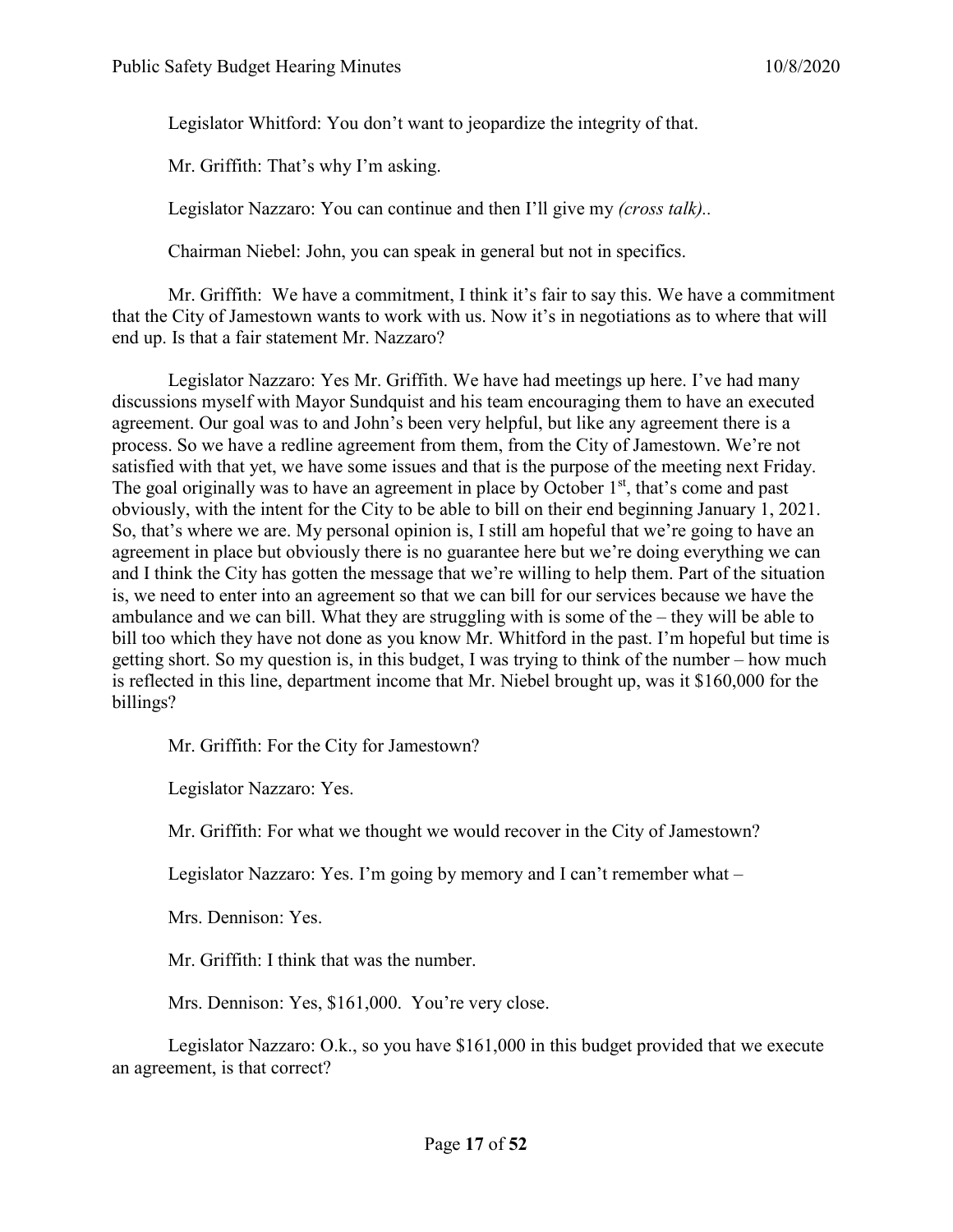Legislator Whitford: You don't want to jeopardize the integrity of that.

Mr. Griffith: That's why I'm asking.

Legislator Nazzaro: You can continue and then I'll give my *(cross talk)*..

Chairman Niebel: John, you can speak in general but not in specifics.

Mr. Griffith: We have a commitment, I think it's fair to say this. We have a commitment that the City of Jamestown wants to work with us. Now it's in negotiations as to where that will end up. Is that a fair statement Mr. Nazzaro?

Legislator Nazzaro: Yes Mr. Griffith. We have had meetings up here. I've had many discussions myself with Mayor Sundquist and his team encouraging them to have an executed agreement. Our goal was to and John's been very helpful, but like any agreement there is a process. So we have a redline agreement from them, from the City of Jamestown. We're not satisfied with that yet, we have some issues and that is the purpose of the meeting next Friday. The goal originally was to have an agreement in place by October 1st, that's come and past obviously, with the intent for the City to be able to bill on their end beginning January 1, 2021. So, that's where we are. My personal opinion is, I still am hopeful that we're going to have an agreement in place but obviously there is no guarantee here but we're doing everything we can and I think the City has gotten the message that we're willing to help them. Part of the situation is, we need to enter into an agreement so that we can bill for our services because we have the ambulance and we can bill. What they are struggling with is some of the – they will be able to bill too which they have not done as you know Mr. Whitford in the past. I'm hopeful but time is getting short. So my question is, in this budget, I was trying to think of the number – how much is reflected in this line, department income that Mr. Niebel brought up, was it $160,000 for the billings?

Mr. Griffith: For the City for Jamestown?

Legislator Nazzaro: Yes.

Mr. Griffith: For what we thought we would recover in the City of Jamestown?

Legislator Nazzaro: Yes. I'm going by memory and I can't remember what –

Mrs. Dennison: Yes.

Mr. Griffith: I think that was the number.

Mrs. Dennison: Yes, $161,000. You're very close.

Legislator Nazzaro: O.k., so you have $161,000 in this budget provided that we execute an agreement, is that correct?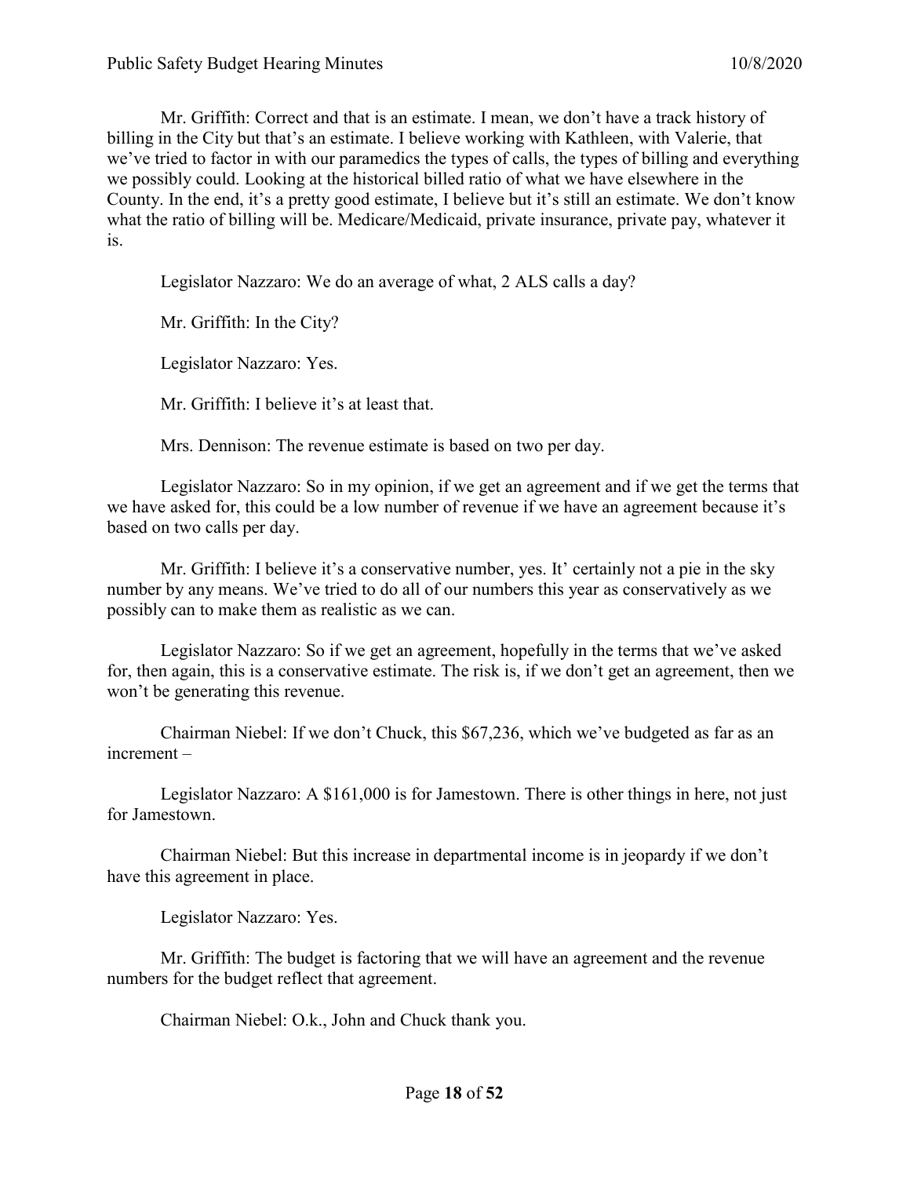Mr. Griffith: Correct and that is an estimate. I mean, we don't have a track history of billing in the City but that's an estimate. I believe working with Kathleen, with Valerie, that we've tried to factor in with our paramedics the types of calls, the types of billing and everything we possibly could. Looking at the historical billed ratio of what we have elsewhere in the County. In the end, it's a pretty good estimate, I believe but it's still an estimate. We don't know what the ratio of billing will be. Medicare/Medicaid, private insurance, private pay, whatever it is.

Legislator Nazzaro: We do an average of what, 2 ALS calls a day?

Mr. Griffith: In the City?

Legislator Nazzaro: Yes.

Mr. Griffith: I believe it's at least that.

Mrs. Dennison: The revenue estimate is based on two per day.

Legislator Nazzaro: So in my opinion, if we get an agreement and if we get the terms that we have asked for, this could be a low number of revenue if we have an agreement because it's based on two calls per day.

Mr. Griffith: I believe it's a conservative number, yes. It' certainly not a pie in the sky number by any means. We've tried to do all of our numbers this year as conservatively as we possibly can to make them as realistic as we can.

Legislator Nazzaro: So if we get an agreement, hopefully in the terms that we've asked for, then again, this is a conservative estimate. The risk is, if we don't get an agreement, then we won't be generating this revenue.

Chairman Niebel: If we don't Chuck, this $67,236, which we've budgeted as far as an increment –

Legislator Nazzaro: A $161,000 is for Jamestown. There is other things in here, not just for Jamestown.

Chairman Niebel: But this increase in departmental income is in jeopardy if we don't have this agreement in place.

Legislator Nazzaro: Yes.

Mr. Griffith: The budget is factoring that we will have an agreement and the revenue numbers for the budget reflect that agreement.

Chairman Niebel: O.k., John and Chuck thank you.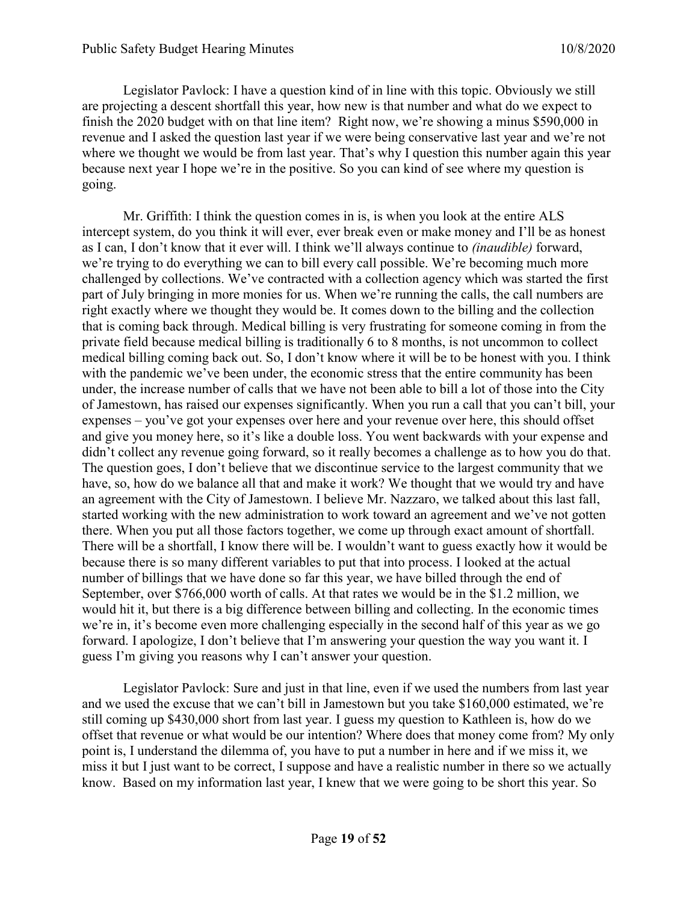Legislator Pavlock: I have a question kind of in line with this topic. Obviously we still are projecting a descent shortfall this year, how new is that number and what do we expect to finish the 2020 budget with on that line item? Right now, we're showing a minus $590,000 in revenue and I asked the question last year if we were being conservative last year and we're not where we thought we would be from last year. That's why I question this number again this year because next year I hope we're in the positive. So you can kind of see where my question is going.

Mr. Griffith: I think the question comes in is, is when you look at the entire ALS intercept system, do you think it will ever, ever break even or make money and I'll be as honest as I can, I don't know that it ever will. I think we'll always continue to *(inaudible)* forward, we're trying to do everything we can to bill every call possible. We're becoming much more challenged by collections. We've contracted with a collection agency which was started the first part of July bringing in more monies for us. When we're running the calls, the call numbers are right exactly where we thought they would be. It comes down to the billing and the collection that is coming back through. Medical billing is very frustrating for someone coming in from the private field because medical billing is traditionally 6 to 8 months, is not uncommon to collect medical billing coming back out. So, I don't know where it will be to be honest with you. I think with the pandemic we've been under, the economic stress that the entire community has been under, the increase number of calls that we have not been able to bill a lot of those into the City of Jamestown, has raised our expenses significantly. When you run a call that you can't bill, your expenses – you've got your expenses over here and your revenue over here, this should offset and give you money here, so it's like a double loss. You went backwards with your expense and didn't collect any revenue going forward, so it really becomes a challenge as to how you do that. The question goes, I don't believe that we discontinue service to the largest community that we have, so, how do we balance all that and make it work? We thought that we would try and have an agreement with the City of Jamestown. I believe Mr. Nazzaro, we talked about this last fall, started working with the new administration to work toward an agreement and we've not gotten there. When you put all those factors together, we come up through exact amount of shortfall. There will be a shortfall, I know there will be. I wouldn't want to guess exactly how it would be because there is so many different variables to put that into process. I looked at the actual number of billings that we have done so far this year, we have billed through the end of September, over $766,000 worth of calls. At that rates we would be in the $1.2 million, we would hit it, but there is a big difference between billing and collecting. In the economic times we're in, it's become even more challenging especially in the second half of this year as we go forward. I apologize, I don't believe that I'm answering your question the way you want it. I guess I'm giving you reasons why I can't answer your question.

Legislator Pavlock: Sure and just in that line, even if we used the numbers from last year and we used the excuse that we can't bill in Jamestown but you take $160,000 estimated, we're still coming up $430,000 short from last year. I guess my question to Kathleen is, how do we offset that revenue or what would be our intention? Where does that money come from? My only point is, I understand the dilemma of, you have to put a number in here and if we miss it, we miss it but I just want to be correct, I suppose and have a realistic number in there so we actually know. Based on my information last year, I knew that we were going to be short this year. So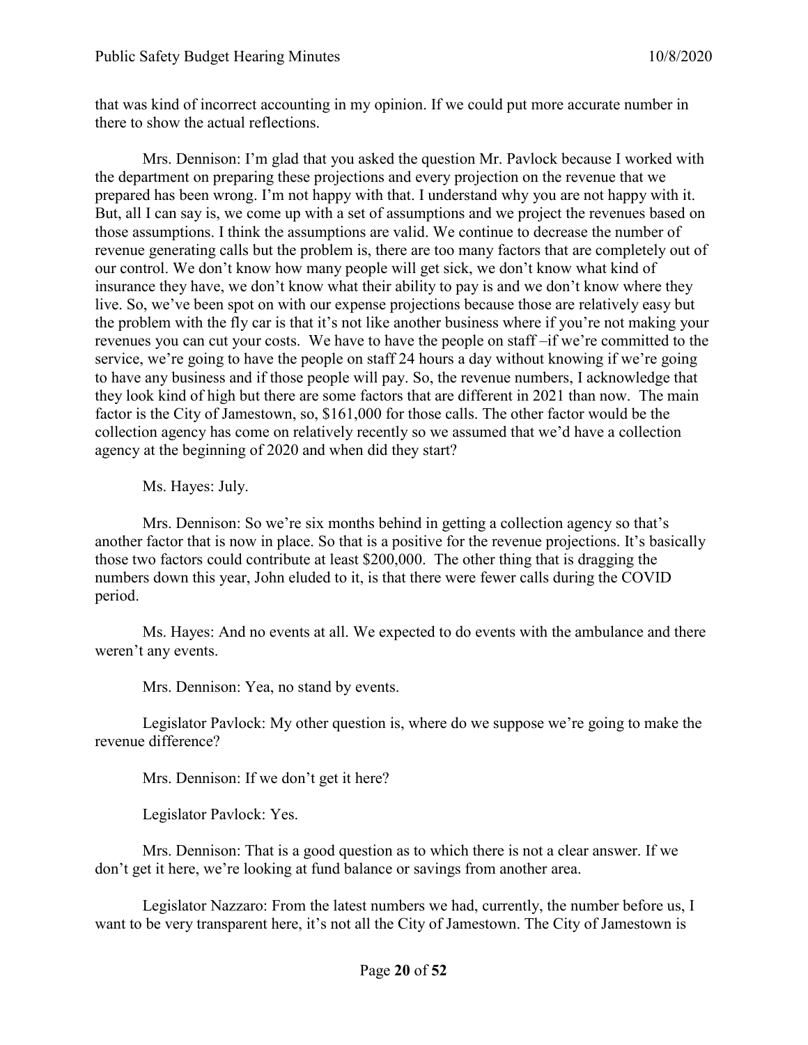that was kind of incorrect accounting in my opinion. If we could put more accurate number in there to show the actual reflections.

Mrs. Dennison: I'm glad that you asked the question Mr. Pavlock because I worked with the department on preparing these projections and every projection on the revenue that we prepared has been wrong. I'm not happy with that. I understand why you are not happy with it. But, all I can say is, we come up with a set of assumptions and we project the revenues based on those assumptions. I think the assumptions are valid. We continue to decrease the number of revenue generating calls but the problem is, there are too many factors that are completely out of our control. We don't know how many people will get sick, we don't know what kind of insurance they have, we don't know what their ability to pay is and we don't know where they live. So, we've been spot on with our expense projections because those are relatively easy but the problem with the fly car is that it's not like another business where if you're not making your revenues you can cut your costs. We have to have the people on staff –if we're committed to the service, we're going to have the people on staff 24 hours a day without knowing if we're going to have any business and if those people will pay. So, the revenue numbers, I acknowledge that they look kind of high but there are some factors that are different in 2021 than now. The main factor is the City of Jamestown, so, $161,000 for those calls. The other factor would be the collection agency has come on relatively recently so we assumed that we'd have a collection agency at the beginning of 2020 and when did they start?

Ms. Hayes: July.

Mrs. Dennison: So we're six months behind in getting a collection agency so that's another factor that is now in place. So that is a positive for the revenue projections. It's basically those two factors could contribute at least $200,000. The other thing that is dragging the numbers down this year, John eluded to it, is that there were fewer calls during the COVID period.

Ms. Hayes: And no events at all. We expected to do events with the ambulance and there weren't any events.

Mrs. Dennison: Yea, no stand by events.

Legislator Pavlock: My other question is, where do we suppose we're going to make the revenue difference?

Mrs. Dennison: If we don't get it here?

Legislator Pavlock: Yes.

Mrs. Dennison: That is a good question as to which there is not a clear answer. If we don't get it here, we're looking at fund balance or savings from another area.

Legislator Nazzaro: From the latest numbers we had, currently, the number before us, I want to be very transparent here, it's not all the City of Jamestown. The City of Jamestown is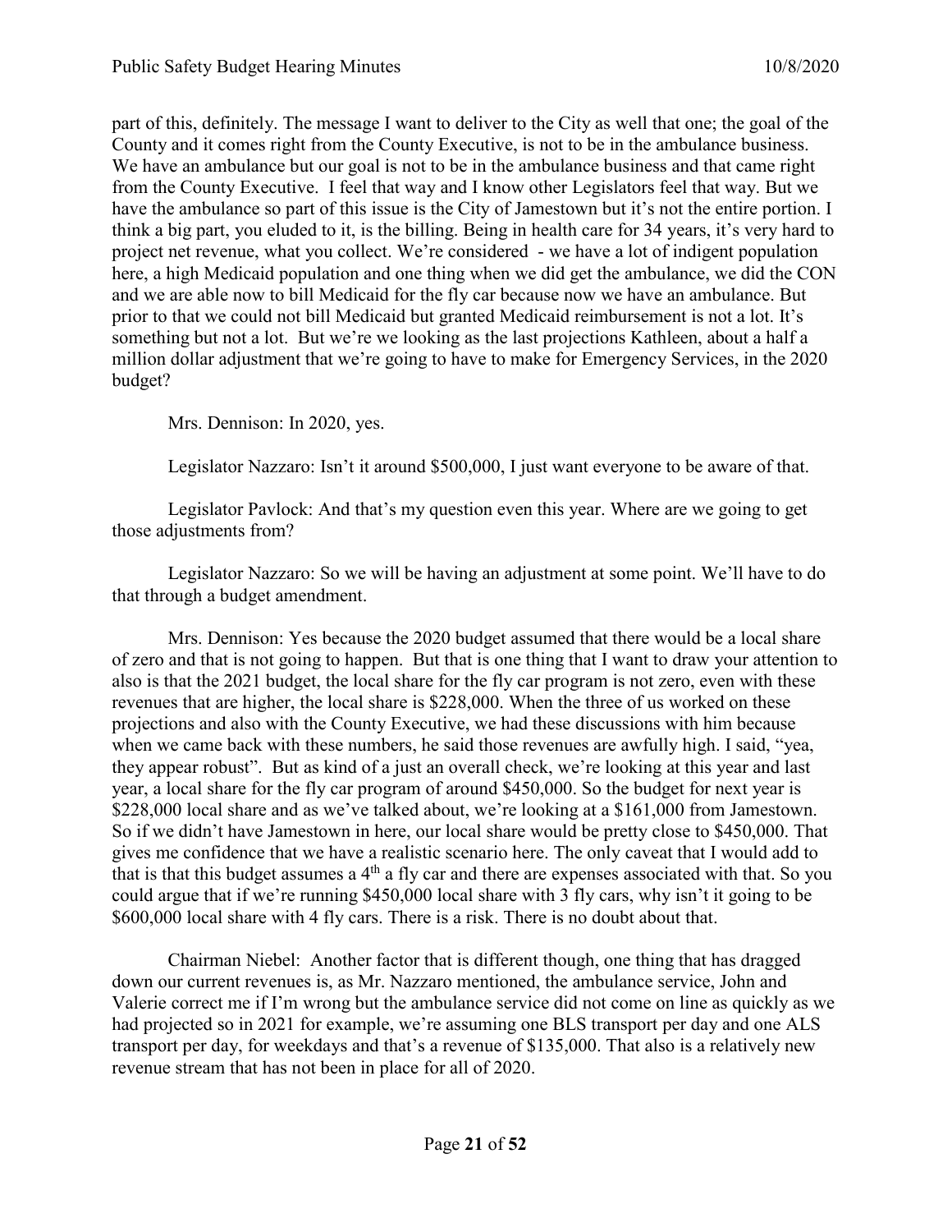part of this, definitely. The message I want to deliver to the City as well that one; the goal of the County and it comes right from the County Executive, is not to be in the ambulance business. We have an ambulance but our goal is not to be in the ambulance business and that came right from the County Executive. I feel that way and I know other Legislators feel that way. But we have the ambulance so part of this issue is the City of Jamestown but it's not the entire portion. I think a big part, you eluded to it, is the billing. Being in health care for 34 years, it's very hard to project net revenue, what you collect. We're considered - we have a lot of indigent population here, a high Medicaid population and one thing when we did get the ambulance, we did the CON and we are able now to bill Medicaid for the fly car because now we have an ambulance. But prior to that we could not bill Medicaid but granted Medicaid reimbursement is not a lot. It's something but not a lot. But we're we looking as the last projections Kathleen, about a half a million dollar adjustment that we're going to have to make for Emergency Services, in the 2020 budget?

Mrs. Dennison: In 2020, yes.

Legislator Nazzaro: Isn't it around $500,000, I just want everyone to be aware of that.

Legislator Pavlock: And that's my question even this year. Where are we going to get those adjustments from?

Legislator Nazzaro: So we will be having an adjustment at some point. We'll have to do that through a budget amendment.

Mrs. Dennison: Yes because the 2020 budget assumed that there would be a local share of zero and that is not going to happen. But that is one thing that I want to draw your attention to also is that the 2021 budget, the local share for the fly car program is not zero, even with these revenues that are higher, the local share is $228,000. When the three of us worked on these projections and also with the County Executive, we had these discussions with him because when we came back with these numbers, he said those revenues are awfully high. I said, "yea, they appear robust". But as kind of a just an overall check, we're looking at this year and last year, a local share for the fly car program of around $450,000. So the budget for next year is $228,000 local share and as we've talked about, we're looking at a $161,000 from Jamestown. So if we didn't have Jamestown in here, our local share would be pretty close to $450,000. That gives me confidence that we have a realistic scenario here. The only caveat that I would add to that is that this budget assumes a 4th a fly car and there are expenses associated with that. So you could argue that if we're running $450,000 local share with 3 fly cars, why isn't it going to be $600,000 local share with 4 fly cars. There is a risk. There is no doubt about that.

Chairman Niebel: Another factor that is different though, one thing that has dragged down our current revenues is, as Mr. Nazzaro mentioned, the ambulance service, John and Valerie correct me if I'm wrong but the ambulance service did not come on line as quickly as we had projected so in 2021 for example, we're assuming one BLS transport per day and one ALS transport per day, for weekdays and that's a revenue of $135,000. That also is a relatively new revenue stream that has not been in place for all of 2020.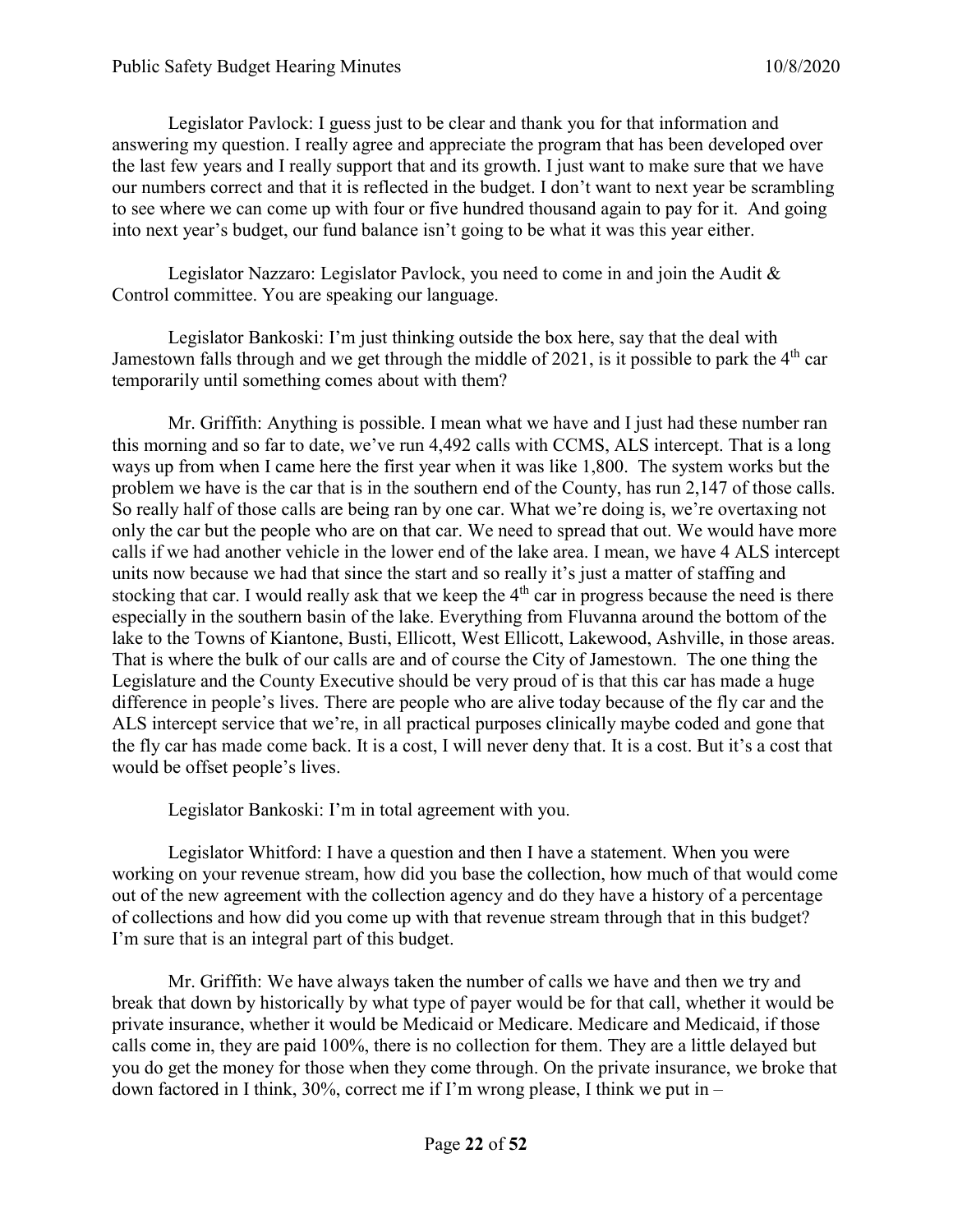Legislator Pavlock: I guess just to be clear and thank you for that information and answering my question. I really agree and appreciate the program that has been developed over the last few years and I really support that and its growth. I just want to make sure that we have our numbers correct and that it is reflected in the budget. I don't want to next year be scrambling to see where we can come up with four or five hundred thousand again to pay for it. And going into next year's budget, our fund balance isn't going to be what it was this year either.

Legislator Nazzaro: Legislator Pavlock, you need to come in and join the Audit & Control committee. You are speaking our language.

Legislator Bankoski: I'm just thinking outside the box here, say that the deal with Jamestown falls through and we get through the middle of 2021, is it possible to park the 4th car temporarily until something comes about with them?

Mr. Griffith: Anything is possible. I mean what we have and I just had these number ran this morning and so far to date, we've run 4,492 calls with CCMS, ALS intercept. That is a long ways up from when I came here the first year when it was like 1,800. The system works but the problem we have is the car that is in the southern end of the County, has run 2,147 of those calls. So really half of those calls are being ran by one car. What we're doing is, we're overtaxing not only the car but the people who are on that car. We need to spread that out. We would have more calls if we had another vehicle in the lower end of the lake area. I mean, we have 4 ALS intercept units now because we had that since the start and so really it's just a matter of staffing and stocking that car. I would really ask that we keep the 4th car in progress because the need is there especially in the southern basin of the lake. Everything from Fluvanna around the bottom of the lake to the Towns of Kiantone, Busti, Ellicott, West Ellicott, Lakewood, Ashville, in those areas. That is where the bulk of our calls are and of course the City of Jamestown. The one thing the Legislature and the County Executive should be very proud of is that this car has made a huge difference in people's lives. There are people who are alive today because of the fly car and the ALS intercept service that we're, in all practical purposes clinically maybe coded and gone that the fly car has made come back. It is a cost, I will never deny that. It is a cost. But it's a cost that would be offset people's lives.

Legislator Bankoski: I'm in total agreement with you.

Legislator Whitford: I have a question and then I have a statement. When you were working on your revenue stream, how did you base the collection, how much of that would come out of the new agreement with the collection agency and do they have a history of a percentage of collections and how did you come up with that revenue stream through that in this budget? I'm sure that is an integral part of this budget.

Mr. Griffith: We have always taken the number of calls we have and then we try and break that down by historically by what type of payer would be for that call, whether it would be private insurance, whether it would be Medicaid or Medicare. Medicare and Medicaid, if those calls come in, they are paid 100%, there is no collection for them. They are a little delayed but you do get the money for those when they come through. On the private insurance, we broke that down factored in I think, 30%, correct me if I'm wrong please, I think we put in –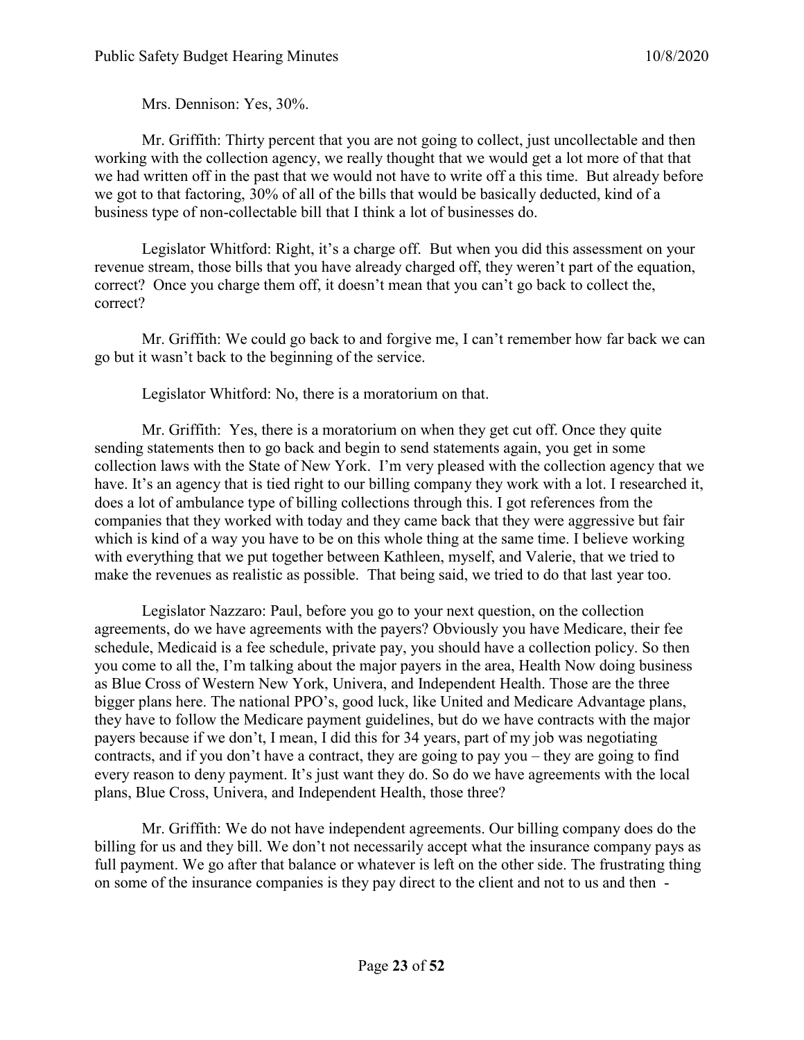Mrs. Dennison: Yes, 30%.

Mr. Griffith: Thirty percent that you are not going to collect, just uncollectable and then working with the collection agency, we really thought that we would get a lot more of that that we had written off in the past that we would not have to write off a this time. But already before we got to that factoring, 30% of all of the bills that would be basically deducted, kind of a business type of non-collectable bill that I think a lot of businesses do.

Legislator Whitford: Right, it's a charge off. But when you did this assessment on your revenue stream, those bills that you have already charged off, they weren't part of the equation, correct? Once you charge them off, it doesn't mean that you can't go back to collect the, correct?

Mr. Griffith: We could go back to and forgive me, I can't remember how far back we can go but it wasn't back to the beginning of the service.

Legislator Whitford: No, there is a moratorium on that.

Mr. Griffith: Yes, there is a moratorium on when they get cut off. Once they quite sending statements then to go back and begin to send statements again, you get in some collection laws with the State of New York. I'm very pleased with the collection agency that we have. It's an agency that is tied right to our billing company they work with a lot. I researched it, does a lot of ambulance type of billing collections through this. I got references from the companies that they worked with today and they came back that they were aggressive but fair which is kind of a way you have to be on this whole thing at the same time. I believe working with everything that we put together between Kathleen, myself, and Valerie, that we tried to make the revenues as realistic as possible. That being said, we tried to do that last year too.

Legislator Nazzaro: Paul, before you go to your next question, on the collection agreements, do we have agreements with the payers? Obviously you have Medicare, their fee schedule, Medicaid is a fee schedule, private pay, you should have a collection policy. So then you come to all the, I'm talking about the major payers in the area, Health Now doing business as Blue Cross of Western New York, Univera, and Independent Health. Those are the three bigger plans here. The national PPO's, good luck, like United and Medicare Advantage plans, they have to follow the Medicare payment guidelines, but do we have contracts with the major payers because if we don't, I mean, I did this for 34 years, part of my job was negotiating contracts, and if you don't have a contract, they are going to pay you – they are going to find every reason to deny payment. It's just want they do. So do we have agreements with the local plans, Blue Cross, Univera, and Independent Health, those three?

Mr. Griffith: We do not have independent agreements. Our billing company does do the billing for us and they bill. We don't not necessarily accept what the insurance company pays as full payment. We go after that balance or whatever is left on the other side. The frustrating thing on some of the insurance companies is they pay direct to the client and not to us and then -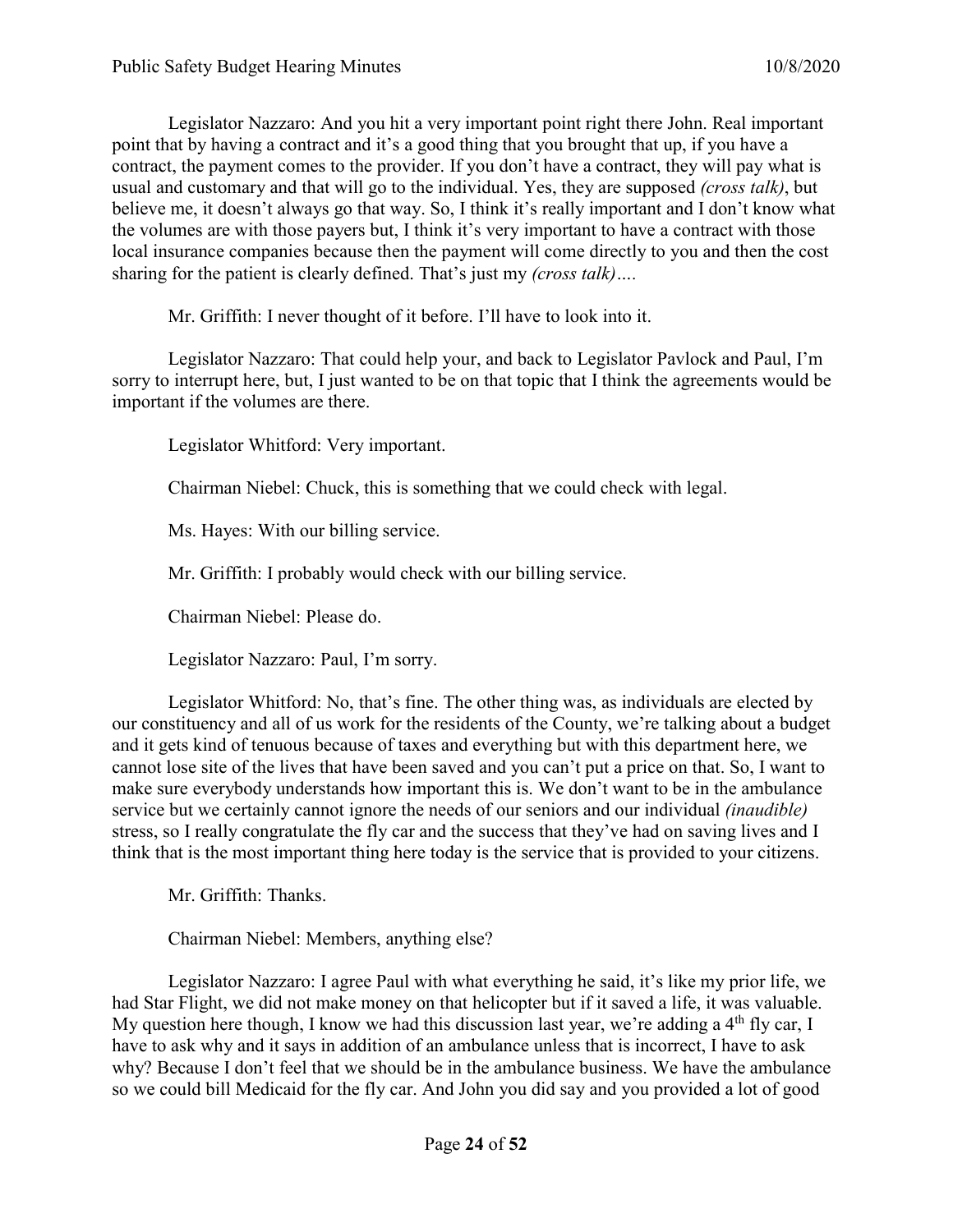Legislator Nazzaro: And you hit a very important point right there John. Real important point that by having a contract and it's a good thing that you brought that up, if you have a contract, the payment comes to the provider. If you don't have a contract, they will pay what is usual and customary and that will go to the individual. Yes, they are supposed *(cross talk)*, but believe me, it doesn't always go that way. So, I think it's really important and I don't know what the volumes are with those payers but, I think it's very important to have a contract with those local insurance companies because then the payment will come directly to you and then the cost sharing for the patient is clearly defined. That's just my *(cross talk)*….

Mr. Griffith: I never thought of it before. I'll have to look into it.

Legislator Nazzaro: That could help your, and back to Legislator Pavlock and Paul, I'm sorry to interrupt here, but, I just wanted to be on that topic that I think the agreements would be important if the volumes are there.

Legislator Whitford: Very important.

Chairman Niebel: Chuck, this is something that we could check with legal.

Ms. Hayes: With our billing service.

Mr. Griffith: I probably would check with our billing service.

Chairman Niebel: Please do.

Legislator Nazzaro: Paul, I'm sorry.

Legislator Whitford: No, that's fine. The other thing was, as individuals are elected by our constituency and all of us work for the residents of the County, we're talking about a budget and it gets kind of tenuous because of taxes and everything but with this department here, we cannot lose site of the lives that have been saved and you can't put a price on that. So, I want to make sure everybody understands how important this is. We don't want to be in the ambulance service but we certainly cannot ignore the needs of our seniors and our individual *(inaudible)* stress, so I really congratulate the fly car and the success that they've had on saving lives and I think that is the most important thing here today is the service that is provided to your citizens.

Mr. Griffith: Thanks.

Chairman Niebel: Members, anything else?

Legislator Nazzaro: I agree Paul with what everything he said, it's like my prior life, we had Star Flight, we did not make money on that helicopter but if it saved a life, it was valuable. My question here though, I know we had this discussion last year, we're adding a 4th fly car, I have to ask why and it says in addition of an ambulance unless that is incorrect, I have to ask why? Because I don't feel that we should be in the ambulance business. We have the ambulance so we could bill Medicaid for the fly car. And John you did say and you provided a lot of good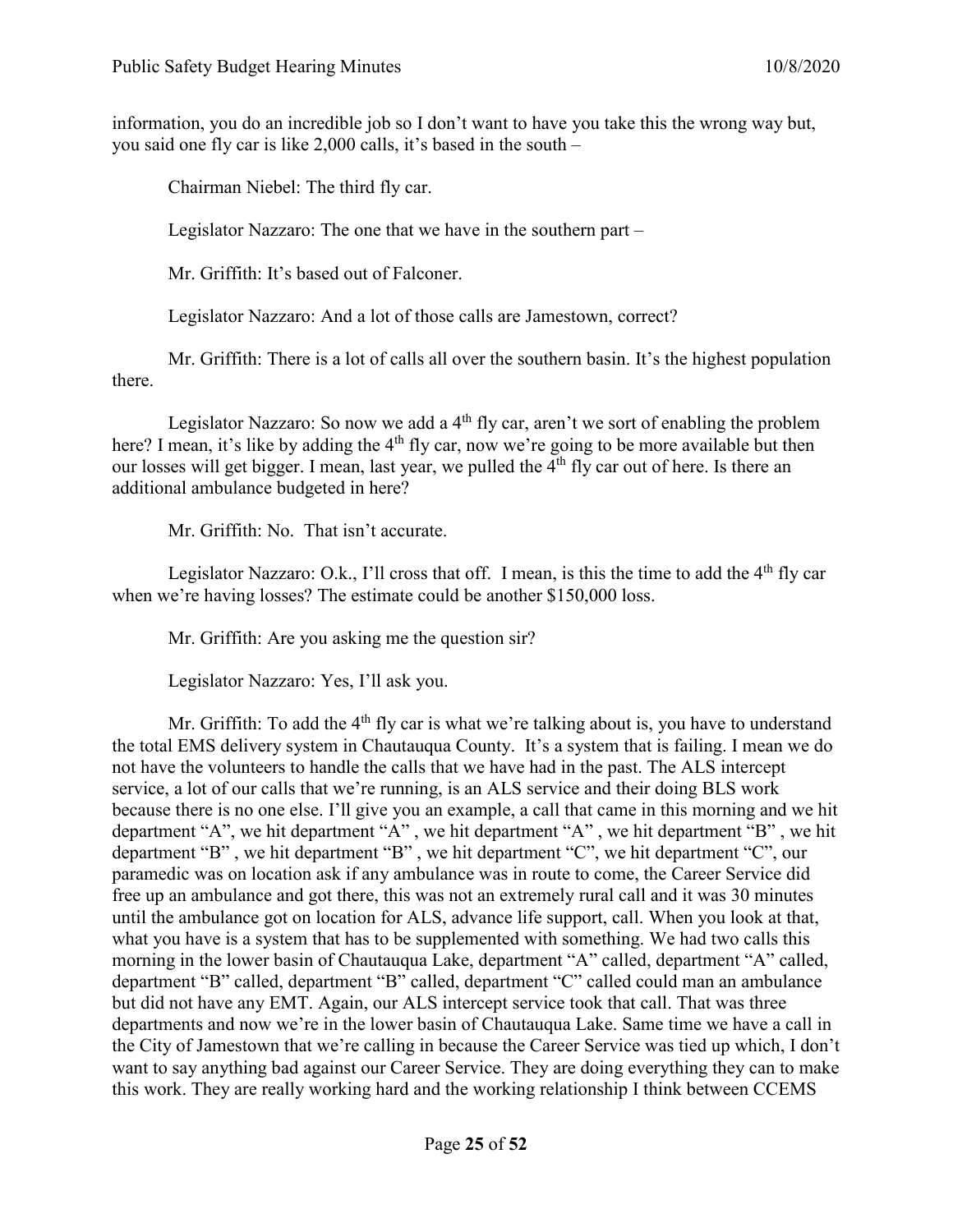information, you do an incredible job so I don't want to have you take this the wrong way but, you said one fly car is like 2,000 calls, it's based in the south –

Chairman Niebel: The third fly car.

Legislator Nazzaro: The one that we have in the southern part –

Mr. Griffith: It's based out of Falconer.

Legislator Nazzaro: And a lot of those calls are Jamestown, correct?

Mr. Griffith: There is a lot of calls all over the southern basin. It's the highest population there.

Legislator Nazzaro: So now we add a 4th fly car, aren't we sort of enabling the problem here? I mean, it's like by adding the 4th fly car, now we're going to be more available but then our losses will get bigger. I mean, last year, we pulled the 4th fly car out of here. Is there an additional ambulance budgeted in here?

Mr. Griffith: No. That isn't accurate.

Legislator Nazzaro: O.k., I'll cross that off. I mean, is this the time to add the 4th fly car when we're having losses? The estimate could be another $150,000 loss.

Mr. Griffith: Are you asking me the question sir?

Legislator Nazzaro: Yes, I'll ask you.

Mr. Griffith: To add the 4th fly car is what we're talking about is, you have to understand the total EMS delivery system in Chautauqua County. It's a system that is failing. I mean we do not have the volunteers to handle the calls that we have had in the past. The ALS intercept service, a lot of our calls that we're running, is an ALS service and their doing BLS work because there is no one else. I'll give you an example, a call that came in this morning and we hit department "A", we hit department "A" , we hit department "A" , we hit department "B" , we hit department "B" , we hit department "B" , we hit department "C", we hit department "C", our paramedic was on location ask if any ambulance was in route to come, the Career Service did free up an ambulance and got there, this was not an extremely rural call and it was 30 minutes until the ambulance got on location for ALS, advance life support, call. When you look at that, what you have is a system that has to be supplemented with something. We had two calls this morning in the lower basin of Chautauqua Lake, department "A" called, department "A" called, department "B" called, department "B" called, department "C" called could man an ambulance but did not have any EMT. Again, our ALS intercept service took that call. That was three departments and now we're in the lower basin of Chautauqua Lake. Same time we have a call in the City of Jamestown that we're calling in because the Career Service was tied up which, I don't want to say anything bad against our Career Service. They are doing everything they can to make this work. They are really working hard and the working relationship I think between CCEMS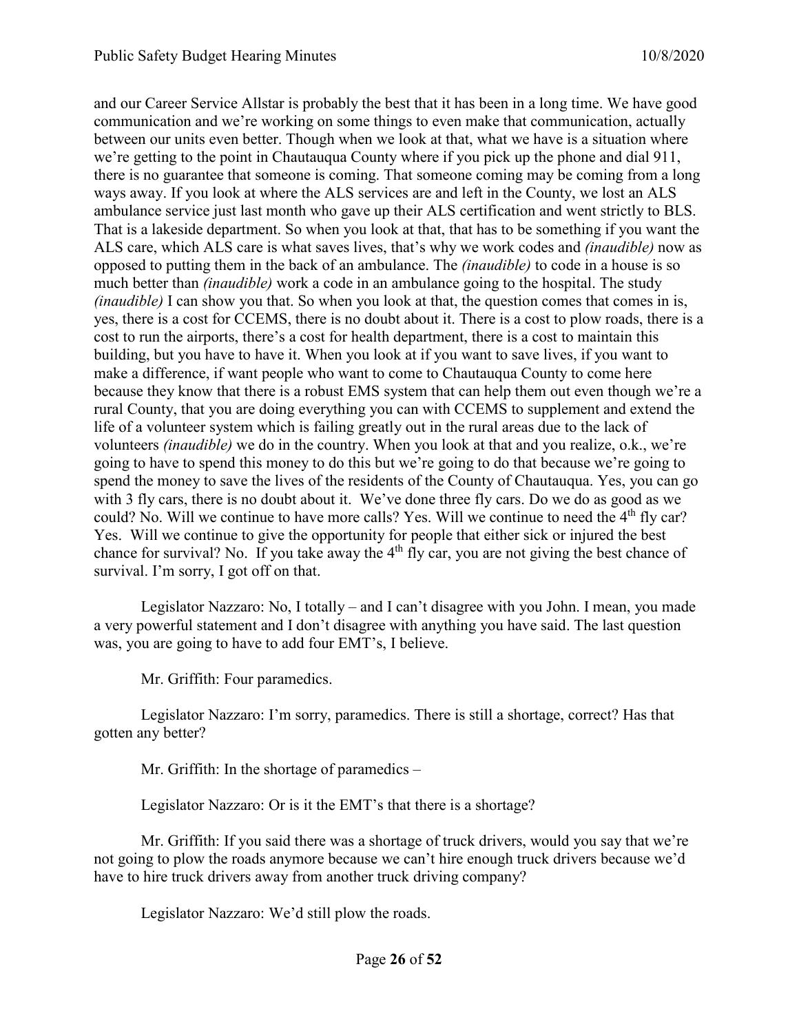and our Career Service Allstar is probably the best that it has been in a long time. We have good communication and we're working on some things to even make that communication, actually between our units even better. Though when we look at that, what we have is a situation where we're getting to the point in Chautauqua County where if you pick up the phone and dial 911, there is no guarantee that someone is coming. That someone coming may be coming from a long ways away. If you look at where the ALS services are and left in the County, we lost an ALS ambulance service just last month who gave up their ALS certification and went strictly to BLS. That is a lakeside department. So when you look at that, that has to be something if you want the ALS care, which ALS care is what saves lives, that's why we work codes and *(inaudible)* now as opposed to putting them in the back of an ambulance. The *(inaudible)* to code in a house is so much better than *(inaudible)* work a code in an ambulance going to the hospital. The study *(inaudible)* I can show you that. So when you look at that, the question comes that comes in is, yes, there is a cost for CCEMS, there is no doubt about it. There is a cost to plow roads, there is a cost to run the airports, there's a cost for health department, there is a cost to maintain this building, but you have to have it. When you look at if you want to save lives, if you want to make a difference, if want people who want to come to Chautauqua County to come here because they know that there is a robust EMS system that can help them out even though we're a rural County, that you are doing everything you can with CCEMS to supplement and extend the life of a volunteer system which is failing greatly out in the rural areas due to the lack of volunteers *(inaudible)* we do in the country. When you look at that and you realize, o.k., we're going to have to spend this money to do this but we're going to do that because we're going to spend the money to save the lives of the residents of the County of Chautauqua. Yes, you can go with 3 fly cars, there is no doubt about it. We've done three fly cars. Do we do as good as we could? No. Will we continue to have more calls? Yes. Will we continue to need the 4th fly car? Yes. Will we continue to give the opportunity for people that either sick or injured the best chance for survival? No. If you take away the 4th fly car, you are not giving the best chance of survival. I'm sorry, I got off on that.

Legislator Nazzaro: No, I totally – and I can't disagree with you John. I mean, you made a very powerful statement and I don't disagree with anything you have said. The last question was, you are going to have to add four EMT's, I believe.

Mr. Griffith: Four paramedics.

Legislator Nazzaro: I'm sorry, paramedics. There is still a shortage, correct? Has that gotten any better?

Mr. Griffith: In the shortage of paramedics –

Legislator Nazzaro: Or is it the EMT's that there is a shortage?

Mr. Griffith: If you said there was a shortage of truck drivers, would you say that we're not going to plow the roads anymore because we can't hire enough truck drivers because we'd have to hire truck drivers away from another truck driving company?

Legislator Nazzaro: We'd still plow the roads.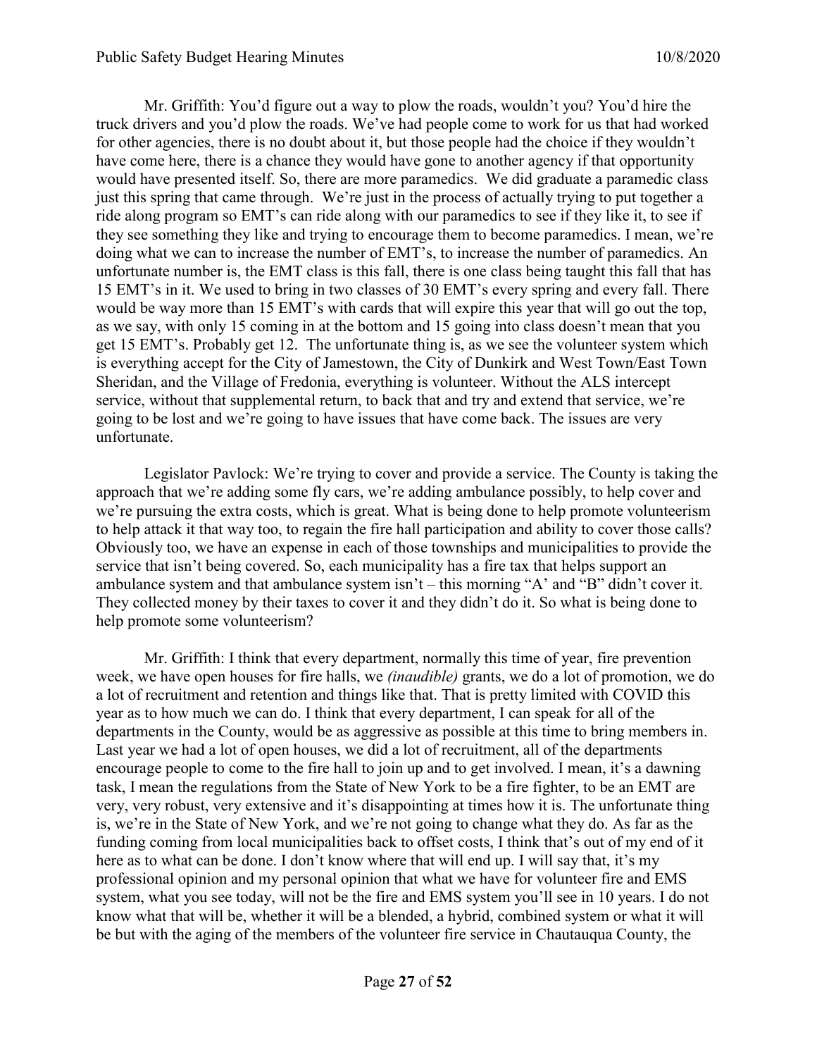Mr. Griffith: You'd figure out a way to plow the roads, wouldn't you? You'd hire the truck drivers and you'd plow the roads. We've had people come to work for us that had worked for other agencies, there is no doubt about it, but those people had the choice if they wouldn't have come here, there is a chance they would have gone to another agency if that opportunity would have presented itself. So, there are more paramedics. We did graduate a paramedic class just this spring that came through. We're just in the process of actually trying to put together a ride along program so EMT's can ride along with our paramedics to see if they like it, to see if they see something they like and trying to encourage them to become paramedics. I mean, we're doing what we can to increase the number of EMT's, to increase the number of paramedics. An unfortunate number is, the EMT class is this fall, there is one class being taught this fall that has 15 EMT's in it. We used to bring in two classes of 30 EMT's every spring and every fall. There would be way more than 15 EMT's with cards that will expire this year that will go out the top, as we say, with only 15 coming in at the bottom and 15 going into class doesn't mean that you get 15 EMT's. Probably get 12. The unfortunate thing is, as we see the volunteer system which is everything accept for the City of Jamestown, the City of Dunkirk and West Town/East Town Sheridan, and the Village of Fredonia, everything is volunteer. Without the ALS intercept service, without that supplemental return, to back that and try and extend that service, we're going to be lost and we're going to have issues that have come back. The issues are very unfortunate.

Legislator Pavlock: We're trying to cover and provide a service. The County is taking the approach that we're adding some fly cars, we're adding ambulance possibly, to help cover and we're pursuing the extra costs, which is great. What is being done to help promote volunteerism to help attack it that way too, to regain the fire hall participation and ability to cover those calls? Obviously too, we have an expense in each of those townships and municipalities to provide the service that isn't being covered. So, each municipality has a fire tax that helps support an ambulance system and that ambulance system isn't – this morning "A' and "B" didn't cover it. They collected money by their taxes to cover it and they didn't do it. So what is being done to help promote some volunteerism?

Mr. Griffith: I think that every department, normally this time of year, fire prevention week, we have open houses for fire halls, we *(inaudible)* grants, we do a lot of promotion, we do a lot of recruitment and retention and things like that. That is pretty limited with COVID this year as to how much we can do. I think that every department, I can speak for all of the departments in the County, would be as aggressive as possible at this time to bring members in. Last year we had a lot of open houses, we did a lot of recruitment, all of the departments encourage people to come to the fire hall to join up and to get involved. I mean, it's a dawning task, I mean the regulations from the State of New York to be a fire fighter, to be an EMT are very, very robust, very extensive and it's disappointing at times how it is. The unfortunate thing is, we're in the State of New York, and we're not going to change what they do. As far as the funding coming from local municipalities back to offset costs, I think that's out of my end of it here as to what can be done. I don't know where that will end up. I will say that, it's my professional opinion and my personal opinion that what we have for volunteer fire and EMS system, what you see today, will not be the fire and EMS system you'll see in 10 years. I do not know what that will be, whether it will be a blended, a hybrid, combined system or what it will be but with the aging of the members of the volunteer fire service in Chautauqua County, the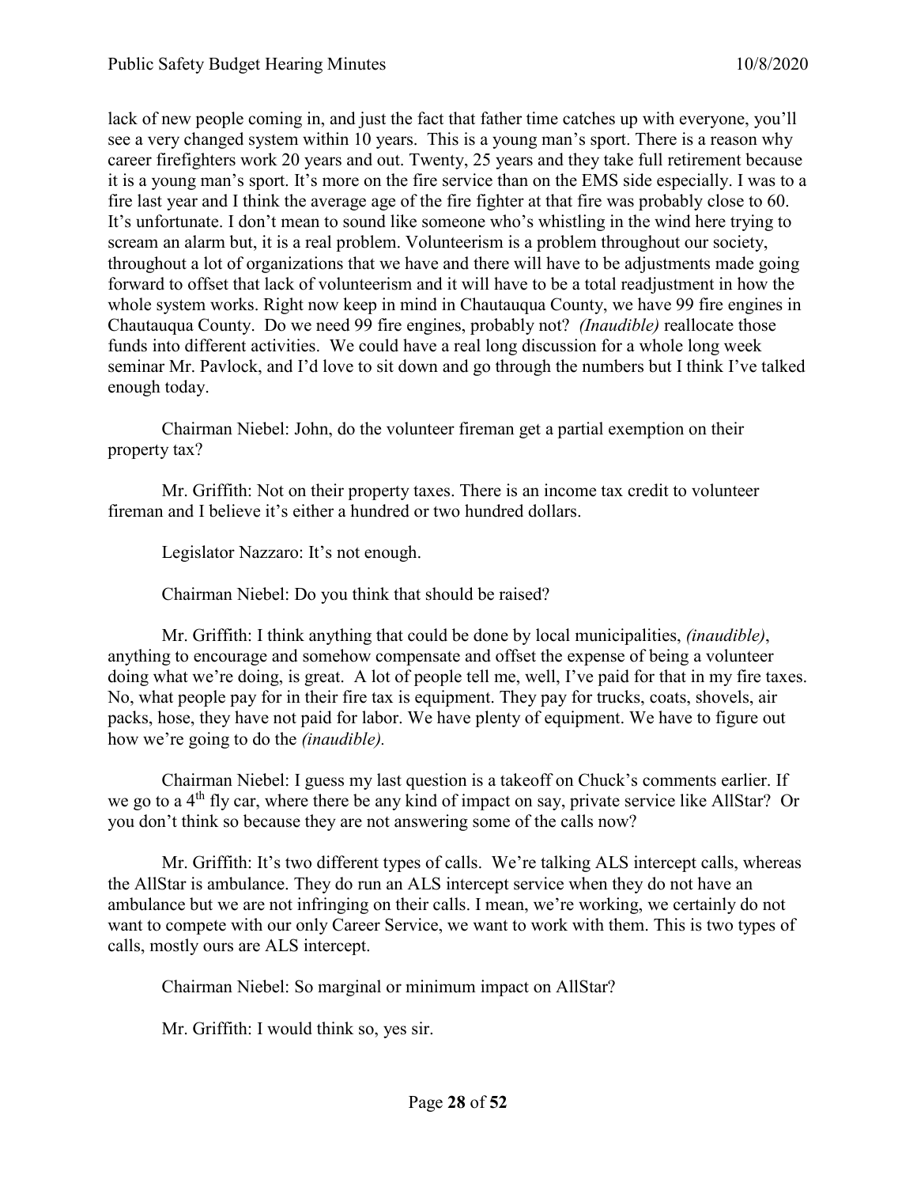lack of new people coming in, and just the fact that father time catches up with everyone, you'll see a very changed system within 10 years. This is a young man's sport. There is a reason why career firefighters work 20 years and out. Twenty, 25 years and they take full retirement because it is a young man's sport. It's more on the fire service than on the EMS side especially. I was to a fire last year and I think the average age of the fire fighter at that fire was probably close to 60. It's unfortunate. I don't mean to sound like someone who's whistling in the wind here trying to scream an alarm but, it is a real problem. Volunteerism is a problem throughout our society, throughout a lot of organizations that we have and there will have to be adjustments made going forward to offset that lack of volunteerism and it will have to be a total readjustment in how the whole system works. Right now keep in mind in Chautauqua County, we have 99 fire engines in Chautauqua County. Do we need 99 fire engines, probably not? *(Inaudible)* reallocate those funds into different activities. We could have a real long discussion for a whole long week seminar Mr. Pavlock, and I'd love to sit down and go through the numbers but I think I've talked enough today.

Chairman Niebel: John, do the volunteer fireman get a partial exemption on their property tax?

Mr. Griffith: Not on their property taxes. There is an income tax credit to volunteer fireman and I believe it's either a hundred or two hundred dollars.

Legislator Nazzaro: It's not enough.

Chairman Niebel: Do you think that should be raised?

Mr. Griffith: I think anything that could be done by local municipalities, *(inaudible)*, anything to encourage and somehow compensate and offset the expense of being a volunteer doing what we're doing, is great. A lot of people tell me, well, I've paid for that in my fire taxes. No, what people pay for in their fire tax is equipment. They pay for trucks, coats, shovels, air packs, hose, they have not paid for labor. We have plenty of equipment. We have to figure out how we're going to do the *(inaudible).*

Chairman Niebel: I guess my last question is a takeoff on Chuck's comments earlier. If we go to a 4th fly car, where there be any kind of impact on say, private service like AllStar? Or you don't think so because they are not answering some of the calls now?

Mr. Griffith: It's two different types of calls. We're talking ALS intercept calls, whereas the AllStar is ambulance. They do run an ALS intercept service when they do not have an ambulance but we are not infringing on their calls. I mean, we're working, we certainly do not want to compete with our only Career Service, we want to work with them. This is two types of calls, mostly ours are ALS intercept.

Chairman Niebel: So marginal or minimum impact on AllStar?

Mr. Griffith: I would think so, yes sir.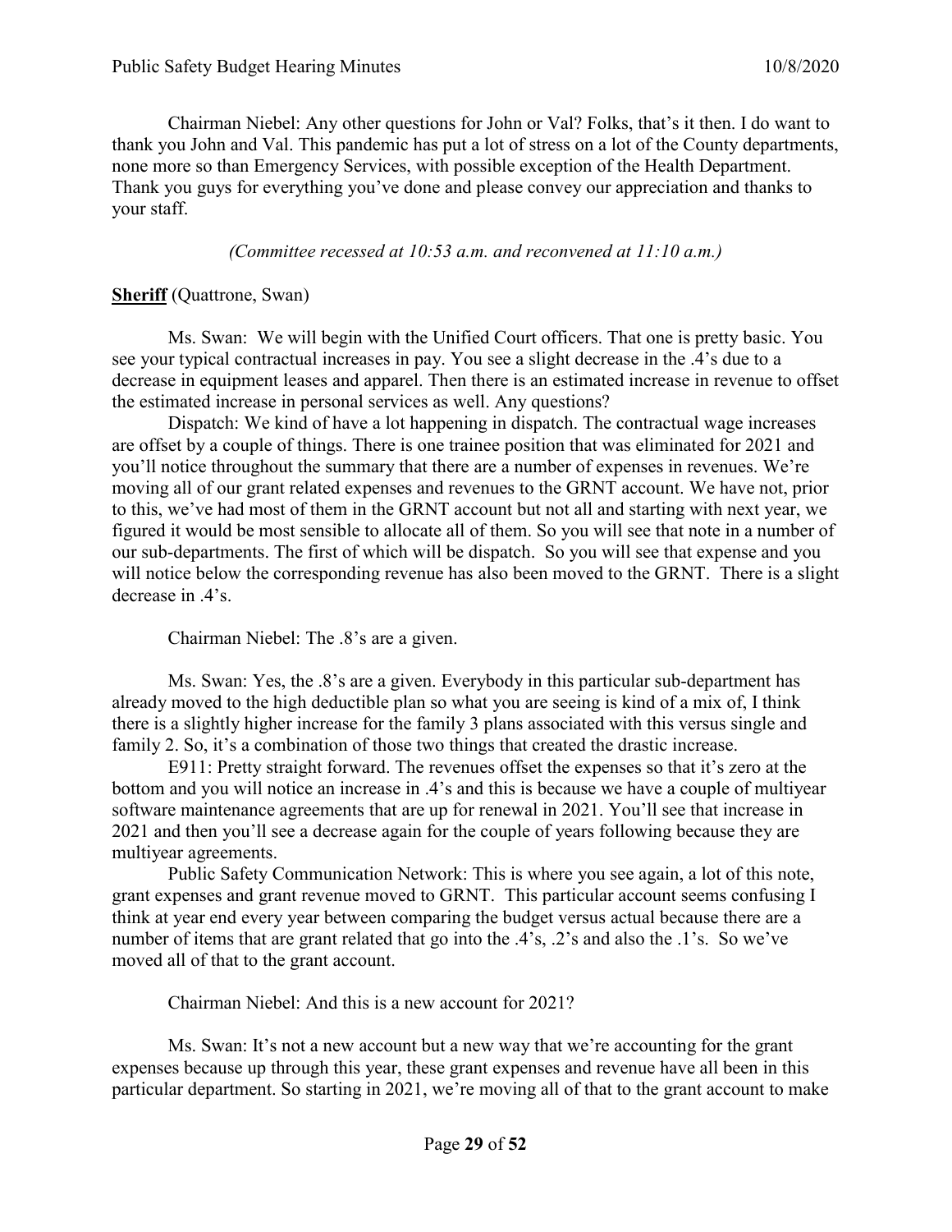Chairman Niebel: Any other questions for John or Val? Folks, that's it then. I do want to thank you John and Val. This pandemic has put a lot of stress on a lot of the County departments, none more so than Emergency Services, with possible exception of the Health Department. Thank you guys for everything you've done and please convey our appreciation and thanks to your staff.

*(Committee recessed at 10:53 a.m. and reconvened at 11:10 a.m.)*

**Sheriff** (Quattrone, Swan)

Ms. Swan: We will begin with the Unified Court officers. That one is pretty basic. You see your typical contractual increases in pay. You see a slight decrease in the .4's due to a decrease in equipment leases and apparel. Then there is an estimated increase in revenue to offset the estimated increase in personal services as well. Any questions?

Dispatch: We kind of have a lot happening in dispatch. The contractual wage increases are offset by a couple of things. There is one trainee position that was eliminated for 2021 and you'll notice throughout the summary that there are a number of expenses in revenues. We're moving all of our grant related expenses and revenues to the GRNT account. We have not, prior to this, we've had most of them in the GRNT account but not all and starting with next year, we figured it would be most sensible to allocate all of them. So you will see that note in a number of our sub-departments. The first of which will be dispatch. So you will see that expense and you will notice below the corresponding revenue has also been moved to the GRNT. There is a slight decrease in .4's.

Chairman Niebel: The .8's are a given.

Ms. Swan: Yes, the .8's are a given. Everybody in this particular sub-department has already moved to the high deductible plan so what you are seeing is kind of a mix of, I think there is a slightly higher increase for the family 3 plans associated with this versus single and family 2. So, it's a combination of those two things that created the drastic increase.

E911: Pretty straight forward. The revenues offset the expenses so that it's zero at the bottom and you will notice an increase in .4's and this is because we have a couple of multiyear software maintenance agreements that are up for renewal in 2021. You'll see that increase in 2021 and then you'll see a decrease again for the couple of years following because they are multiyear agreements.

Public Safety Communication Network: This is where you see again, a lot of this note, grant expenses and grant revenue moved to GRNT. This particular account seems confusing I think at year end every year between comparing the budget versus actual because there are a number of items that are grant related that go into the .4's, .2's and also the .1's. So we've moved all of that to the grant account.

Chairman Niebel: And this is a new account for 2021?

Ms. Swan: It's not a new account but a new way that we're accounting for the grant expenses because up through this year, these grant expenses and revenue have all been in this particular department. So starting in 2021, we're moving all of that to the grant account to make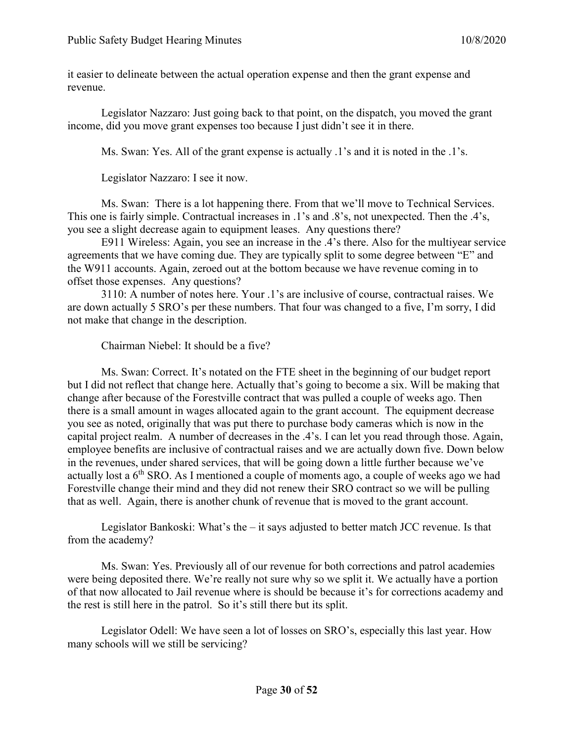it easier to delineate between the actual operation expense and then the grant expense and revenue.

Legislator Nazzaro: Just going back to that point, on the dispatch, you moved the grant income, did you move grant expenses too because I just didn't see it in there.

Ms. Swan: Yes. All of the grant expense is actually .1's and it is noted in the .1's.

Legislator Nazzaro: I see it now.

Ms. Swan: There is a lot happening there. From that we'll move to Technical Services. This one is fairly simple. Contractual increases in .1's and .8's, not unexpected. Then the .4's, you see a slight decrease again to equipment leases. Any questions there?

E911 Wireless: Again, you see an increase in the .4's there. Also for the multiyear service agreements that we have coming due. They are typically split to some degree between "E" and the W911 accounts. Again, zeroed out at the bottom because we have revenue coming in to offset those expenses. Any questions?

3110: A number of notes here. Your .1's are inclusive of course, contractual raises. We are down actually 5 SRO's per these numbers. That four was changed to a five, I'm sorry, I did not make that change in the description.

Chairman Niebel: It should be a five?

Ms. Swan: Correct. It's notated on the FTE sheet in the beginning of our budget report but I did not reflect that change here. Actually that's going to become a six. Will be making that change after because of the Forestville contract that was pulled a couple of weeks ago. Then there is a small amount in wages allocated again to the grant account. The equipment decrease you see as noted, originally that was put there to purchase body cameras which is now in the capital project realm. A number of decreases in the .4's. I can let you read through those. Again, employee benefits are inclusive of contractual raises and we are actually down five. Down below in the revenues, under shared services, that will be going down a little further because we've actually lost a 6th SRO. As I mentioned a couple of moments ago, a couple of weeks ago we had Forestville change their mind and they did not renew their SRO contract so we will be pulling that as well. Again, there is another chunk of revenue that is moved to the grant account.

Legislator Bankoski: What's the – it says adjusted to better match JCC revenue. Is that from the academy?

Ms. Swan: Yes. Previously all of our revenue for both corrections and patrol academies were being deposited there. We're really not sure why so we split it. We actually have a portion of that now allocated to Jail revenue where is should be because it's for corrections academy and the rest is still here in the patrol. So it's still there but its split.

Legislator Odell: We have seen a lot of losses on SRO's, especially this last year. How many schools will we still be servicing?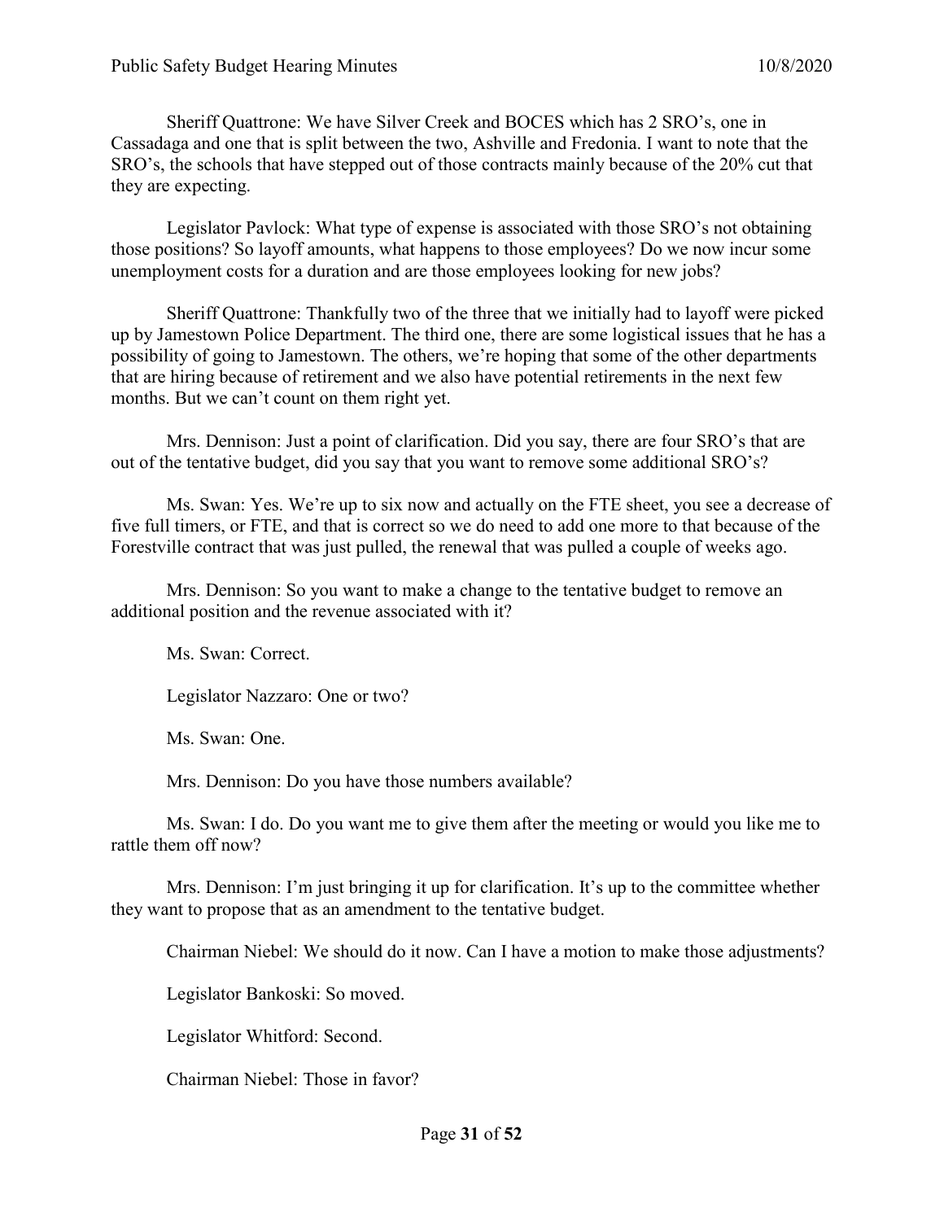Sheriff Quattrone: We have Silver Creek and BOCES which has 2 SRO's, one in Cassadaga and one that is split between the two, Ashville and Fredonia. I want to note that the SRO's, the schools that have stepped out of those contracts mainly because of the 20% cut that they are expecting.

Legislator Pavlock: What type of expense is associated with those SRO's not obtaining those positions? So layoff amounts, what happens to those employees? Do we now incur some unemployment costs for a duration and are those employees looking for new jobs?

Sheriff Quattrone: Thankfully two of the three that we initially had to layoff were picked up by Jamestown Police Department. The third one, there are some logistical issues that he has a possibility of going to Jamestown. The others, we're hoping that some of the other departments that are hiring because of retirement and we also have potential retirements in the next few months. But we can't count on them right yet.

Mrs. Dennison: Just a point of clarification. Did you say, there are four SRO's that are out of the tentative budget, did you say that you want to remove some additional SRO's?

Ms. Swan: Yes. We're up to six now and actually on the FTE sheet, you see a decrease of five full timers, or FTE, and that is correct so we do need to add one more to that because of the Forestville contract that was just pulled, the renewal that was pulled a couple of weeks ago.

Mrs. Dennison: So you want to make a change to the tentative budget to remove an additional position and the revenue associated with it?

Ms. Swan: Correct.

Legislator Nazzaro: One or two?

Ms. Swan: One.

Mrs. Dennison: Do you have those numbers available?

Ms. Swan: I do. Do you want me to give them after the meeting or would you like me to rattle them off now?

Mrs. Dennison: I'm just bringing it up for clarification. It's up to the committee whether they want to propose that as an amendment to the tentative budget.

Chairman Niebel: We should do it now. Can I have a motion to make those adjustments?

Legislator Bankoski: So moved.

Legislator Whitford: Second.

Chairman Niebel: Those in favor?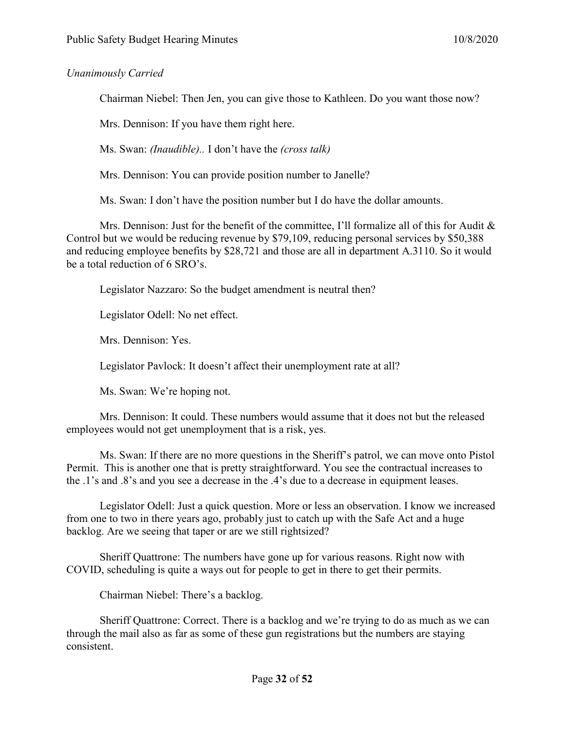*Unanimously Carried*

Chairman Niebel: Then Jen, you can give those to Kathleen. Do you want those now?

Mrs. Dennison: If you have them right here.

Ms. Swan: *(Inaudible)..* I don't have the *(cross talk)*

Mrs. Dennison: You can provide position number to Janelle?

Ms. Swan: I don't have the position number but I do have the dollar amounts.

Mrs. Dennison: Just for the benefit of the committee, I'll formalize all of this for Audit & Control but we would be reducing revenue by $79,109, reducing personal services by $50,388 and reducing employee benefits by $28,721 and those are all in department A.3110. So it would be a total reduction of 6 SRO's.

Legislator Nazzaro: So the budget amendment is neutral then?

Legislator Odell: No net effect.

Mrs. Dennison: Yes.

Legislator Pavlock: It doesn't affect their unemployment rate at all?

Ms. Swan: We're hoping not.

Mrs. Dennison: It could. These numbers would assume that it does not but the released employees would not get unemployment that is a risk, yes.

Ms. Swan: If there are no more questions in the Sheriff's patrol, we can move onto Pistol Permit. This is another one that is pretty straightforward. You see the contractual increases to the .1's and .8's and you see a decrease in the .4's due to a decrease in equipment leases.

Legislator Odell: Just a quick question. More or less an observation. I know we increased from one to two in there years ago, probably just to catch up with the Safe Act and a huge backlog. Are we seeing that taper or are we still rightsized?

Sheriff Quattrone: The numbers have gone up for various reasons. Right now with COVID, scheduling is quite a ways out for people to get in there to get their permits.

Chairman Niebel: There's a backlog.

Sheriff Quattrone: Correct. There is a backlog and we're trying to do as much as we can through the mail also as far as some of these gun registrations but the numbers are staying consistent.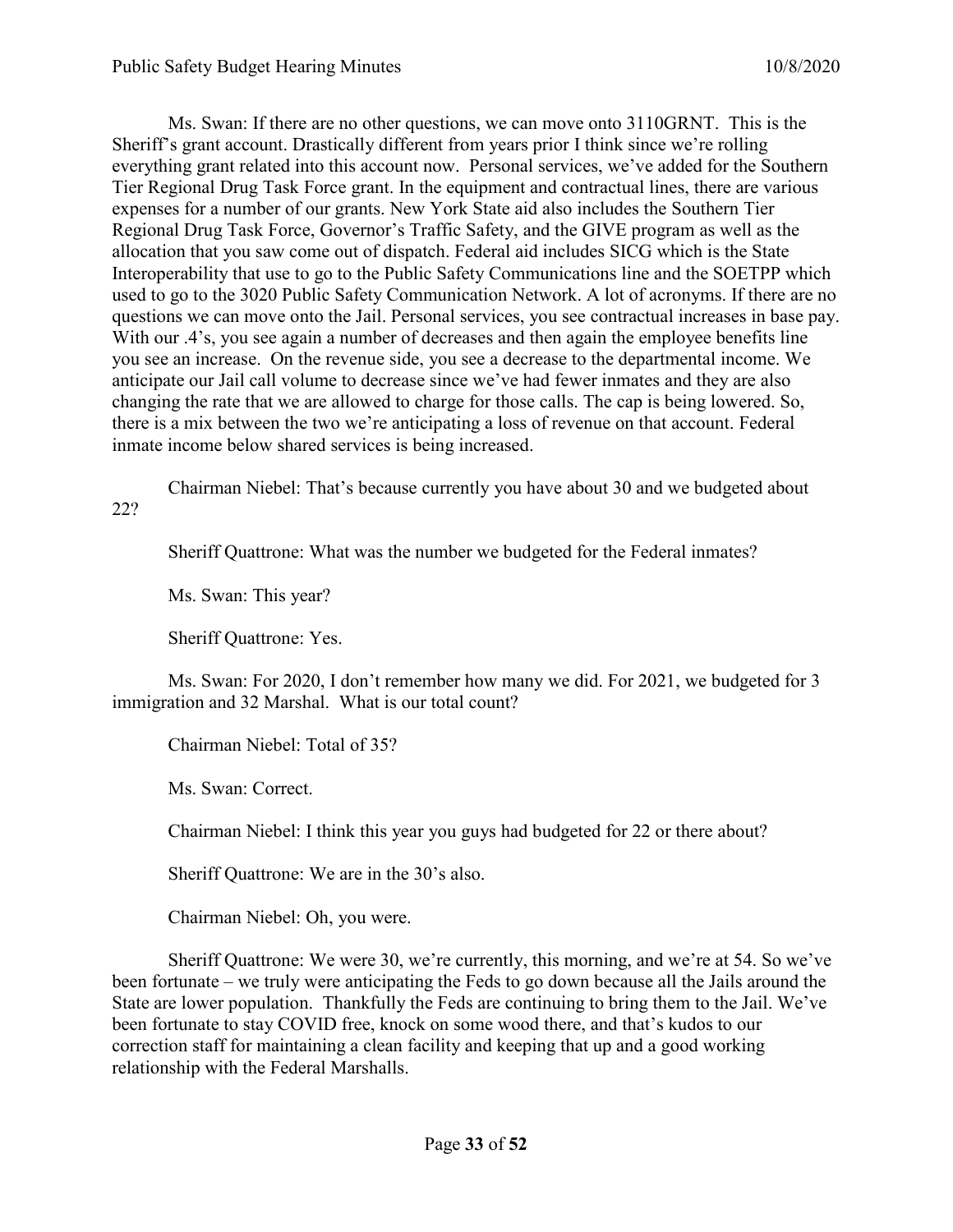Ms. Swan: If there are no other questions, we can move onto 3110GRNT. This is the Sheriff's grant account. Drastically different from years prior I think since we're rolling everything grant related into this account now. Personal services, we've added for the Southern Tier Regional Drug Task Force grant. In the equipment and contractual lines, there are various expenses for a number of our grants. New York State aid also includes the Southern Tier Regional Drug Task Force, Governor's Traffic Safety, and the GIVE program as well as the allocation that you saw come out of dispatch. Federal aid includes SICG which is the State Interoperability that use to go to the Public Safety Communications line and the SOETPP which used to go to the 3020 Public Safety Communication Network. A lot of acronyms. If there are no questions we can move onto the Jail. Personal services, you see contractual increases in base pay. With our .4's, you see again a number of decreases and then again the employee benefits line you see an increase. On the revenue side, you see a decrease to the departmental income. We anticipate our Jail call volume to decrease since we've had fewer inmates and they are also changing the rate that we are allowed to charge for those calls. The cap is being lowered. So, there is a mix between the two we're anticipating a loss of revenue on that account. Federal inmate income below shared services is being increased.

Chairman Niebel: That's because currently you have about 30 and we budgeted about 22?

Sheriff Quattrone: What was the number we budgeted for the Federal inmates?

Ms. Swan: This year?

Sheriff Quattrone: Yes.

Ms. Swan: For 2020, I don't remember how many we did. For 2021, we budgeted for 3 immigration and 32 Marshal. What is our total count?

Chairman Niebel: Total of 35?

Ms. Swan: Correct.

Chairman Niebel: I think this year you guys had budgeted for 22 or there about?

Sheriff Quattrone: We are in the 30's also.

Chairman Niebel: Oh, you were.

Sheriff Quattrone: We were 30, we're currently, this morning, and we're at 54. So we've been fortunate – we truly were anticipating the Feds to go down because all the Jails around the State are lower population. Thankfully the Feds are continuing to bring them to the Jail. We've been fortunate to stay COVID free, knock on some wood there, and that's kudos to our correction staff for maintaining a clean facility and keeping that up and a good working relationship with the Federal Marshalls.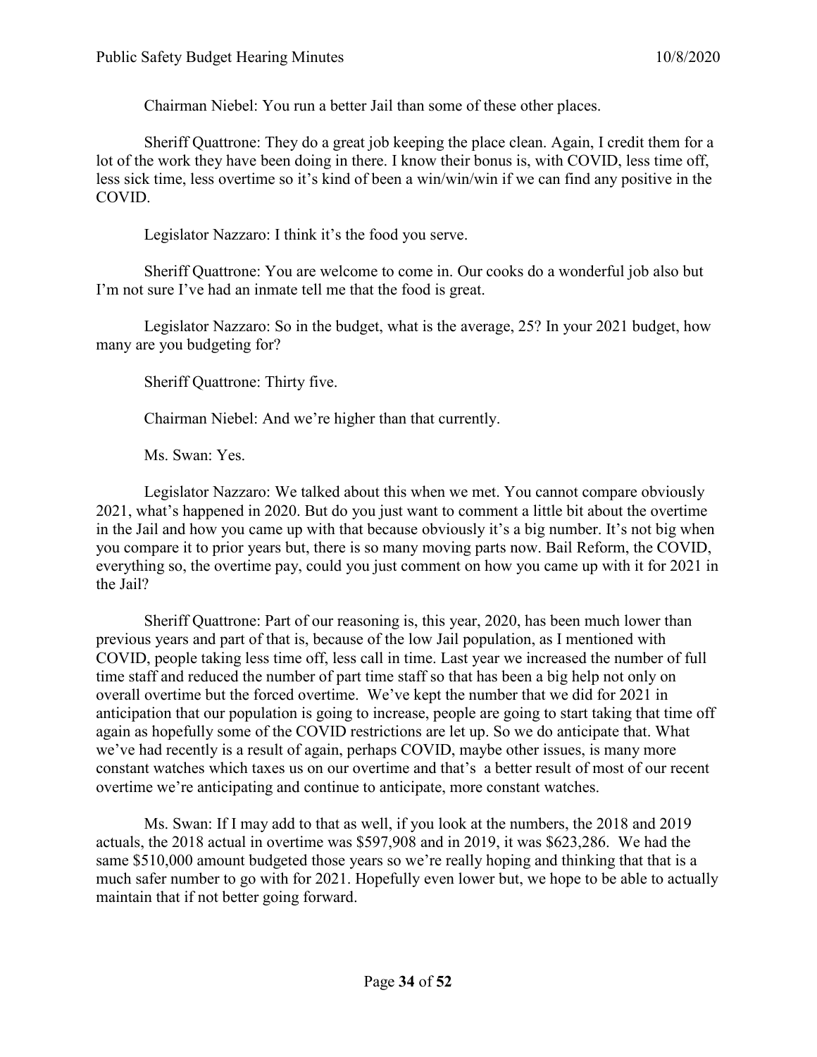Chairman Niebel: You run a better Jail than some of these other places.

Sheriff Quattrone: They do a great job keeping the place clean. Again, I credit them for a lot of the work they have been doing in there. I know their bonus is, with COVID, less time off, less sick time, less overtime so it's kind of been a win/win/win if we can find any positive in the COVID.

Legislator Nazzaro: I think it's the food you serve.

Sheriff Quattrone: You are welcome to come in. Our cooks do a wonderful job also but I'm not sure I've had an inmate tell me that the food is great.

Legislator Nazzaro: So in the budget, what is the average, 25? In your 2021 budget, how many are you budgeting for?

Sheriff Quattrone: Thirty five.

Chairman Niebel: And we're higher than that currently.

Ms. Swan: Yes.

Legislator Nazzaro: We talked about this when we met. You cannot compare obviously 2021, what's happened in 2020. But do you just want to comment a little bit about the overtime in the Jail and how you came up with that because obviously it's a big number. It's not big when you compare it to prior years but, there is so many moving parts now. Bail Reform, the COVID, everything so, the overtime pay, could you just comment on how you came up with it for 2021 in the Jail?

Sheriff Quattrone: Part of our reasoning is, this year, 2020, has been much lower than previous years and part of that is, because of the low Jail population, as I mentioned with COVID, people taking less time off, less call in time. Last year we increased the number of full time staff and reduced the number of part time staff so that has been a big help not only on overall overtime but the forced overtime. We've kept the number that we did for 2021 in anticipation that our population is going to increase, people are going to start taking that time off again as hopefully some of the COVID restrictions are let up. So we do anticipate that. What we've had recently is a result of again, perhaps COVID, maybe other issues, is many more constant watches which taxes us on our overtime and that's a better result of most of our recent overtime we're anticipating and continue to anticipate, more constant watches.

Ms. Swan: If I may add to that as well, if you look at the numbers, the 2018 and 2019 actuals, the 2018 actual in overtime was $597,908 and in 2019, it was $623,286. We had the same $510,000 amount budgeted those years so we're really hoping and thinking that that is a much safer number to go with for 2021. Hopefully even lower but, we hope to be able to actually maintain that if not better going forward.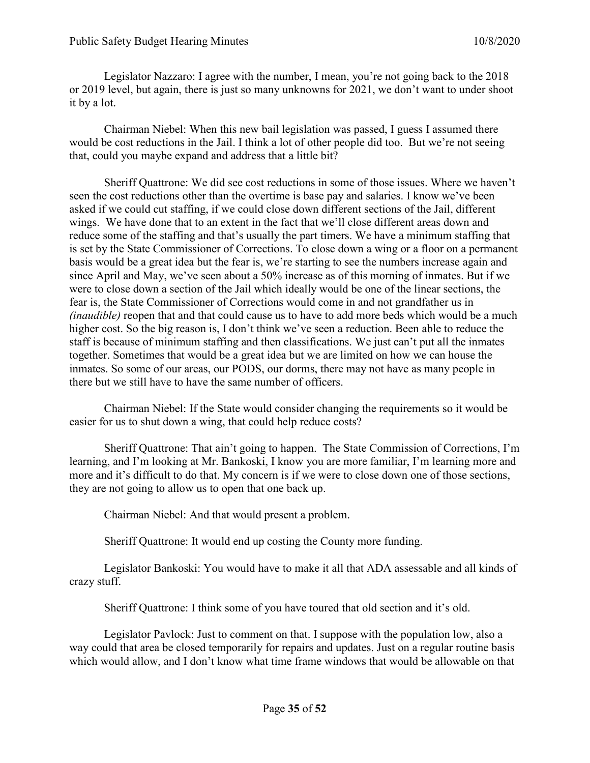Legislator Nazzaro: I agree with the number, I mean, you're not going back to the 2018 or 2019 level, but again, there is just so many unknowns for 2021, we don't want to under shoot it by a lot.

Chairman Niebel: When this new bail legislation was passed, I guess I assumed there would be cost reductions in the Jail. I think a lot of other people did too. But we're not seeing that, could you maybe expand and address that a little bit?

Sheriff Quattrone: We did see cost reductions in some of those issues. Where we haven't seen the cost reductions other than the overtime is base pay and salaries. I know we've been asked if we could cut staffing, if we could close down different sections of the Jail, different wings. We have done that to an extent in the fact that we'll close different areas down and reduce some of the staffing and that's usually the part timers. We have a minimum staffing that is set by the State Commissioner of Corrections. To close down a wing or a floor on a permanent basis would be a great idea but the fear is, we're starting to see the numbers increase again and since April and May, we've seen about a 50% increase as of this morning of inmates. But if we were to close down a section of the Jail which ideally would be one of the linear sections, the fear is, the State Commissioner of Corrections would come in and not grandfather us in *(inaudible)* reopen that and that could cause us to have to add more beds which would be a much higher cost. So the big reason is, I don't think we've seen a reduction. Been able to reduce the staff is because of minimum staffing and then classifications. We just can't put all the inmates together. Sometimes that would be a great idea but we are limited on how we can house the inmates. So some of our areas, our PODS, our dorms, there may not have as many people in there but we still have to have the same number of officers.

Chairman Niebel: If the State would consider changing the requirements so it would be easier for us to shut down a wing, that could help reduce costs?

Sheriff Quattrone: That ain't going to happen. The State Commission of Corrections, I'm learning, and I'm looking at Mr. Bankoski, I know you are more familiar, I'm learning more and more and it's difficult to do that. My concern is if we were to close down one of those sections, they are not going to allow us to open that one back up.

Chairman Niebel: And that would present a problem.

Sheriff Quattrone: It would end up costing the County more funding.

Legislator Bankoski: You would have to make it all that ADA assessable and all kinds of crazy stuff.

Sheriff Quattrone: I think some of you have toured that old section and it's old.

Legislator Pavlock: Just to comment on that. I suppose with the population low, also a way could that area be closed temporarily for repairs and updates. Just on a regular routine basis which would allow, and I don't know what time frame windows that would be allowable on that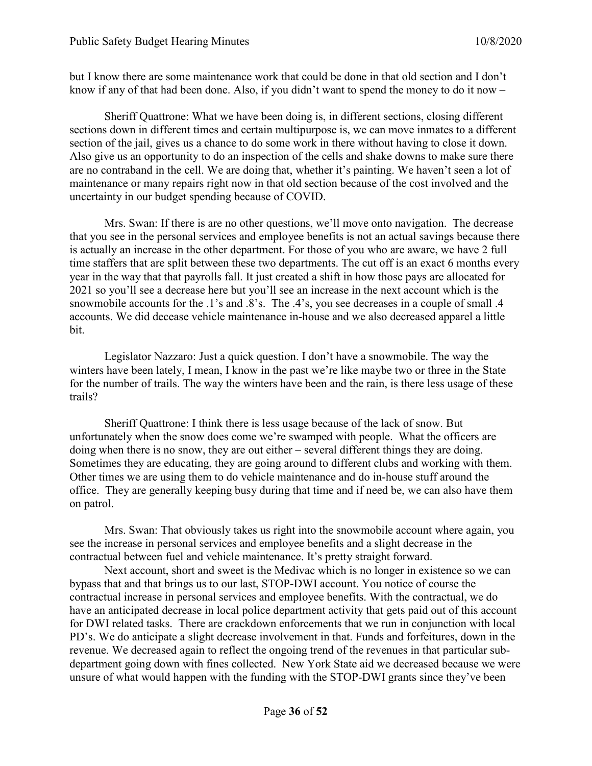but I know there are some maintenance work that could be done in that old section and I don't know if any of that had been done. Also, if you didn't want to spend the money to do it now –

Sheriff Quattrone: What we have been doing is, in different sections, closing different sections down in different times and certain multipurpose is, we can move inmates to a different section of the jail, gives us a chance to do some work in there without having to close it down. Also give us an opportunity to do an inspection of the cells and shake downs to make sure there are no contraband in the cell. We are doing that, whether it's painting. We haven't seen a lot of maintenance or many repairs right now in that old section because of the cost involved and the uncertainty in our budget spending because of COVID.

Mrs. Swan: If there is are no other questions, we'll move onto navigation. The decrease that you see in the personal services and employee benefits is not an actual savings because there is actually an increase in the other department. For those of you who are aware, we have 2 full time staffers that are split between these two departments. The cut off is an exact 6 months every year in the way that that payrolls fall. It just created a shift in how those pays are allocated for 2021 so you'll see a decrease here but you'll see an increase in the next account which is the snowmobile accounts for the .1's and .8's. The .4's, you see decreases in a couple of small .4 accounts. We did decease vehicle maintenance in-house and we also decreased apparel a little bit.

Legislator Nazzaro: Just a quick question. I don't have a snowmobile. The way the winters have been lately, I mean, I know in the past we're like maybe two or three in the State for the number of trails. The way the winters have been and the rain, is there less usage of these trails?

Sheriff Quattrone: I think there is less usage because of the lack of snow. But unfortunately when the snow does come we're swamped with people. What the officers are doing when there is no snow, they are out either – several different things they are doing. Sometimes they are educating, they are going around to different clubs and working with them. Other times we are using them to do vehicle maintenance and do in-house stuff around the office. They are generally keeping busy during that time and if need be, we can also have them on patrol.

Mrs. Swan: That obviously takes us right into the snowmobile account where again, you see the increase in personal services and employee benefits and a slight decrease in the contractual between fuel and vehicle maintenance. It's pretty straight forward.

Next account, short and sweet is the Medivac which is no longer in existence so we can bypass that and that brings us to our last, STOP-DWI account. You notice of course the contractual increase in personal services and employee benefits. With the contractual, we do have an anticipated decrease in local police department activity that gets paid out of this account for DWI related tasks. There are crackdown enforcements that we run in conjunction with local PD's. We do anticipate a slight decrease involvement in that. Funds and forfeitures, down in the revenue. We decreased again to reflect the ongoing trend of the revenues in that particular sub-department going down with fines collected. New York State aid we decreased because we were unsure of what would happen with the funding with the STOP-DWI grants since they've been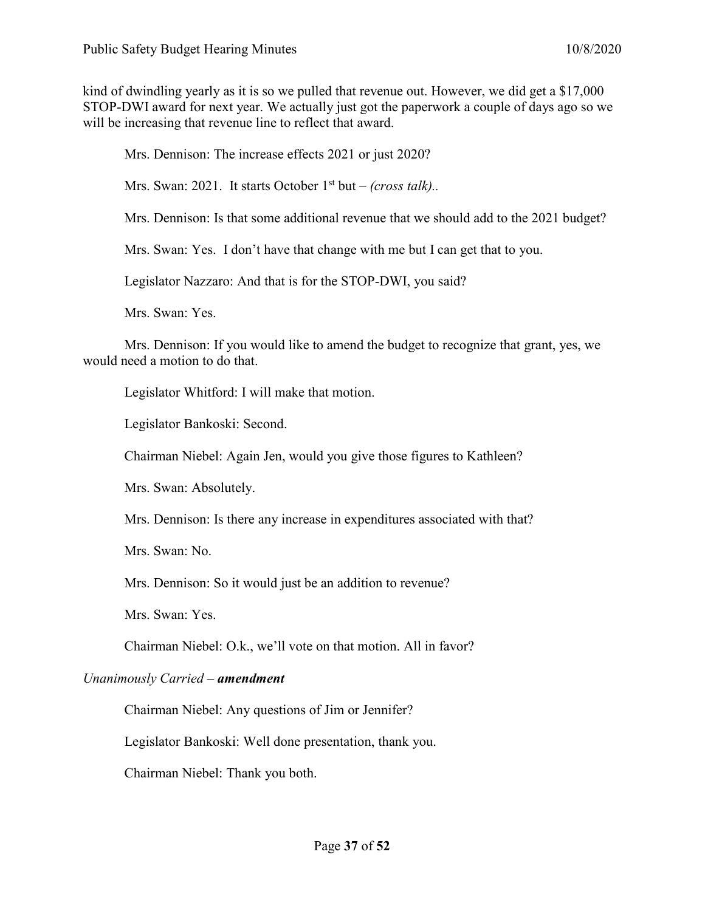kind of dwindling yearly as it is so we pulled that revenue out. However, we did get a $17,000 STOP-DWI award for next year. We actually just got the paperwork a couple of days ago so we will be increasing that revenue line to reflect that award.

Mrs. Dennison: The increase effects 2021 or just 2020?

Mrs. Swan: 2021. It starts October 1st but – *(cross talk)..*

Mrs. Dennison: Is that some additional revenue that we should add to the 2021 budget?

Mrs. Swan: Yes. I don't have that change with me but I can get that to you.

Legislator Nazzaro: And that is for the STOP-DWI, you said?

Mrs. Swan: Yes.

Mrs. Dennison: If you would like to amend the budget to recognize that grant, yes, we would need a motion to do that.

Legislator Whitford: I will make that motion.

Legislator Bankoski: Second.

Chairman Niebel: Again Jen, would you give those figures to Kathleen?

Mrs. Swan: Absolutely.

Mrs. Dennison: Is there any increase in expenditures associated with that?

Mrs. Swan: No.

Mrs. Dennison: So it would just be an addition to revenue?

Mrs. Swan: Yes.

Chairman Niebel: O.k., we'll vote on that motion. All in favor?

*Unanimously Carried – **amendment***

Chairman Niebel: Any questions of Jim or Jennifer?

Legislator Bankoski: Well done presentation, thank you.

Chairman Niebel: Thank you both.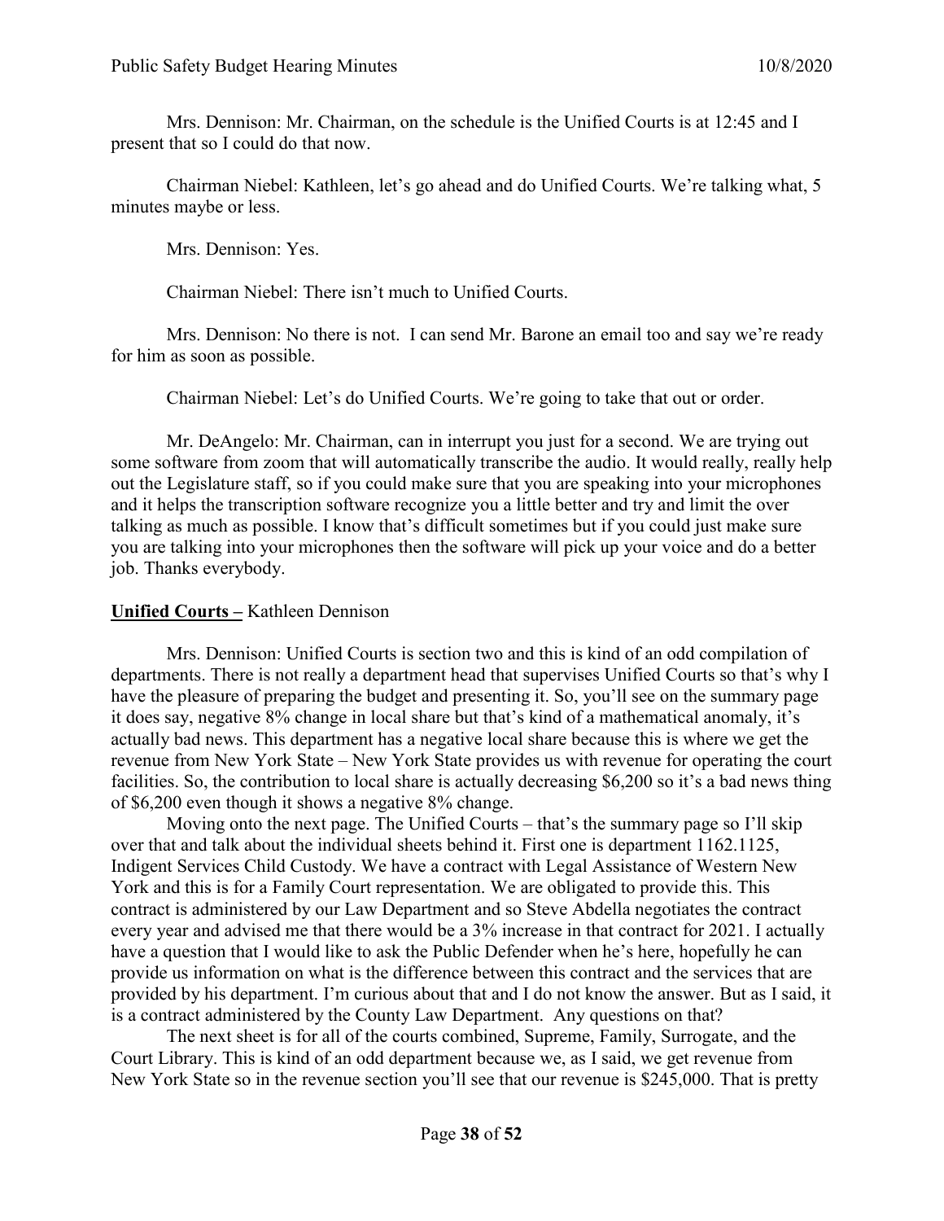Mrs. Dennison: Mr. Chairman, on the schedule is the Unified Courts is at 12:45 and I present that so I could do that now.

Chairman Niebel: Kathleen, let's go ahead and do Unified Courts. We're talking what, 5 minutes maybe or less.

Mrs. Dennison: Yes.

Chairman Niebel: There isn't much to Unified Courts.

Mrs. Dennison: No there is not. I can send Mr. Barone an email too and say we're ready for him as soon as possible.

Chairman Niebel: Let's do Unified Courts. We're going to take that out or order.

Mr. DeAngelo: Mr. Chairman, can in interrupt you just for a second. We are trying out some software from zoom that will automatically transcribe the audio. It would really, really help out the Legislature staff, so if you could make sure that you are speaking into your microphones and it helps the transcription software recognize you a little better and try and limit the over talking as much as possible. I know that's difficult sometimes but if you could just make sure you are talking into your microphones then the software will pick up your voice and do a better job. Thanks everybody.

**Unified Courts –** Kathleen Dennison

Mrs. Dennison: Unified Courts is section two and this is kind of an odd compilation of departments. There is not really a department head that supervises Unified Courts so that's why I have the pleasure of preparing the budget and presenting it. So, you'll see on the summary page it does say, negative 8% change in local share but that's kind of a mathematical anomaly, it's actually bad news. This department has a negative local share because this is where we get the revenue from New York State – New York State provides us with revenue for operating the court facilities. So, the contribution to local share is actually decreasing $6,200 so it's a bad news thing of $6,200 even though it shows a negative 8% change.

Moving onto the next page. The Unified Courts – that's the summary page so I'll skip over that and talk about the individual sheets behind it. First one is department 1162.1125, Indigent Services Child Custody. We have a contract with Legal Assistance of Western New York and this is for a Family Court representation. We are obligated to provide this. This contract is administered by our Law Department and so Steve Abdella negotiates the contract every year and advised me that there would be a 3% increase in that contract for 2021. I actually have a question that I would like to ask the Public Defender when he's here, hopefully he can provide us information on what is the difference between this contract and the services that are provided by his department. I'm curious about that and I do not know the answer. But as I said, it is a contract administered by the County Law Department. Any questions on that?

The next sheet is for all of the courts combined, Supreme, Family, Surrogate, and the Court Library. This is kind of an odd department because we, as I said, we get revenue from New York State so in the revenue section you'll see that our revenue is $245,000. That is pretty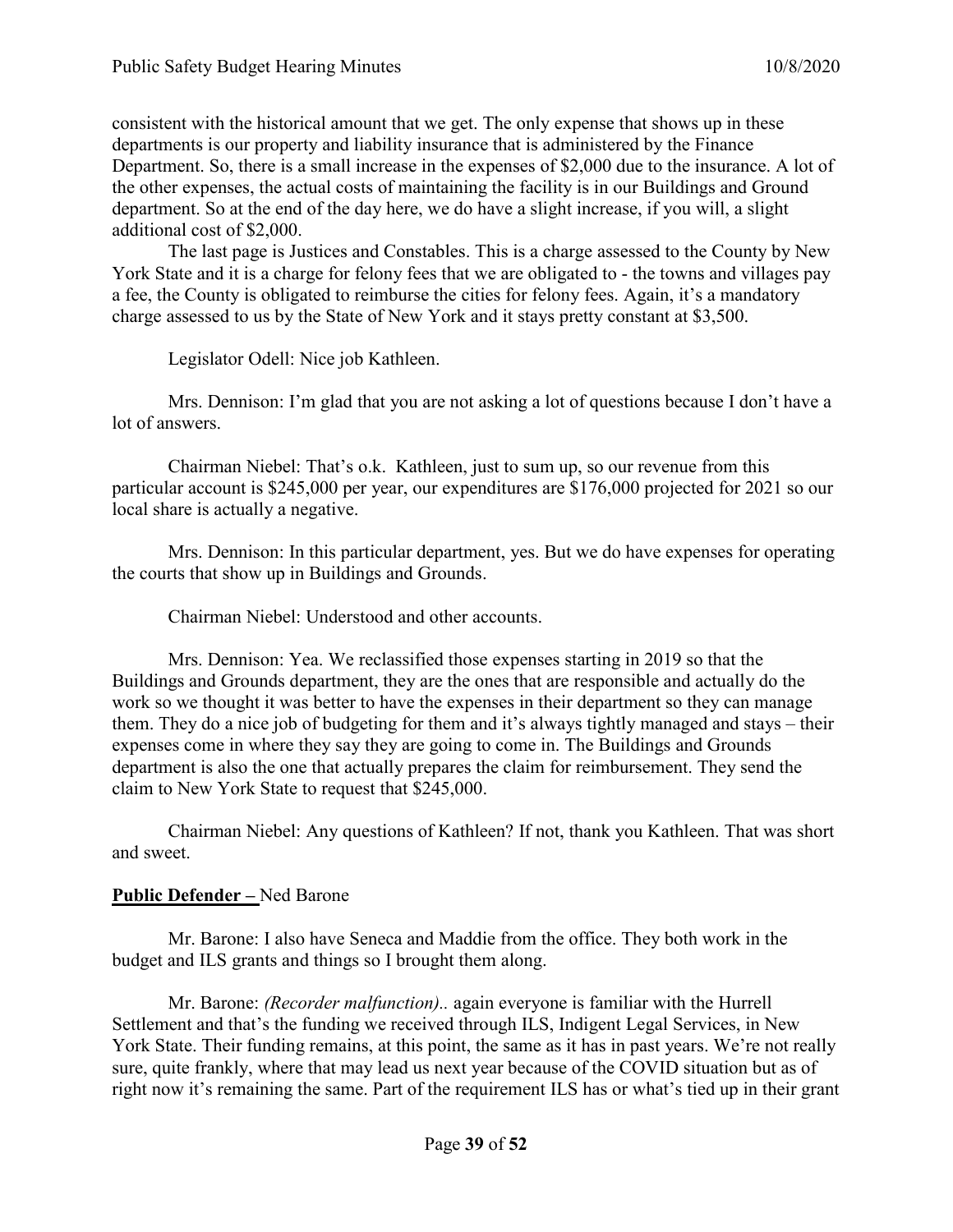consistent with the historical amount that we get. The only expense that shows up in these departments is our property and liability insurance that is administered by the Finance Department. So, there is a small increase in the expenses of $2,000 due to the insurance. A lot of the other expenses, the actual costs of maintaining the facility is in our Buildings and Ground department. So at the end of the day here, we do have a slight increase, if you will, a slight additional cost of $2,000.

The last page is Justices and Constables. This is a charge assessed to the County by New York State and it is a charge for felony fees that we are obligated to - the towns and villages pay a fee, the County is obligated to reimburse the cities for felony fees. Again, it's a mandatory charge assessed to us by the State of New York and it stays pretty constant at $3,500.

Legislator Odell: Nice job Kathleen.

Mrs. Dennison: I'm glad that you are not asking a lot of questions because I don't have a lot of answers.

Chairman Niebel: That's o.k. Kathleen, just to sum up, so our revenue from this particular account is $245,000 per year, our expenditures are $176,000 projected for 2021 so our local share is actually a negative.

Mrs. Dennison: In this particular department, yes. But we do have expenses for operating the courts that show up in Buildings and Grounds.

Chairman Niebel: Understood and other accounts.

Mrs. Dennison: Yea. We reclassified those expenses starting in 2019 so that the Buildings and Grounds department, they are the ones that are responsible and actually do the work so we thought it was better to have the expenses in their department so they can manage them. They do a nice job of budgeting for them and it's always tightly managed and stays – their expenses come in where they say they are going to come in. The Buildings and Grounds department is also the one that actually prepares the claim for reimbursement. They send the claim to New York State to request that $245,000.

Chairman Niebel: Any questions of Kathleen? If not, thank you Kathleen. That was short and sweet.

**<u>Public Defender –</u>** Ned Barone

Mr. Barone: I also have Seneca and Maddie from the office. They both work in the budget and ILS grants and things so I brought them along.

Mr. Barone: *(Recorder malfunction)..* again everyone is familiar with the Hurrell Settlement and that's the funding we received through ILS, Indigent Legal Services, in New York State. Their funding remains, at this point, the same as it has in past years. We're not really sure, quite frankly, where that may lead us next year because of the COVID situation but as of right now it's remaining the same. Part of the requirement ILS has or what's tied up in their grant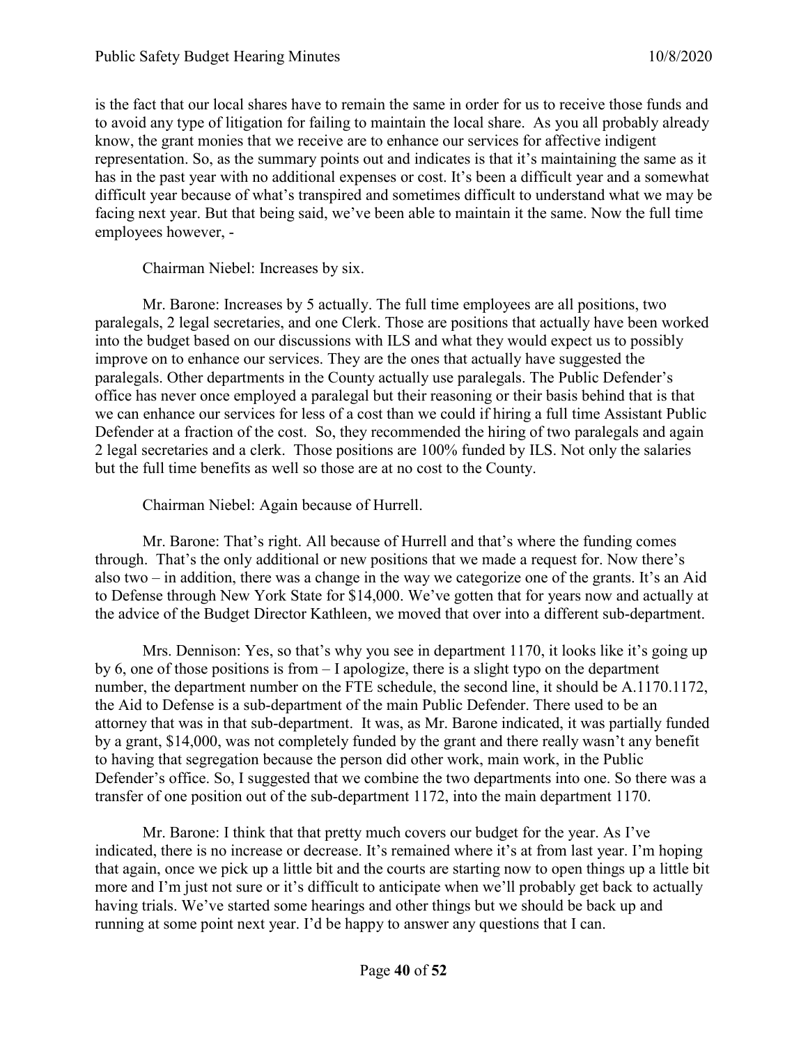is the fact that our local shares have to remain the same in order for us to receive those funds and to avoid any type of litigation for failing to maintain the local share. As you all probably already know, the grant monies that we receive are to enhance our services for affective indigent representation. So, as the summary points out and indicates is that it's maintaining the same as it has in the past year with no additional expenses or cost. It's been a difficult year and a somewhat difficult year because of what's transpired and sometimes difficult to understand what we may be facing next year. But that being said, we've been able to maintain it the same. Now the full time employees however, -

Chairman Niebel: Increases by six.

Mr. Barone: Increases by 5 actually. The full time employees are all positions, two paralegals, 2 legal secretaries, and one Clerk. Those are positions that actually have been worked into the budget based on our discussions with ILS and what they would expect us to possibly improve on to enhance our services. They are the ones that actually have suggested the paralegals. Other departments in the County actually use paralegals. The Public Defender's office has never once employed a paralegal but their reasoning or their basis behind that is that we can enhance our services for less of a cost than we could if hiring a full time Assistant Public Defender at a fraction of the cost. So, they recommended the hiring of two paralegals and again 2 legal secretaries and a clerk. Those positions are 100% funded by ILS. Not only the salaries but the full time benefits as well so those are at no cost to the County.

Chairman Niebel: Again because of Hurrell.

Mr. Barone: That's right. All because of Hurrell and that's where the funding comes through. That's the only additional or new positions that we made a request for. Now there's also two – in addition, there was a change in the way we categorize one of the grants. It's an Aid to Defense through New York State for $14,000. We've gotten that for years now and actually at the advice of the Budget Director Kathleen, we moved that over into a different sub-department.

Mrs. Dennison: Yes, so that's why you see in department 1170, it looks like it's going up by 6, one of those positions is from – I apologize, there is a slight typo on the department number, the department number on the FTE schedule, the second line, it should be A.1170.1172, the Aid to Defense is a sub-department of the main Public Defender. There used to be an attorney that was in that sub-department. It was, as Mr. Barone indicated, it was partially funded by a grant, $14,000, was not completely funded by the grant and there really wasn't any benefit to having that segregation because the person did other work, main work, in the Public Defender's office. So, I suggested that we combine the two departments into one. So there was a transfer of one position out of the sub-department 1172, into the main department 1170.

Mr. Barone: I think that that pretty much covers our budget for the year. As I've indicated, there is no increase or decrease. It's remained where it's at from last year. I'm hoping that again, once we pick up a little bit and the courts are starting now to open things up a little bit more and I'm just not sure or it's difficult to anticipate when we'll probably get back to actually having trials. We've started some hearings and other things but we should be back up and running at some point next year. I'd be happy to answer any questions that I can.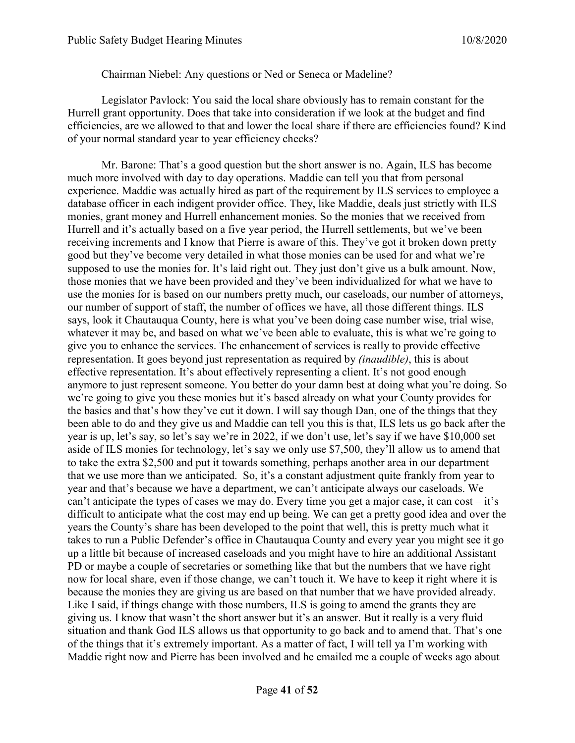Chairman Niebel: Any questions or Ned or Seneca or Madeline?

Legislator Pavlock: You said the local share obviously has to remain constant for the Hurrell grant opportunity. Does that take into consideration if we look at the budget and find efficiencies, are we allowed to that and lower the local share if there are efficiencies found? Kind of your normal standard year to year efficiency checks?

Mr. Barone: That's a good question but the short answer is no. Again, ILS has become much more involved with day to day operations. Maddie can tell you that from personal experience. Maddie was actually hired as part of the requirement by ILS services to employee a database officer in each indigent provider office. They, like Maddie, deals just strictly with ILS monies, grant money and Hurrell enhancement monies. So the monies that we received from Hurrell and it's actually based on a five year period, the Hurrell settlements, but we've been receiving increments and I know that Pierre is aware of this. They've got it broken down pretty good but they've become very detailed in what those monies can be used for and what we're supposed to use the monies for. It's laid right out. They just don't give us a bulk amount. Now, those monies that we have been provided and they've been individualized for what we have to use the monies for is based on our numbers pretty much, our caseloads, our number of attorneys, our number of support of staff, the number of offices we have, all those different things. ILS says, look it Chautauqua County, here is what you've been doing case number wise, trial wise, whatever it may be, and based on what we've been able to evaluate, this is what we're going to give you to enhance the services. The enhancement of services is really to provide effective representation. It goes beyond just representation as required by *(inaudible)*, this is about effective representation. It's about effectively representing a client. It's not good enough anymore to just represent someone. You better do your damn best at doing what you're doing. So we're going to give you these monies but it's based already on what your County provides for the basics and that's how they've cut it down. I will say though Dan, one of the things that they been able to do and they give us and Maddie can tell you this is that, ILS lets us go back after the year is up, let's say, so let's say we're in 2022, if we don't use, let's say if we have $10,000 set aside of ILS monies for technology, let's say we only use $7,500, they'll allow us to amend that to take the extra $2,500 and put it towards something, perhaps another area in our department that we use more than we anticipated. So, it's a constant adjustment quite frankly from year to year and that's because we have a department, we can't anticipate always our caseloads. We can't anticipate the types of cases we may do. Every time you get a major case, it can cost – it's difficult to anticipate what the cost may end up being. We can get a pretty good idea and over the years the County's share has been developed to the point that well, this is pretty much what it takes to run a Public Defender's office in Chautauqua County and every year you might see it go up a little bit because of increased caseloads and you might have to hire an additional Assistant PD or maybe a couple of secretaries or something like that but the numbers that we have right now for local share, even if those change, we can't touch it. We have to keep it right where it is because the monies they are giving us are based on that number that we have provided already. Like I said, if things change with those numbers, ILS is going to amend the grants they are giving us. I know that wasn't the short answer but it's an answer. But it really is a very fluid situation and thank God ILS allows us that opportunity to go back and to amend that. That's one of the things that it's extremely important. As a matter of fact, I will tell ya I'm working with Maddie right now and Pierre has been involved and he emailed me a couple of weeks ago about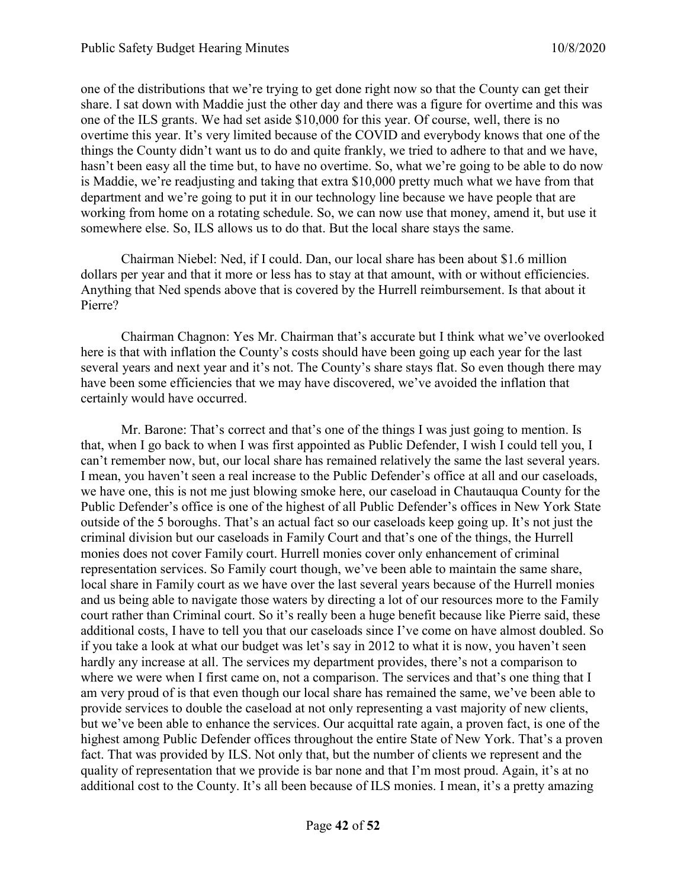one of the distributions that we're trying to get done right now so that the County can get their share. I sat down with Maddie just the other day and there was a figure for overtime and this was one of the ILS grants. We had set aside $10,000 for this year. Of course, well, there is no overtime this year. It's very limited because of the COVID and everybody knows that one of the things the County didn't want us to do and quite frankly, we tried to adhere to that and we have, hasn't been easy all the time but, to have no overtime. So, what we're going to be able to do now is Maddie, we're readjusting and taking that extra $10,000 pretty much what we have from that department and we're going to put it in our technology line because we have people that are working from home on a rotating schedule. So, we can now use that money, amend it, but use it somewhere else. So, ILS allows us to do that. But the local share stays the same.

Chairman Niebel: Ned, if I could. Dan, our local share has been about $1.6 million dollars per year and that it more or less has to stay at that amount, with or without efficiencies. Anything that Ned spends above that is covered by the Hurrell reimbursement. Is that about it Pierre?

Chairman Chagnon: Yes Mr. Chairman that's accurate but I think what we've overlooked here is that with inflation the County's costs should have been going up each year for the last several years and next year and it's not. The County's share stays flat. So even though there may have been some efficiencies that we may have discovered, we've avoided the inflation that certainly would have occurred.

Mr. Barone: That's correct and that's one of the things I was just going to mention. Is that, when I go back to when I was first appointed as Public Defender, I wish I could tell you, I can't remember now, but, our local share has remained relatively the same the last several years. I mean, you haven't seen a real increase to the Public Defender's office at all and our caseloads, we have one, this is not me just blowing smoke here, our caseload in Chautauqua County for the Public Defender's office is one of the highest of all Public Defender's offices in New York State outside of the 5 boroughs. That's an actual fact so our caseloads keep going up. It's not just the criminal division but our caseloads in Family Court and that's one of the things, the Hurrell monies does not cover Family court. Hurrell monies cover only enhancement of criminal representation services. So Family court though, we've been able to maintain the same share, local share in Family court as we have over the last several years because of the Hurrell monies and us being able to navigate those waters by directing a lot of our resources more to the Family court rather than Criminal court. So it's really been a huge benefit because like Pierre said, these additional costs, I have to tell you that our caseloads since I've come on have almost doubled. So if you take a look at what our budget was let's say in 2012 to what it is now, you haven't seen hardly any increase at all. The services my department provides, there's not a comparison to where we were when I first came on, not a comparison. The services and that's one thing that I am very proud of is that even though our local share has remained the same, we've been able to provide services to double the caseload at not only representing a vast majority of new clients, but we've been able to enhance the services. Our acquittal rate again, a proven fact, is one of the highest among Public Defender offices throughout the entire State of New York. That's a proven fact. That was provided by ILS. Not only that, but the number of clients we represent and the quality of representation that we provide is bar none and that I'm most proud. Again, it's at no additional cost to the County. It's all been because of ILS monies. I mean, it's a pretty amazing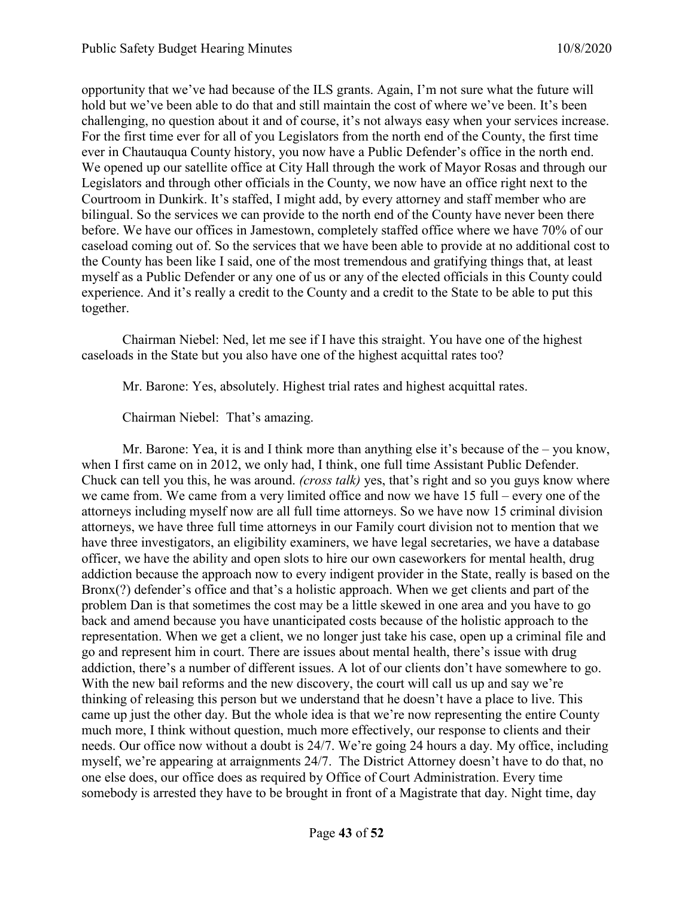opportunity that we've had because of the ILS grants. Again, I'm not sure what the future will hold but we've been able to do that and still maintain the cost of where we've been. It's been challenging, no question about it and of course, it's not always easy when your services increase. For the first time ever for all of you Legislators from the north end of the County, the first time ever in Chautauqua County history, you now have a Public Defender's office in the north end. We opened up our satellite office at City Hall through the work of Mayor Rosas and through our Legislators and through other officials in the County, we now have an office right next to the Courtroom in Dunkirk. It's staffed, I might add, by every attorney and staff member who are bilingual. So the services we can provide to the north end of the County have never been there before. We have our offices in Jamestown, completely staffed office where we have 70% of our caseload coming out of. So the services that we have been able to provide at no additional cost to the County has been like I said, one of the most tremendous and gratifying things that, at least myself as a Public Defender or any one of us or any of the elected officials in this County could experience. And it's really a credit to the County and a credit to the State to be able to put this together.

Chairman Niebel: Ned, let me see if I have this straight. You have one of the highest caseloads in the State but you also have one of the highest acquittal rates too?

Mr. Barone: Yes, absolutely. Highest trial rates and highest acquittal rates.

Chairman Niebel: That's amazing.

Mr. Barone: Yea, it is and I think more than anything else it's because of the – you know, when I first came on in 2012, we only had, I think, one full time Assistant Public Defender. Chuck can tell you this, he was around. *(cross talk)* yes, that's right and so you guys know where we came from. We came from a very limited office and now we have 15 full – every one of the attorneys including myself now are all full time attorneys. So we have now 15 criminal division attorneys, we have three full time attorneys in our Family court division not to mention that we have three investigators, an eligibility examiners, we have legal secretaries, we have a database officer, we have the ability and open slots to hire our own caseworkers for mental health, drug addiction because the approach now to every indigent provider in the State, really is based on the Bronx(?) defender's office and that's a holistic approach. When we get clients and part of the problem Dan is that sometimes the cost may be a little skewed in one area and you have to go back and amend because you have unanticipated costs because of the holistic approach to the representation. When we get a client, we no longer just take his case, open up a criminal file and go and represent him in court. There are issues about mental health, there's issue with drug addiction, there's a number of different issues. A lot of our clients don't have somewhere to go. With the new bail reforms and the new discovery, the court will call us up and say we're thinking of releasing this person but we understand that he doesn't have a place to live. This came up just the other day. But the whole idea is that we're now representing the entire County much more, I think without question, much more effectively, our response to clients and their needs. Our office now without a doubt is 24/7. We're going 24 hours a day. My office, including myself, we're appearing at arraignments 24/7. The District Attorney doesn't have to do that, no one else does, our office does as required by Office of Court Administration. Every time somebody is arrested they have to be brought in front of a Magistrate that day. Night time, day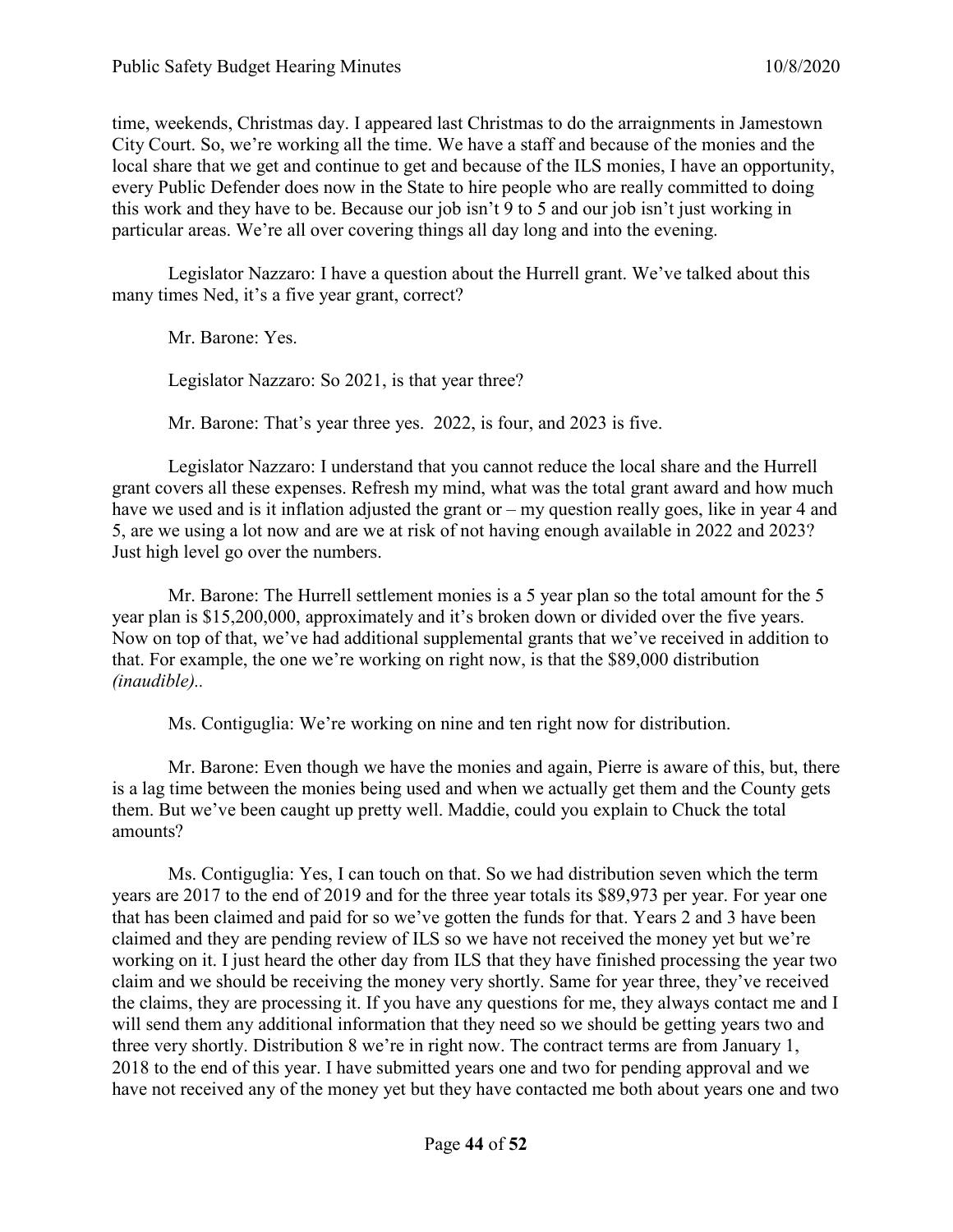time, weekends, Christmas day. I appeared last Christmas to do the arraignments in Jamestown City Court. So, we're working all the time. We have a staff and because of the monies and the local share that we get and continue to get and because of the ILS monies, I have an opportunity, every Public Defender does now in the State to hire people who are really committed to doing this work and they have to be. Because our job isn't 9 to 5 and our job isn't just working in particular areas. We're all over covering things all day long and into the evening.

Legislator Nazzaro: I have a question about the Hurrell grant. We've talked about this many times Ned, it's a five year grant, correct?

Mr. Barone: Yes.

Legislator Nazzaro: So 2021, is that year three?

Mr. Barone: That's year three yes. 2022, is four, and 2023 is five.

Legislator Nazzaro: I understand that you cannot reduce the local share and the Hurrell grant covers all these expenses. Refresh my mind, what was the total grant award and how much have we used and is it inflation adjusted the grant or – my question really goes, like in year 4 and 5, are we using a lot now and are we at risk of not having enough available in 2022 and 2023? Just high level go over the numbers.

Mr. Barone: The Hurrell settlement monies is a 5 year plan so the total amount for the 5 year plan is $15,200,000, approximately and it's broken down or divided over the five years. Now on top of that, we've had additional supplemental grants that we've received in addition to that. For example, the one we're working on right now, is that the $89,000 distribution *(inaudible)*..

Ms. Contiguglia: We're working on nine and ten right now for distribution.

Mr. Barone: Even though we have the monies and again, Pierre is aware of this, but, there is a lag time between the monies being used and when we actually get them and the County gets them. But we've been caught up pretty well. Maddie, could you explain to Chuck the total amounts?

Ms. Contiguglia: Yes, I can touch on that. So we had distribution seven which the term years are 2017 to the end of 2019 and for the three year totals its $89,973 per year. For year one that has been claimed and paid for so we've gotten the funds for that. Years 2 and 3 have been claimed and they are pending review of ILS so we have not received the money yet but we're working on it. I just heard the other day from ILS that they have finished processing the year two claim and we should be receiving the money very shortly. Same for year three, they've received the claims, they are processing it. If you have any questions for me, they always contact me and I will send them any additional information that they need so we should be getting years two and three very shortly. Distribution 8 we're in right now. The contract terms are from January 1, 2018 to the end of this year. I have submitted years one and two for pending approval and we have not received any of the money yet but they have contacted me both about years one and two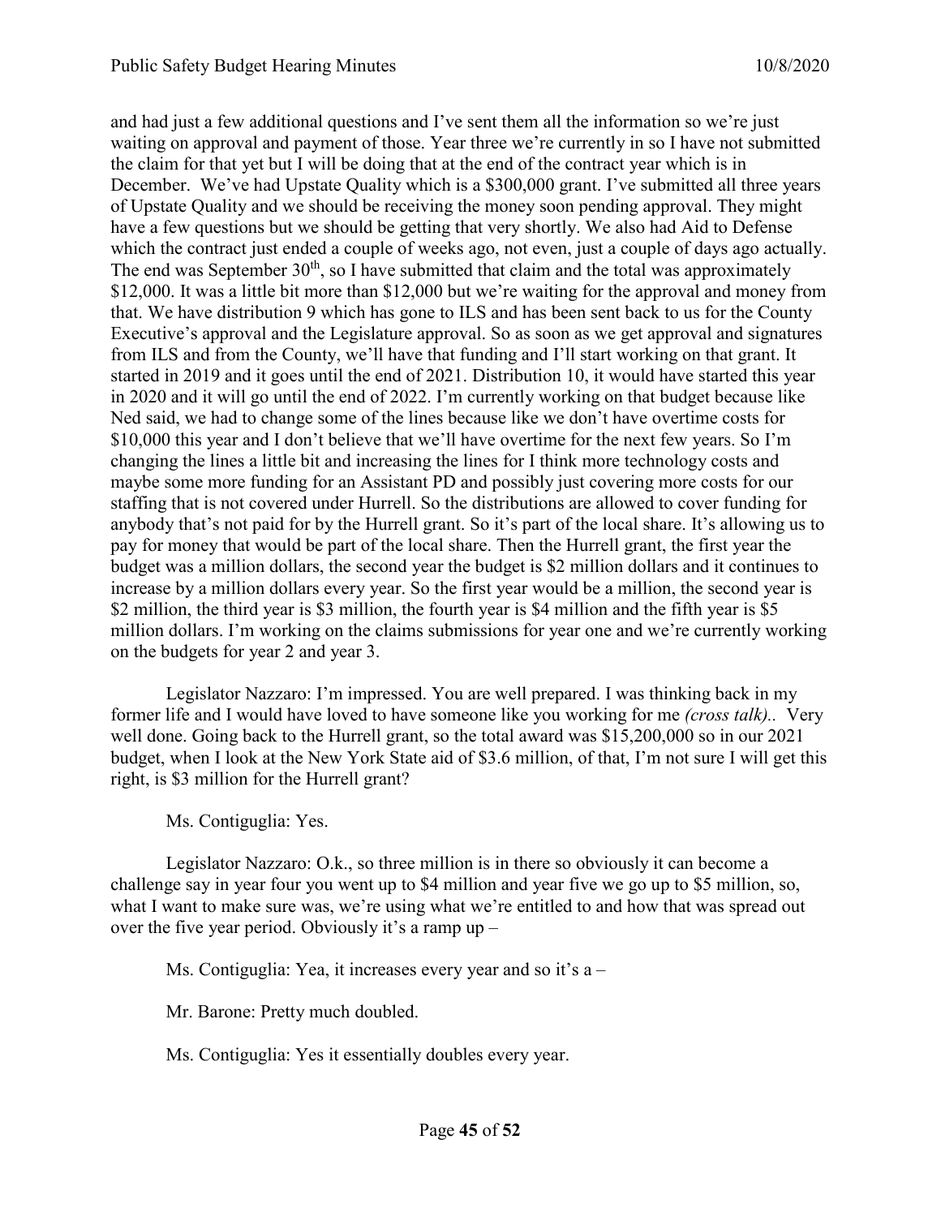and had just a few additional questions and I've sent them all the information so we're just waiting on approval and payment of those. Year three we're currently in so I have not submitted the claim for that yet but I will be doing that at the end of the contract year which is in December. We've had Upstate Quality which is a $300,000 grant. I've submitted all three years of Upstate Quality and we should be receiving the money soon pending approval. They might have a few questions but we should be getting that very shortly. We also had Aid to Defense which the contract just ended a couple of weeks ago, not even, just a couple of days ago actually. The end was September 30th, so I have submitted that claim and the total was approximately $12,000. It was a little bit more than $12,000 but we're waiting for the approval and money from that. We have distribution 9 which has gone to ILS and has been sent back to us for the County Executive's approval and the Legislature approval. So as soon as we get approval and signatures from ILS and from the County, we'll have that funding and I'll start working on that grant. It started in 2019 and it goes until the end of 2021. Distribution 10, it would have started this year in 2020 and it will go until the end of 2022. I'm currently working on that budget because like Ned said, we had to change some of the lines because like we don't have overtime costs for $10,000 this year and I don't believe that we'll have overtime for the next few years. So I'm changing the lines a little bit and increasing the lines for I think more technology costs and maybe some more funding for an Assistant PD and possibly just covering more costs for our staffing that is not covered under Hurrell. So the distributions are allowed to cover funding for anybody that's not paid for by the Hurrell grant. So it's part of the local share. It's allowing us to pay for money that would be part of the local share. Then the Hurrell grant, the first year the budget was a million dollars, the second year the budget is $2 million dollars and it continues to increase by a million dollars every year. So the first year would be a million, the second year is $2 million, the third year is $3 million, the fourth year is $4 million and the fifth year is $5 million dollars. I'm working on the claims submissions for year one and we're currently working on the budgets for year 2 and year 3.

Legislator Nazzaro: I'm impressed. You are well prepared. I was thinking back in my former life and I would have loved to have someone like you working for me *(cross talk)..* Very well done. Going back to the Hurrell grant, so the total award was $15,200,000 so in our 2021 budget, when I look at the New York State aid of $3.6 million, of that, I'm not sure I will get this right, is $3 million for the Hurrell grant?

Ms. Contiguglia: Yes.

Legislator Nazzaro: O.k., so three million is in there so obviously it can become a challenge say in year four you went up to $4 million and year five we go up to $5 million, so, what I want to make sure was, we're using what we're entitled to and how that was spread out over the five year period. Obviously it's a ramp up –

Ms. Contiguglia: Yea, it increases every year and so it's a –

Mr. Barone: Pretty much doubled.

Ms. Contiguglia: Yes it essentially doubles every year.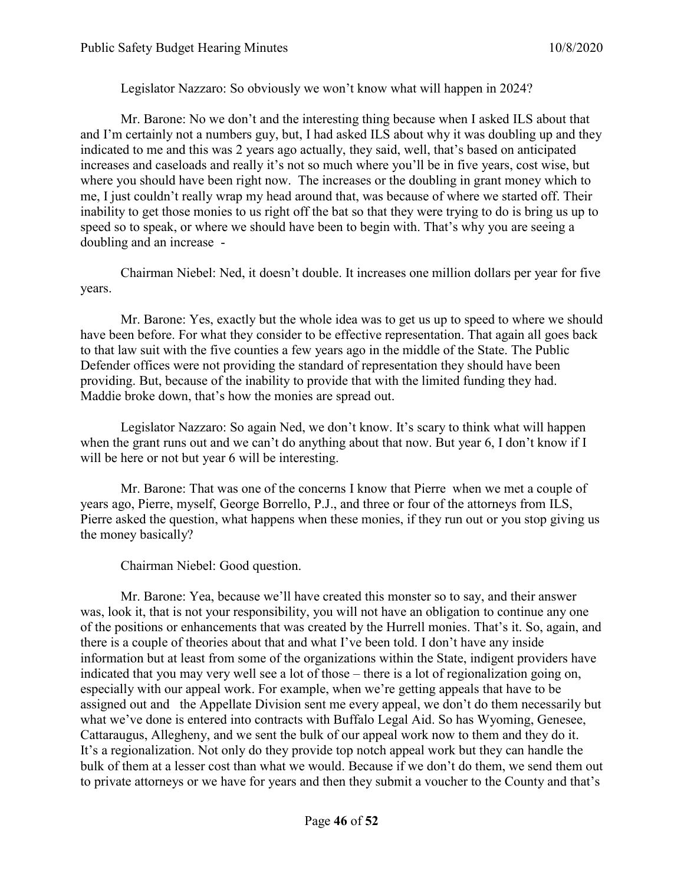Legislator Nazzaro: So obviously we won't know what will happen in 2024?

Mr. Barone: No we don't and the interesting thing because when I asked ILS about that and I'm certainly not a numbers guy, but, I had asked ILS about why it was doubling up and they indicated to me and this was 2 years ago actually, they said, well, that's based on anticipated increases and caseloads and really it's not so much where you'll be in five years, cost wise, but where you should have been right now. The increases or the doubling in grant money which to me, I just couldn't really wrap my head around that, was because of where we started off. Their inability to get those monies to us right off the bat so that they were trying to do is bring us up to speed so to speak, or where we should have been to begin with. That's why you are seeing a doubling and an increase -

Chairman Niebel: Ned, it doesn't double. It increases one million dollars per year for five years.

Mr. Barone: Yes, exactly but the whole idea was to get us up to speed to where we should have been before. For what they consider to be effective representation. That again all goes back to that law suit with the five counties a few years ago in the middle of the State. The Public Defender offices were not providing the standard of representation they should have been providing. But, because of the inability to provide that with the limited funding they had. Maddie broke down, that's how the monies are spread out.

Legislator Nazzaro: So again Ned, we don't know. It's scary to think what will happen when the grant runs out and we can't do anything about that now. But year 6, I don't know if I will be here or not but year 6 will be interesting.

Mr. Barone: That was one of the concerns I know that Pierre when we met a couple of years ago, Pierre, myself, George Borrello, P.J., and three or four of the attorneys from ILS, Pierre asked the question, what happens when these monies, if they run out or you stop giving us the money basically?

Chairman Niebel: Good question.

Mr. Barone: Yea, because we'll have created this monster so to say, and their answer was, look it, that is not your responsibility, you will not have an obligation to continue any one of the positions or enhancements that was created by the Hurrell monies. That's it. So, again, and there is a couple of theories about that and what I've been told. I don't have any inside information but at least from some of the organizations within the State, indigent providers have indicated that you may very well see a lot of those – there is a lot of regionalization going on, especially with our appeal work. For example, when we're getting appeals that have to be assigned out and the Appellate Division sent me every appeal, we don't do them necessarily but what we've done is entered into contracts with Buffalo Legal Aid. So has Wyoming, Genesee, Cattaraugus, Allegheny, and we sent the bulk of our appeal work now to them and they do it. It's a regionalization. Not only do they provide top notch appeal work but they can handle the bulk of them at a lesser cost than what we would. Because if we don't do them, we send them out to private attorneys or we have for years and then they submit a voucher to the County and that's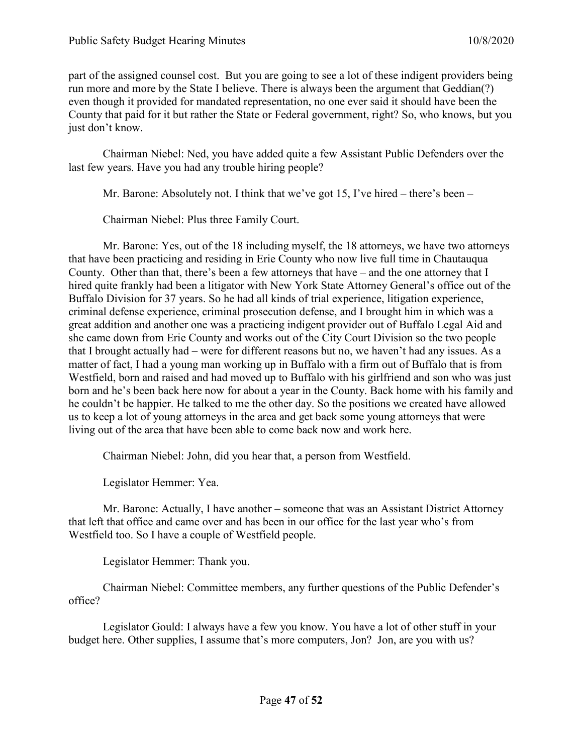part of the assigned counsel cost. But you are going to see a lot of these indigent providers being run more and more by the State I believe. There is always been the argument that Geddian(?) even though it provided for mandated representation, no one ever said it should have been the County that paid for it but rather the State or Federal government, right? So, who knows, but you just don't know.

Chairman Niebel: Ned, you have added quite a few Assistant Public Defenders over the last few years. Have you had any trouble hiring people?

Mr. Barone: Absolutely not. I think that we've got 15, I've hired – there's been –

Chairman Niebel: Plus three Family Court.

Mr. Barone: Yes, out of the 18 including myself, the 18 attorneys, we have two attorneys that have been practicing and residing in Erie County who now live full time in Chautauqua County. Other than that, there's been a few attorneys that have – and the one attorney that I hired quite frankly had been a litigator with New York State Attorney General's office out of the Buffalo Division for 37 years. So he had all kinds of trial experience, litigation experience, criminal defense experience, criminal prosecution defense, and I brought him in which was a great addition and another one was a practicing indigent provider out of Buffalo Legal Aid and she came down from Erie County and works out of the City Court Division so the two people that I brought actually had – were for different reasons but no, we haven't had any issues. As a matter of fact, I had a young man working up in Buffalo with a firm out of Buffalo that is from Westfield, born and raised and had moved up to Buffalo with his girlfriend and son who was just born and he's been back here now for about a year in the County. Back home with his family and he couldn't be happier. He talked to me the other day. So the positions we created have allowed us to keep a lot of young attorneys in the area and get back some young attorneys that were living out of the area that have been able to come back now and work here.

Chairman Niebel: John, did you hear that, a person from Westfield.

Legislator Hemmer: Yea.

Mr. Barone: Actually, I have another – someone that was an Assistant District Attorney that left that office and came over and has been in our office for the last year who's from Westfield too. So I have a couple of Westfield people.

Legislator Hemmer: Thank you.

Chairman Niebel: Committee members, any further questions of the Public Defender's office?

Legislator Gould: I always have a few you know. You have a lot of other stuff in your budget here. Other supplies, I assume that's more computers, Jon? Jon, are you with us?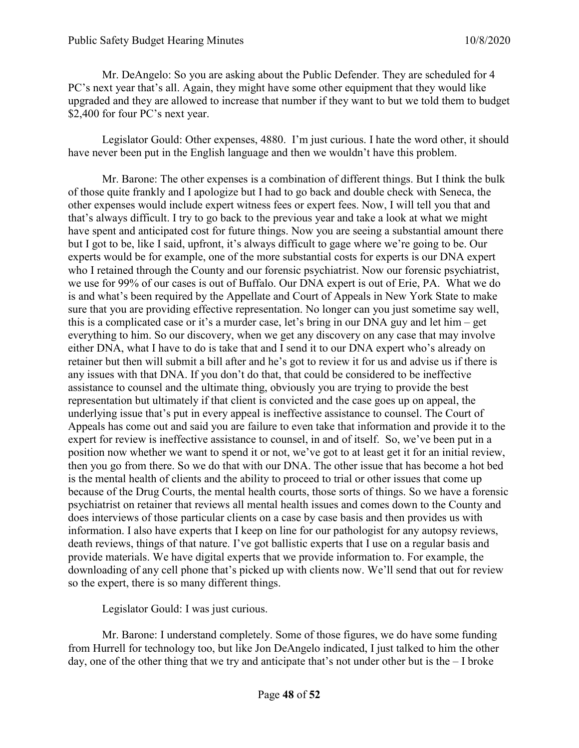Mr. DeAngelo: So you are asking about the Public Defender. They are scheduled for 4 PC's next year that's all. Again, they might have some other equipment that they would like upgraded and they are allowed to increase that number if they want to but we told them to budget $2,400 for four PC's next year.

Legislator Gould: Other expenses, 4880. I'm just curious. I hate the word other, it should have never been put in the English language and then we wouldn't have this problem.

Mr. Barone: The other expenses is a combination of different things. But I think the bulk of those quite frankly and I apologize but I had to go back and double check with Seneca, the other expenses would include expert witness fees or expert fees. Now, I will tell you that and that's always difficult. I try to go back to the previous year and take a look at what we might have spent and anticipated cost for future things. Now you are seeing a substantial amount there but I got to be, like I said, upfront, it's always difficult to gage where we're going to be. Our experts would be for example, one of the more substantial costs for experts is our DNA expert who I retained through the County and our forensic psychiatrist. Now our forensic psychiatrist, we use for 99% of our cases is out of Buffalo. Our DNA expert is out of Erie, PA. What we do is and what's been required by the Appellate and Court of Appeals in New York State to make sure that you are providing effective representation. No longer can you just sometime say well, this is a complicated case or it's a murder case, let's bring in our DNA guy and let him – get everything to him. So our discovery, when we get any discovery on any case that may involve either DNA, what I have to do is take that and I send it to our DNA expert who's already on retainer but then will submit a bill after and he's got to review it for us and advise us if there is any issues with that DNA. If you don't do that, that could be considered to be ineffective assistance to counsel and the ultimate thing, obviously you are trying to provide the best representation but ultimately if that client is convicted and the case goes up on appeal, the underlying issue that's put in every appeal is ineffective assistance to counsel. The Court of Appeals has come out and said you are failure to even take that information and provide it to the expert for review is ineffective assistance to counsel, in and of itself. So, we've been put in a position now whether we want to spend it or not, we've got to at least get it for an initial review, then you go from there. So we do that with our DNA. The other issue that has become a hot bed is the mental health of clients and the ability to proceed to trial or other issues that come up because of the Drug Courts, the mental health courts, those sorts of things. So we have a forensic psychiatrist on retainer that reviews all mental health issues and comes down to the County and does interviews of those particular clients on a case by case basis and then provides us with information. I also have experts that I keep on line for our pathologist for any autopsy reviews, death reviews, things of that nature. I've got ballistic experts that I use on a regular basis and provide materials. We have digital experts that we provide information to. For example, the downloading of any cell phone that's picked up with clients now. We'll send that out for review so the expert, there is so many different things.

Legislator Gould: I was just curious.

Mr. Barone: I understand completely. Some of those figures, we do have some funding from Hurrell for technology too, but like Jon DeAngelo indicated, I just talked to him the other day, one of the other thing that we try and anticipate that's not under other but is the – I broke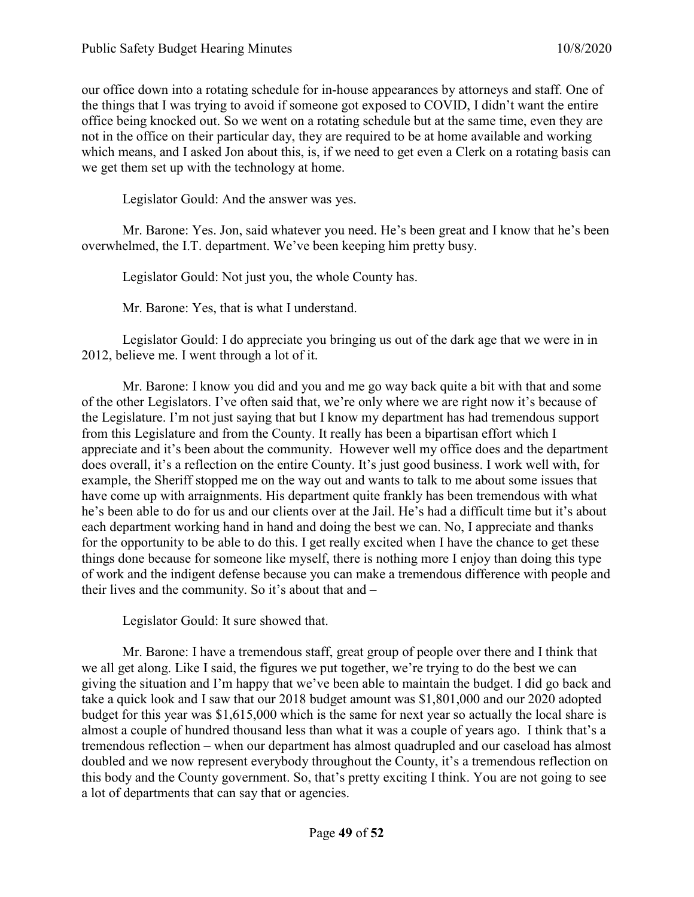our office down into a rotating schedule for in-house appearances by attorneys and staff. One of the things that I was trying to avoid if someone got exposed to COVID, I didn't want the entire office being knocked out. So we went on a rotating schedule but at the same time, even they are not in the office on their particular day, they are required to be at home available and working which means, and I asked Jon about this, is, if we need to get even a Clerk on a rotating basis can we get them set up with the technology at home.

Legislator Gould: And the answer was yes.

Mr. Barone: Yes. Jon, said whatever you need. He's been great and I know that he's been overwhelmed, the I.T. department. We've been keeping him pretty busy.

Legislator Gould: Not just you, the whole County has.

Mr. Barone: Yes, that is what I understand.

Legislator Gould: I do appreciate you bringing us out of the dark age that we were in in 2012, believe me. I went through a lot of it.

Mr. Barone: I know you did and you and me go way back quite a bit with that and some of the other Legislators. I've often said that, we're only where we are right now it's because of the Legislature. I'm not just saying that but I know my department has had tremendous support from this Legislature and from the County. It really has been a bipartisan effort which I appreciate and it's been about the community. However well my office does and the department does overall, it's a reflection on the entire County. It's just good business. I work well with, for example, the Sheriff stopped me on the way out and wants to talk to me about some issues that have come up with arraignments. His department quite frankly has been tremendous with what he's been able to do for us and our clients over at the Jail. He's had a difficult time but it's about each department working hand in hand and doing the best we can. No, I appreciate and thanks for the opportunity to be able to do this. I get really excited when I have the chance to get these things done because for someone like myself, there is nothing more I enjoy than doing this type of work and the indigent defense because you can make a tremendous difference with people and their lives and the community. So it's about that and –

Legislator Gould: It sure showed that.

Mr. Barone: I have a tremendous staff, great group of people over there and I think that we all get along. Like I said, the figures we put together, we're trying to do the best we can giving the situation and I'm happy that we've been able to maintain the budget. I did go back and take a quick look and I saw that our 2018 budget amount was $1,801,000 and our 2020 adopted budget for this year was $1,615,000 which is the same for next year so actually the local share is almost a couple of hundred thousand less than what it was a couple of years ago. I think that's a tremendous reflection – when our department has almost quadrupled and our caseload has almost doubled and we now represent everybody throughout the County, it's a tremendous reflection on this body and the County government. So, that's pretty exciting I think. You are not going to see a lot of departments that can say that or agencies.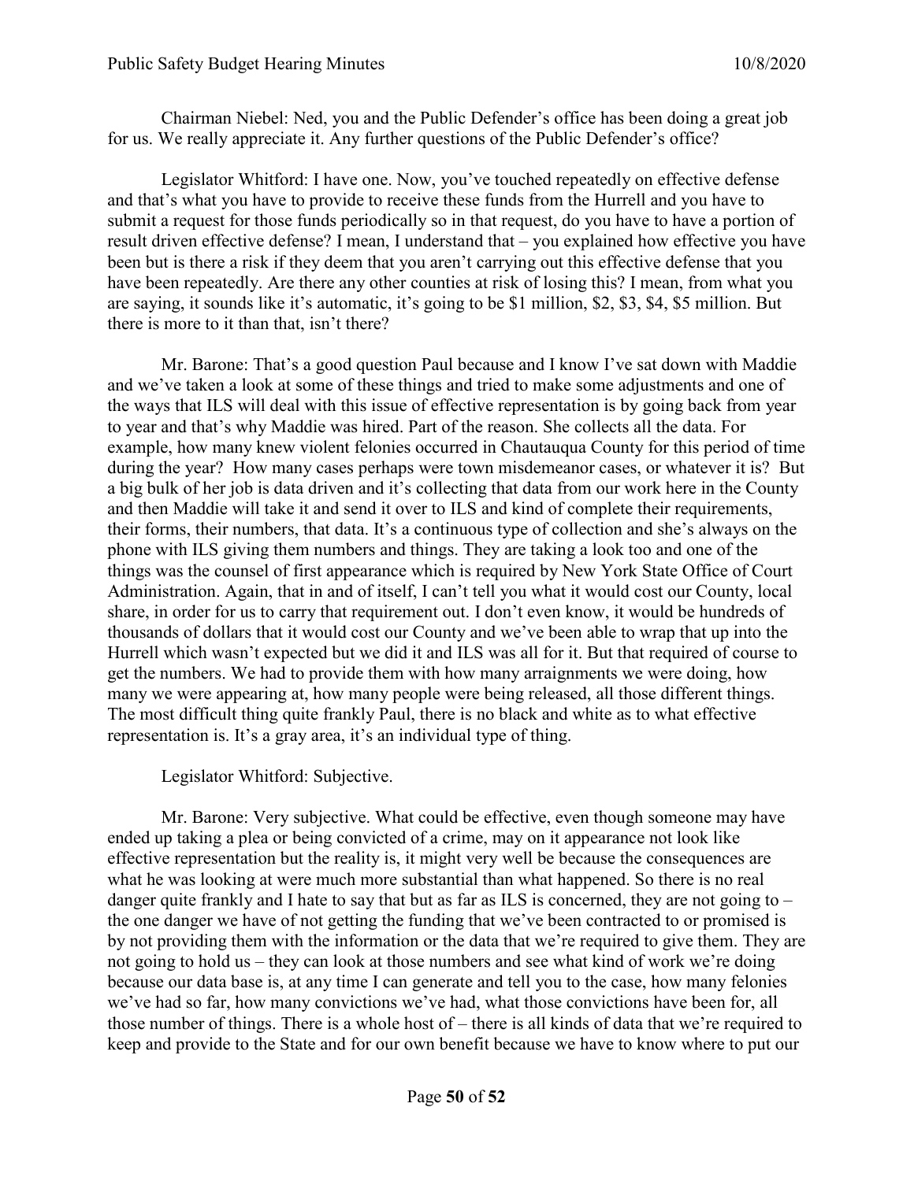Chairman Niebel: Ned, you and the Public Defender's office has been doing a great job for us. We really appreciate it. Any further questions of the Public Defender's office?

Legislator Whitford: I have one. Now, you've touched repeatedly on effective defense and that's what you have to provide to receive these funds from the Hurrell and you have to submit a request for those funds periodically so in that request, do you have to have a portion of result driven effective defense? I mean, I understand that – you explained how effective you have been but is there a risk if they deem that you aren't carrying out this effective defense that you have been repeatedly. Are there any other counties at risk of losing this? I mean, from what you are saying, it sounds like it's automatic, it's going to be $1 million, $2, $3, $4, $5 million. But there is more to it than that, isn't there?

Mr. Barone: That's a good question Paul because and I know I've sat down with Maddie and we've taken a look at some of these things and tried to make some adjustments and one of the ways that ILS will deal with this issue of effective representation is by going back from year to year and that's why Maddie was hired. Part of the reason. She collects all the data. For example, how many knew violent felonies occurred in Chautauqua County for this period of time during the year? How many cases perhaps were town misdemeanor cases, or whatever it is? But a big bulk of her job is data driven and it's collecting that data from our work here in the County and then Maddie will take it and send it over to ILS and kind of complete their requirements, their forms, their numbers, that data. It's a continuous type of collection and she's always on the phone with ILS giving them numbers and things. They are taking a look too and one of the things was the counsel of first appearance which is required by New York State Office of Court Administration. Again, that in and of itself, I can't tell you what it would cost our County, local share, in order for us to carry that requirement out. I don't even know, it would be hundreds of thousands of dollars that it would cost our County and we've been able to wrap that up into the Hurrell which wasn't expected but we did it and ILS was all for it. But that required of course to get the numbers. We had to provide them with how many arraignments we were doing, how many we were appearing at, how many people were being released, all those different things. The most difficult thing quite frankly Paul, there is no black and white as to what effective representation is. It's a gray area, it's an individual type of thing.

Legislator Whitford: Subjective.

Mr. Barone: Very subjective. What could be effective, even though someone may have ended up taking a plea or being convicted of a crime, may on it appearance not look like effective representation but the reality is, it might very well be because the consequences are what he was looking at were much more substantial than what happened. So there is no real danger quite frankly and I hate to say that but as far as ILS is concerned, they are not going to – the one danger we have of not getting the funding that we've been contracted to or promised is by not providing them with the information or the data that we're required to give them. They are not going to hold us – they can look at those numbers and see what kind of work we're doing because our data base is, at any time I can generate and tell you to the case, how many felonies we've had so far, how many convictions we've had, what those convictions have been for, all those number of things. There is a whole host of – there is all kinds of data that we're required to keep and provide to the State and for our own benefit because we have to know where to put our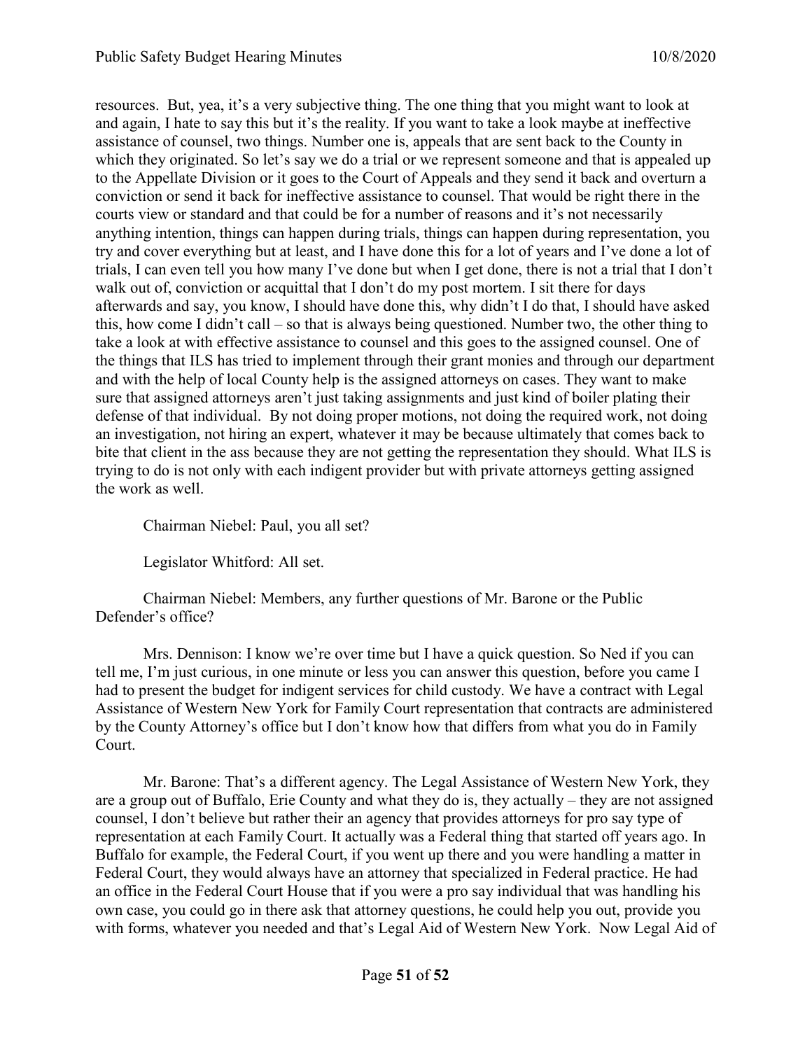resources. But, yea, it's a very subjective thing. The one thing that you might want to look at and again, I hate to say this but it's the reality. If you want to take a look maybe at ineffective assistance of counsel, two things. Number one is, appeals that are sent back to the County in which they originated. So let's say we do a trial or we represent someone and that is appealed up to the Appellate Division or it goes to the Court of Appeals and they send it back and overturn a conviction or send it back for ineffective assistance to counsel. That would be right there in the courts view or standard and that could be for a number of reasons and it's not necessarily anything intention, things can happen during trials, things can happen during representation, you try and cover everything but at least, and I have done this for a lot of years and I've done a lot of trials, I can even tell you how many I've done but when I get done, there is not a trial that I don't walk out of, conviction or acquittal that I don't do my post mortem. I sit there for days afterwards and say, you know, I should have done this, why didn't I do that, I should have asked this, how come I didn't call – so that is always being questioned. Number two, the other thing to take a look at with effective assistance to counsel and this goes to the assigned counsel. One of the things that ILS has tried to implement through their grant monies and through our department and with the help of local County help is the assigned attorneys on cases. They want to make sure that assigned attorneys aren't just taking assignments and just kind of boiler plating their defense of that individual. By not doing proper motions, not doing the required work, not doing an investigation, not hiring an expert, whatever it may be because ultimately that comes back to bite that client in the ass because they are not getting the representation they should. What ILS is trying to do is not only with each indigent provider but with private attorneys getting assigned the work as well.

Chairman Niebel: Paul, you all set?

Legislator Whitford: All set.

Chairman Niebel: Members, any further questions of Mr. Barone or the Public Defender's office?

Mrs. Dennison: I know we're over time but I have a quick question. So Ned if you can tell me, I'm just curious, in one minute or less you can answer this question, before you came I had to present the budget for indigent services for child custody. We have a contract with Legal Assistance of Western New York for Family Court representation that contracts are administered by the County Attorney's office but I don't know how that differs from what you do in Family Court.

Mr. Barone: That's a different agency. The Legal Assistance of Western New York, they are a group out of Buffalo, Erie County and what they do is, they actually – they are not assigned counsel, I don't believe but rather their an agency that provides attorneys for pro say type of representation at each Family Court. It actually was a Federal thing that started off years ago. In Buffalo for example, the Federal Court, if you went up there and you were handling a matter in Federal Court, they would always have an attorney that specialized in Federal practice. He had an office in the Federal Court House that if you were a pro say individual that was handling his own case, you could go in there ask that attorney questions, he could help you out, provide you with forms, whatever you needed and that's Legal Aid of Western New York. Now Legal Aid of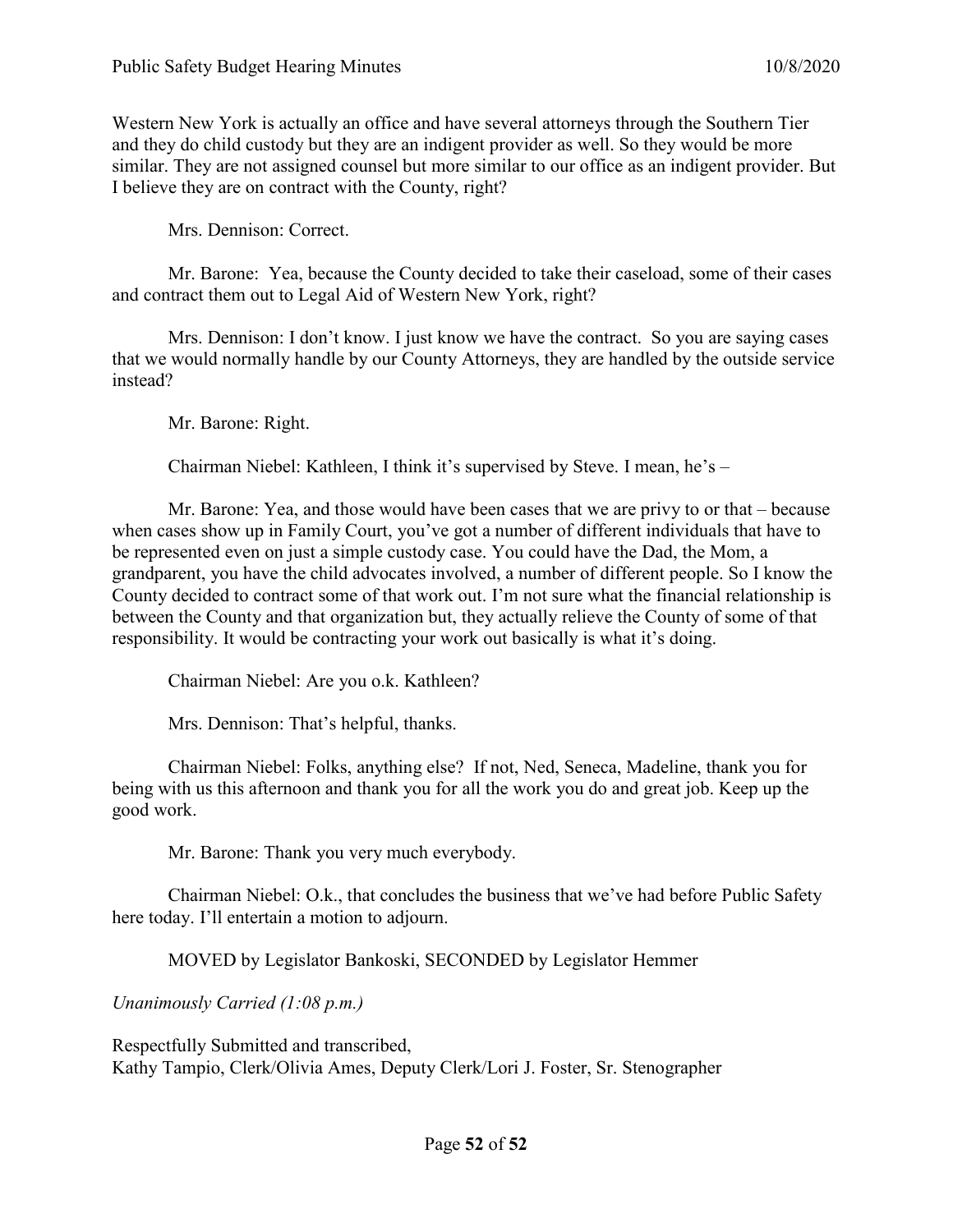Western New York is actually an office and have several attorneys through the Southern Tier and they do child custody but they are an indigent provider as well. So they would be more similar. They are not assigned counsel but more similar to our office as an indigent provider. But I believe they are on contract with the County, right?

Mrs. Dennison: Correct.

Mr. Barone: Yea, because the County decided to take their caseload, some of their cases and contract them out to Legal Aid of Western New York, right?

Mrs. Dennison: I don't know. I just know we have the contract. So you are saying cases that we would normally handle by our County Attorneys, they are handled by the outside service instead?

Mr. Barone: Right.

Chairman Niebel: Kathleen, I think it's supervised by Steve. I mean, he's –

Mr. Barone: Yea, and those would have been cases that we are privy to or that – because when cases show up in Family Court, you've got a number of different individuals that have to be represented even on just a simple custody case. You could have the Dad, the Mom, a grandparent, you have the child advocates involved, a number of different people. So I know the County decided to contract some of that work out. I'm not sure what the financial relationship is between the County and that organization but, they actually relieve the County of some of that responsibility. It would be contracting your work out basically is what it's doing.

Chairman Niebel: Are you o.k. Kathleen?

Mrs. Dennison: That's helpful, thanks.

Chairman Niebel: Folks, anything else? If not, Ned, Seneca, Madeline, thank you for being with us this afternoon and thank you for all the work you do and great job. Keep up the good work.

Mr. Barone: Thank you very much everybody.

Chairman Niebel: O.k., that concludes the business that we've had before Public Safety here today. I'll entertain a motion to adjourn.

MOVED by Legislator Bankoski, SECONDED by Legislator Hemmer

*Unanimously Carried (1:08 p.m.)*

Respectfully Submitted and transcribed,
Kathy Tampio, Clerk/Olivia Ames, Deputy Clerk/Lori J. Foster, Sr. Stenographer